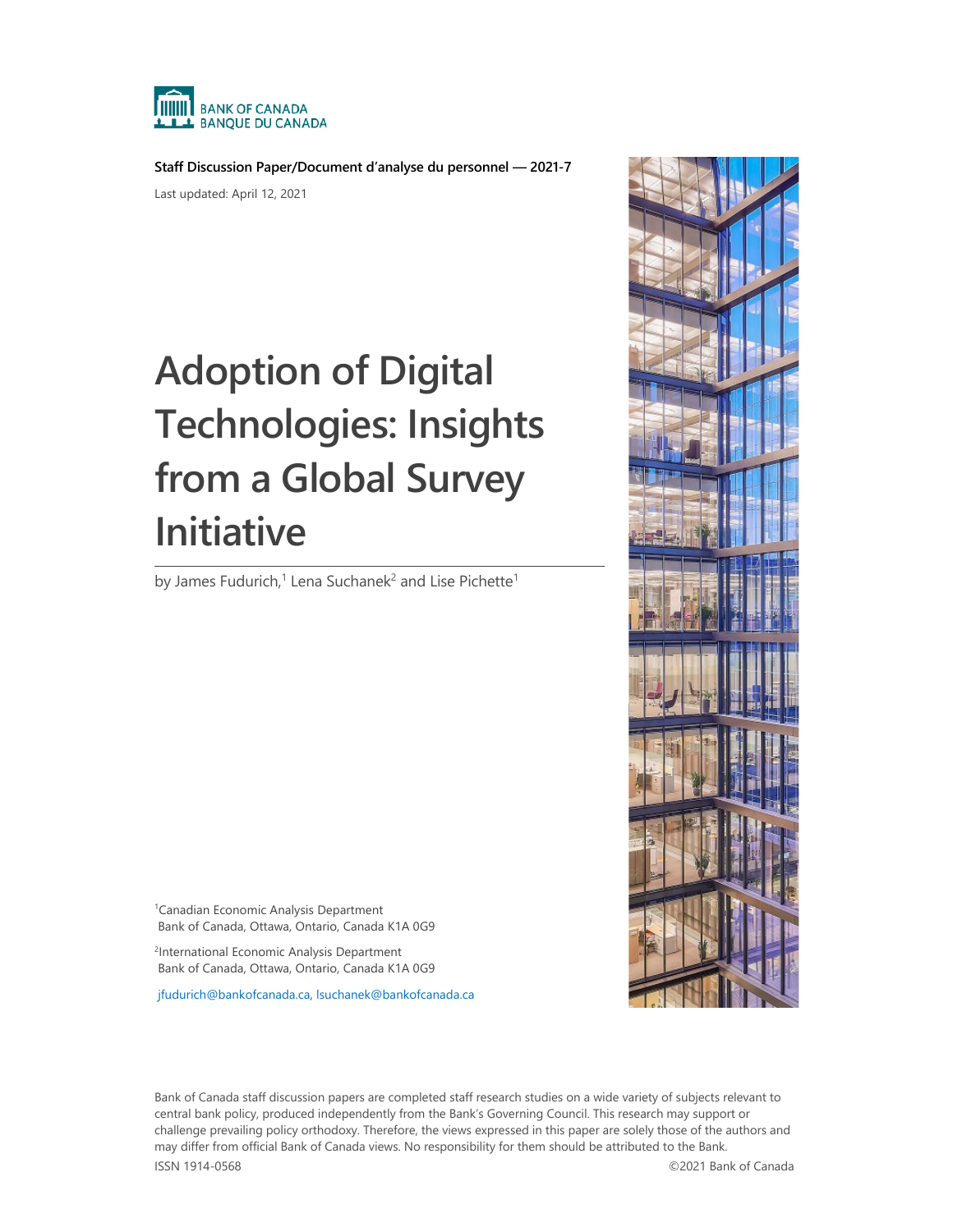BANK OF CANADA
BANQUE DU CANADA

**Staff Discussion Paper/Document d'analyse du personnel — 2021-7**

Last updated: April 12, 2021

# Adoption of Digital Technologies: Insights from a Global Survey Initiative

by James Fudurich,[1] Lena Suchanek[2] and Lise Pichette[1]

[1]Canadian Economic Analysis Department
Bank of Canada, Ottawa, Ontario, Canada K1A 0G9

[2]International Economic Analysis Department
Bank of Canada, Ottawa, Ontario, Canada K1A 0G9

jfudurich@bankofcanada.ca, lsuchanek@bankofcanada.ca

Bank of Canada staff discussion papers are completed staff research studies on a wide variety of subjects relevant to central bank policy, produced independently from the Bank's Governing Council. This research may support or challenge prevailing policy orthodoxy. Therefore, the views expressed in this paper are solely those of the authors and may differ from official Bank of Canada views. No responsibility for them should be attributed to the Bank.

ISSN 1914-0568 ©2021 Bank of Canada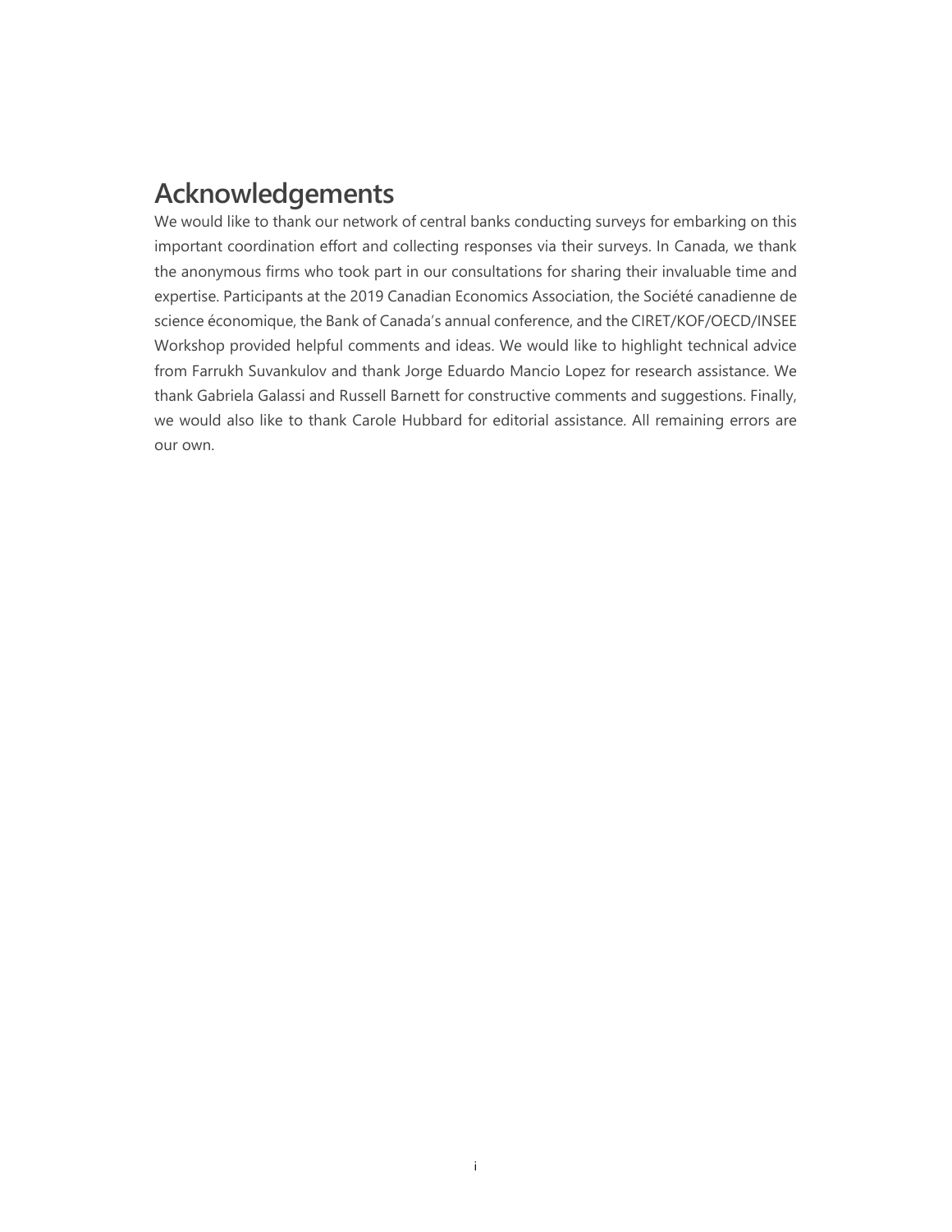# Acknowledgements

We would like to thank our network of central banks conducting surveys for embarking on this important coordination effort and collecting responses via their surveys. In Canada, we thank the anonymous firms who took part in our consultations for sharing their invaluable time and expertise. Participants at the 2019 Canadian Economics Association, the Société canadienne de science économique, the Bank of Canada's annual conference, and the CIRET/KOF/OECD/INSEE Workshop provided helpful comments and ideas. We would like to highlight technical advice from Farrukh Suvankulov and thank Jorge Eduardo Mancio Lopez for research assistance. We thank Gabriela Galassi and Russell Barnett for constructive comments and suggestions. Finally, we would also like to thank Carole Hubbard for editorial assistance. All remaining errors are our own.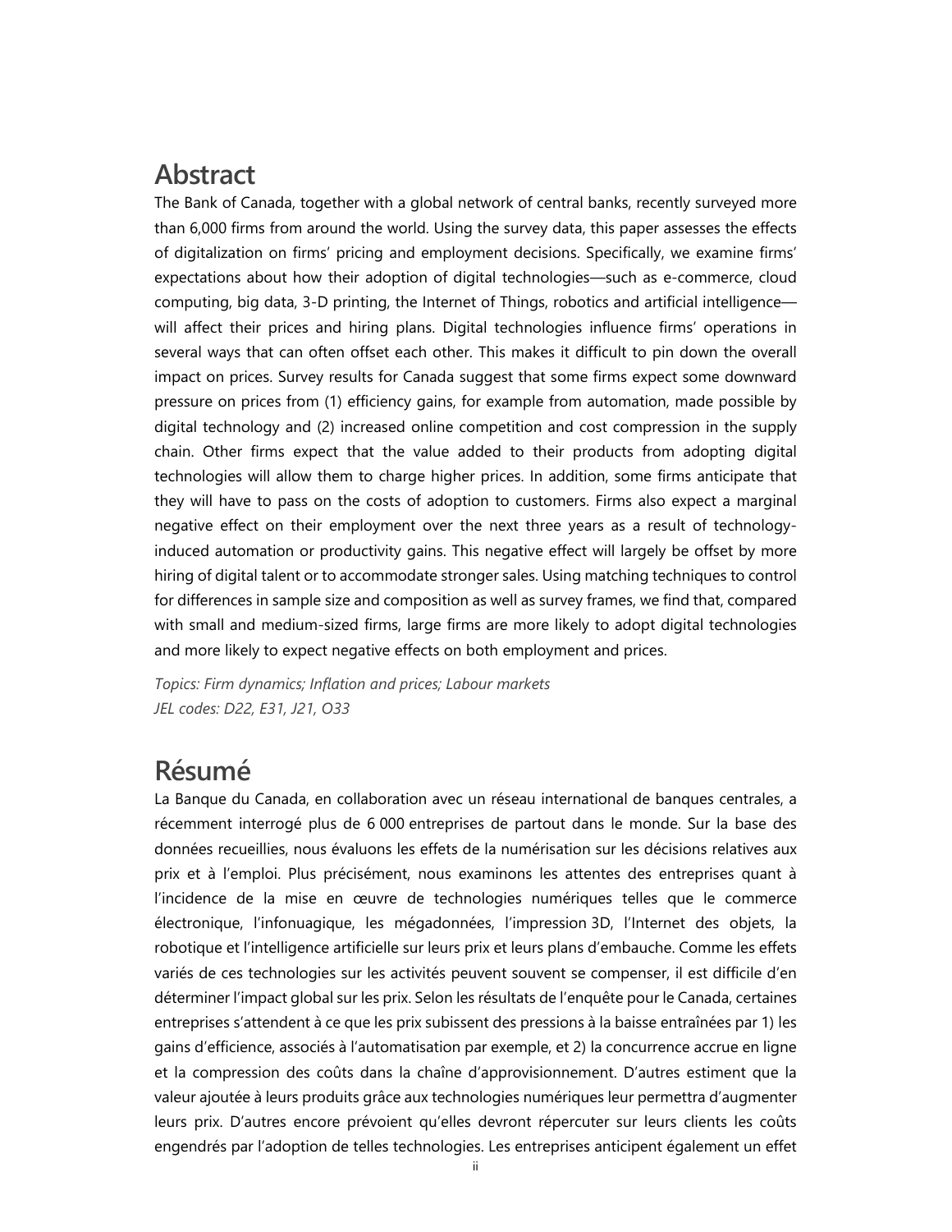## Abstract

The Bank of Canada, together with a global network of central banks, recently surveyed more than 6,000 firms from around the world. Using the survey data, this paper assesses the effects of digitalization on firms' pricing and employment decisions. Specifically, we examine firms' expectations about how their adoption of digital technologies—such as e-commerce, cloud computing, big data, 3-D printing, the Internet of Things, robotics and artificial intelligence—will affect their prices and hiring plans. Digital technologies influence firms' operations in several ways that can often offset each other. This makes it difficult to pin down the overall impact on prices. Survey results for Canada suggest that some firms expect some downward pressure on prices from (1) efficiency gains, for example from automation, made possible by digital technology and (2) increased online competition and cost compression in the supply chain. Other firms expect that the value added to their products from adopting digital technologies will allow them to charge higher prices. In addition, some firms anticipate that they will have to pass on the costs of adoption to customers. Firms also expect a marginal negative effect on their employment over the next three years as a result of technology-induced automation or productivity gains. This negative effect will largely be offset by more hiring of digital talent or to accommodate stronger sales. Using matching techniques to control for differences in sample size and composition as well as survey frames, we find that, compared with small and medium-sized firms, large firms are more likely to adopt digital technologies and more likely to expect negative effects on both employment and prices.

*Topics: Firm dynamics; Inflation and prices; Labour markets*
*JEL codes: D22, E31, J21, O33*

## Résumé

La Banque du Canada, en collaboration avec un réseau international de banques centrales, a récemment interrogé plus de 6 000 entreprises de partout dans le monde. Sur la base des données recueillies, nous évaluons les effets de la numérisation sur les décisions relatives aux prix et à l'emploi. Plus précisément, nous examinons les attentes des entreprises quant à l'incidence de la mise en œuvre de technologies numériques telles que le commerce électronique, l'infonuagique, les mégadonnées, l'impression 3D, l'Internet des objets, la robotique et l'intelligence artificielle sur leurs prix et leurs plans d'embauche. Comme les effets variés de ces technologies sur les activités peuvent souvent se compenser, il est difficile d'en déterminer l'impact global sur les prix. Selon les résultats de l'enquête pour le Canada, certaines entreprises s'attendent à ce que les prix subissent des pressions à la baisse entraînées par 1) les gains d'efficience, associés à l'automatisation par exemple, et 2) la concurrence accrue en ligne et la compression des coûts dans la chaîne d'approvisionnement. D'autres estiment que la valeur ajoutée à leurs produits grâce aux technologies numériques leur permettra d'augmenter leurs prix. D'autres encore prévoient qu'elles devront répercuter sur leurs clients les coûts engendrés par l'adoption de telles technologies. Les entreprises anticipent également un effet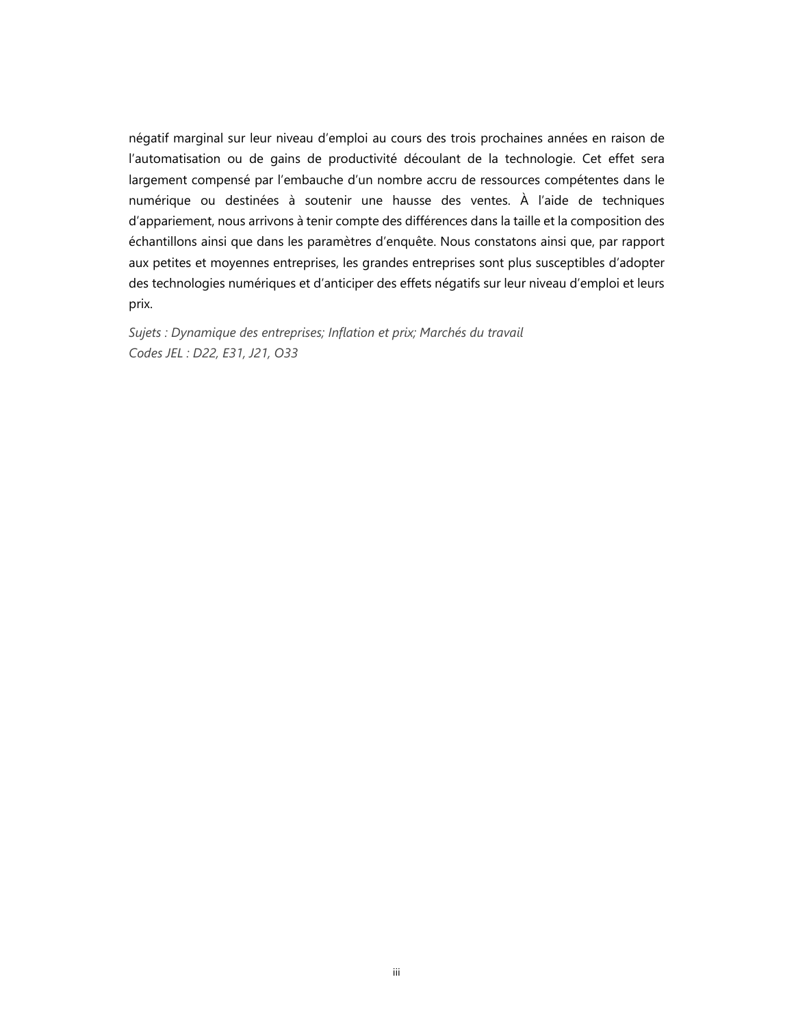négatif marginal sur leur niveau d'emploi au cours des trois prochaines années en raison de l'automatisation ou de gains de productivité découlant de la technologie. Cet effet sera largement compensé par l'embauche d'un nombre accru de ressources compétentes dans le numérique ou destinées à soutenir une hausse des ventes. À l'aide de techniques d'appariement, nous arrivons à tenir compte des différences dans la taille et la composition des échantillons ainsi que dans les paramètres d'enquête. Nous constatons ainsi que, par rapport aux petites et moyennes entreprises, les grandes entreprises sont plus susceptibles d'adopter des technologies numériques et d'anticiper des effets négatifs sur leur niveau d'emploi et leurs prix.

*Sujets : Dynamique des entreprises; Inflation et prix; Marchés du travail*
*Codes JEL : D22, E31, J21, O33*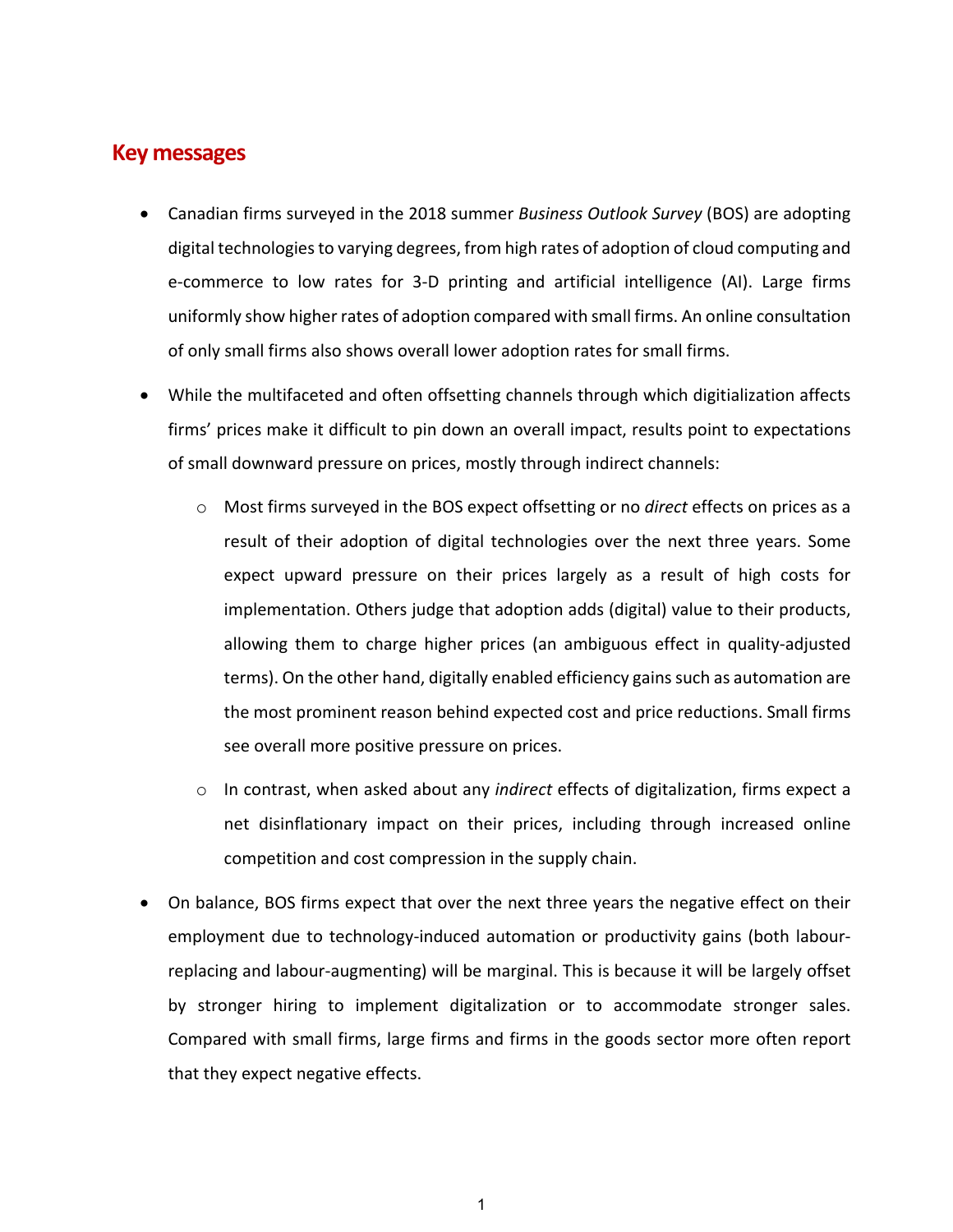## Key messages

- Canadian firms surveyed in the 2018 summer *Business Outlook Survey* (BOS) are adopting digital technologies to varying degrees, from high rates of adoption of cloud computing and e-commerce to low rates for 3-D printing and artificial intelligence (AI). Large firms uniformly show higher rates of adoption compared with small firms. An online consultation of only small firms also shows overall lower adoption rates for small firms.
- While the multifaceted and often offsetting channels through which digitialization affects firms' prices make it difficult to pin down an overall impact, results point to expectations of small downward pressure on prices, mostly through indirect channels:
  - Most firms surveyed in the BOS expect offsetting or no *direct* effects on prices as a result of their adoption of digital technologies over the next three years. Some expect upward pressure on their prices largely as a result of high costs for implementation. Others judge that adoption adds (digital) value to their products, allowing them to charge higher prices (an ambiguous effect in quality-adjusted terms). On the other hand, digitally enabled efficiency gains such as automation are the most prominent reason behind expected cost and price reductions. Small firms see overall more positive pressure on prices.
  - In contrast, when asked about any *indirect* effects of digitalization, firms expect a net disinflationary impact on their prices, including through increased online competition and cost compression in the supply chain.
- On balance, BOS firms expect that over the next three years the negative effect on their employment due to technology-induced automation or productivity gains (both labour-replacing and labour-augmenting) will be marginal. This is because it will be largely offset by stronger hiring to implement digitalization or to accommodate stronger sales. Compared with small firms, large firms and firms in the goods sector more often report that they expect negative effects.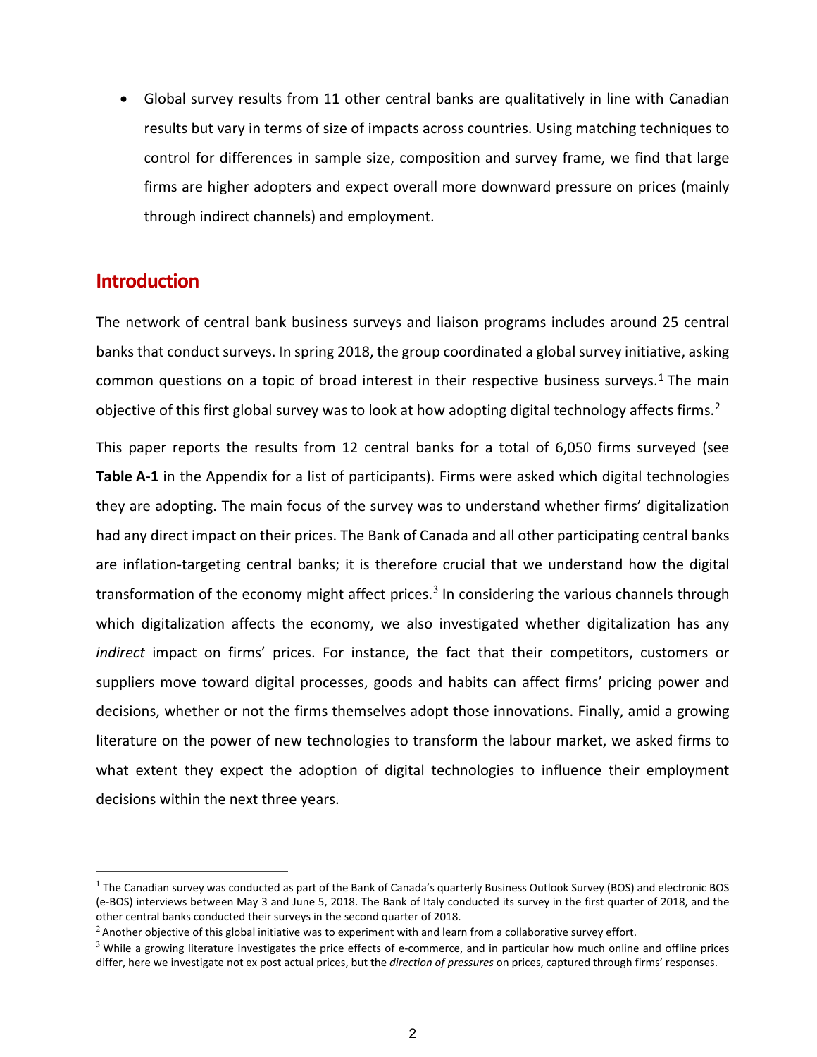- Global survey results from 11 other central banks are qualitatively in line with Canadian results but vary in terms of size of impacts across countries. Using matching techniques to control for differences in sample size, composition and survey frame, we find that large firms are higher adopters and expect overall more downward pressure on prices (mainly through indirect channels) and employment.

## Introduction

The network of central bank business surveys and liaison programs includes around 25 central banks that conduct surveys. In spring 2018, the group coordinated a global survey initiative, asking common questions on a topic of broad interest in their respective business surveys.[1] The main objective of this first global survey was to look at how adopting digital technology affects firms.[2]

This paper reports the results from 12 central banks for a total of 6,050 firms surveyed (see **Table A-1** in the Appendix for a list of participants). Firms were asked which digital technologies they are adopting. The main focus of the survey was to understand whether firms' digitalization had any direct impact on their prices. The Bank of Canada and all other participating central banks are inflation-targeting central banks; it is therefore crucial that we understand how the digital transformation of the economy might affect prices.[3] In considering the various channels through which digitalization affects the economy, we also investigated whether digitalization has any *indirect* impact on firms' prices. For instance, the fact that their competitors, customers or suppliers move toward digital processes, goods and habits can affect firms' pricing power and decisions, whether or not the firms themselves adopt those innovations. Finally, amid a growing literature on the power of new technologies to transform the labour market, we asked firms to what extent they expect the adoption of digital technologies to influence their employment decisions within the next three years.

---

[1] The Canadian survey was conducted as part of the Bank of Canada's quarterly Business Outlook Survey (BOS) and electronic BOS (e-BOS) interviews between May 3 and June 5, 2018. The Bank of Italy conducted its survey in the first quarter of 2018, and the other central banks conducted their surveys in the second quarter of 2018.

[2] Another objective of this global initiative was to experiment with and learn from a collaborative survey effort.

[3] While a growing literature investigates the price effects of e-commerce, and in particular how much online and offline prices differ, here we investigate not ex post actual prices, but the *direction of pressures* on prices, captured through firms' responses.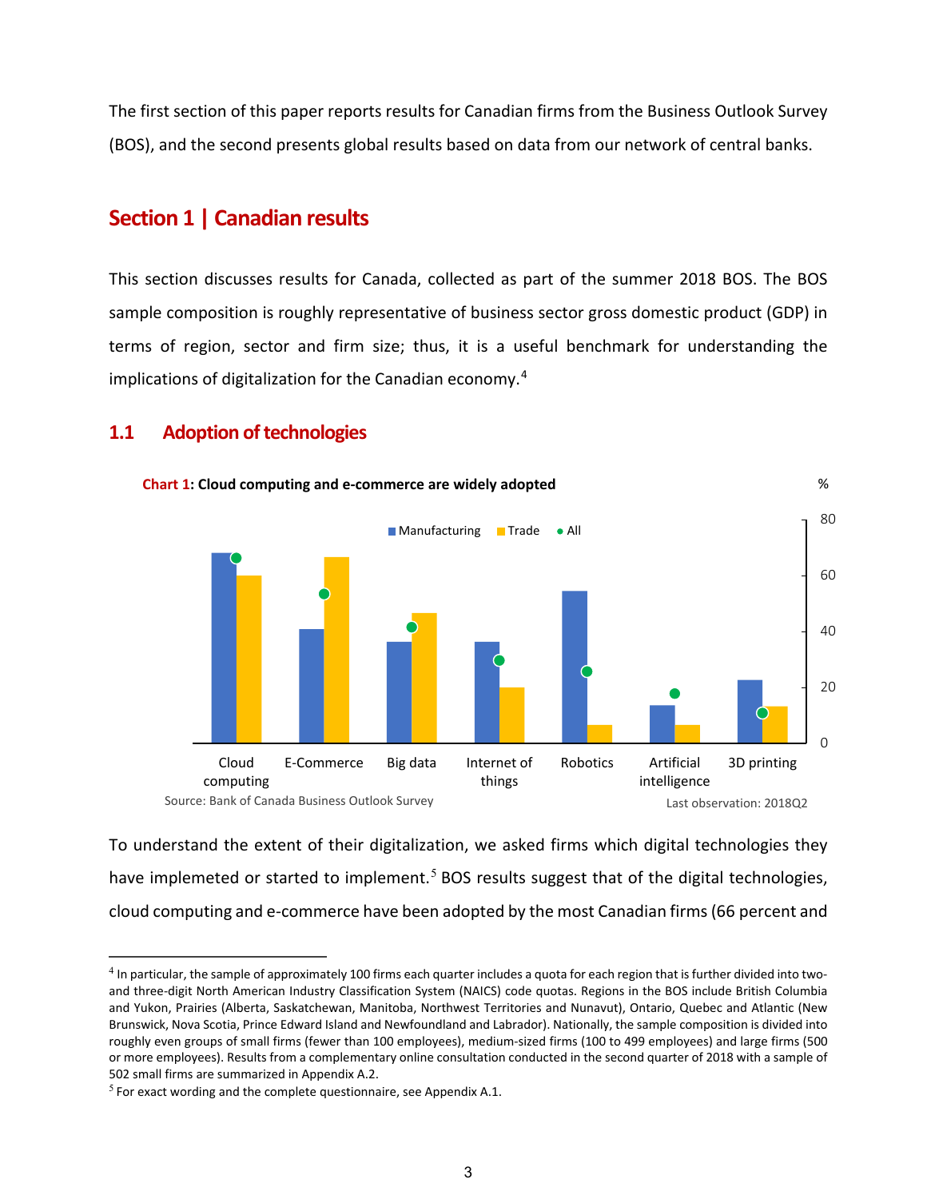The first section of this paper reports results for Canadian firms from the Business Outlook Survey (BOS), and the second presents global results based on data from our network of central banks.

# Section 1 | Canadian results

This section discusses results for Canada, collected as part of the summer 2018 BOS. The BOS sample composition is roughly representative of business sector gross domestic product (GDP) in terms of region, sector and firm size; thus, it is a useful benchmark for understanding the implications of digitalization for the Canadian economy.[4]

## 1.1 Adoption of technologies

**Chart 1: Cloud computing and e-commerce are widely adopted**

Source: Bank of Canada Business Outlook Survey

Last observation: 2018Q2

To understand the extent of their digitalization, we asked firms which digital technologies they have implemeted or started to implement.[5] BOS results suggest that of the digital technologies, cloud computing and e-commerce have been adopted by the most Canadian firms (66 percent and

---

[4] In particular, the sample of approximately 100 firms each quarter includes a quota for each region that is further divided into two- and three-digit North American Industry Classification System (NAICS) code quotas. Regions in the BOS include British Columbia and Yukon, Prairies (Alberta, Saskatchewan, Manitoba, Northwest Territories and Nunavut), Ontario, Quebec and Atlantic (New Brunswick, Nova Scotia, Prince Edward Island and Newfoundland and Labrador). Nationally, the sample composition is divided into roughly even groups of small firms (fewer than 100 employees), medium-sized firms (100 to 499 employees) and large firms (500 or more employees). Results from a complementary online consultation conducted in the second quarter of 2018 with a sample of 502 small firms are summarized in Appendix A.2.

[5] For exact wording and the complete questionnaire, see Appendix A.1.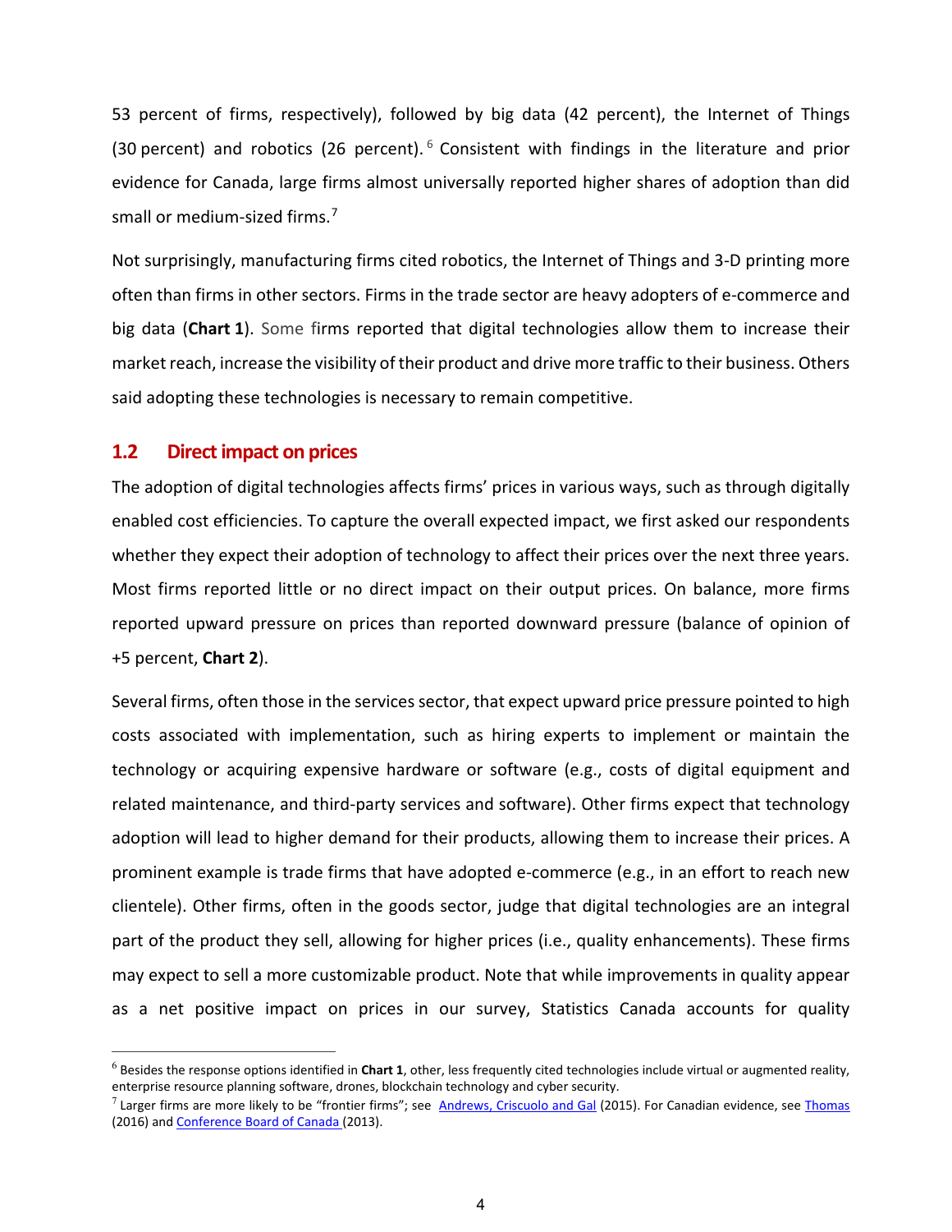53 percent of firms, respectively), followed by big data (42 percent), the Internet of Things (30 percent) and robotics (26 percent).[6] Consistent with findings in the literature and prior evidence for Canada, large firms almost universally reported higher shares of adoption than did small or medium-sized firms.[7]

Not surprisingly, manufacturing firms cited robotics, the Internet of Things and 3-D printing more often than firms in other sectors. Firms in the trade sector are heavy adopters of e-commerce and big data (**Chart 1**). Some firms reported that digital technologies allow them to increase their market reach, increase the visibility of their product and drive more traffic to their business. Others said adopting these technologies is necessary to remain competitive.

## 1.2 Direct impact on prices

The adoption of digital technologies affects firms' prices in various ways, such as through digitally enabled cost efficiencies. To capture the overall expected impact, we first asked our respondents whether they expect their adoption of technology to affect their prices over the next three years. Most firms reported little or no direct impact on their output prices. On balance, more firms reported upward pressure on prices than reported downward pressure (balance of opinion of +5 percent, **Chart 2**).

Several firms, often those in the services sector, that expect upward price pressure pointed to high costs associated with implementation, such as hiring experts to implement or maintain the technology or acquiring expensive hardware or software (e.g., costs of digital equipment and related maintenance, and third-party services and software). Other firms expect that technology adoption will lead to higher demand for their products, allowing them to increase their prices. A prominent example is trade firms that have adopted e-commerce (e.g., in an effort to reach new clientele). Other firms, often in the goods sector, judge that digital technologies are an integral part of the product they sell, allowing for higher prices (i.e., quality enhancements). These firms may expect to sell a more customizable product. Note that while improvements in quality appear as a net positive impact on prices in our survey, Statistics Canada accounts for quality

---

[6] Besides the response options identified in **Chart 1**, other, less frequently cited technologies include virtual or augmented reality, enterprise resource planning software, drones, blockchain technology and cyber security.

[7] Larger firms are more likely to be "frontier firms"; see Andrews, Criscuolo and Gal (2015). For Canadian evidence, see Thomas (2016) and Conference Board of Canada (2013).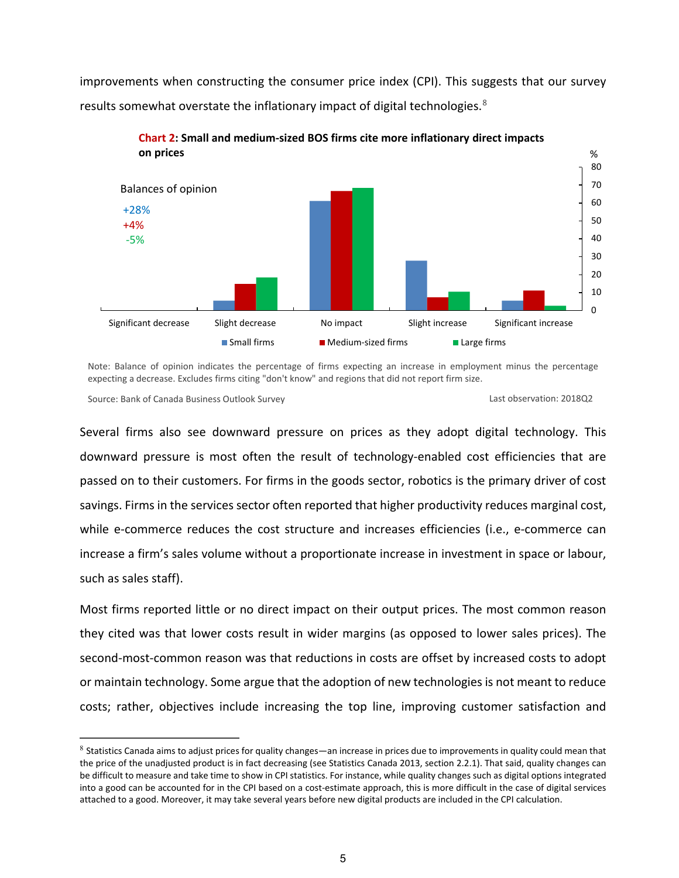improvements when constructing the consumer price index (CPI). This suggests that our survey results somewhat overstate the inflationary impact of digital technologies.[8]

**Chart 2: Small and medium-sized BOS firms cite more inflationary direct impacts on prices**

Balances of opinion
+28%
+4%
-5%

Small firms | Medium-sized firms | Large firms

Significant decrease | Slight decrease | No impact | Slight increase | Significant increase

Note: Balance of opinion indicates the percentage of firms expecting an increase in employment minus the percentage expecting a decrease. Excludes firms citing "don't know" and regions that did not report firm size.

Source: Bank of Canada Business Outlook Survey

Last observation: 2018Q2

Several firms also see downward pressure on prices as they adopt digital technology. This downward pressure is most often the result of technology-enabled cost efficiencies that are passed on to their customers. For firms in the goods sector, robotics is the primary driver of cost savings. Firms in the services sector often reported that higher productivity reduces marginal cost, while e-commerce reduces the cost structure and increases efficiencies (i.e., e-commerce can increase a firm's sales volume without a proportionate increase in investment in space or labour, such as sales staff).

Most firms reported little or no direct impact on their output prices. The most common reason they cited was that lower costs result in wider margins (as opposed to lower sales prices). The second-most-common reason was that reductions in costs are offset by increased costs to adopt or maintain technology. Some argue that the adoption of new technologies is not meant to reduce costs; rather, objectives include increasing the top line, improving customer satisfaction and

---

[8] Statistics Canada aims to adjust prices for quality changes—an increase in prices due to improvements in quality could mean that the price of the unadjusted product is in fact decreasing (see Statistics Canada 2013, section 2.2.1). That said, quality changes can be difficult to measure and take time to show in CPI statistics. For instance, while quality changes such as digital options integrated into a good can be accounted for in the CPI based on a cost-estimate approach, this is more difficult in the case of digital services attached to a good. Moreover, it may take several years before new digital products are included in the CPI calculation.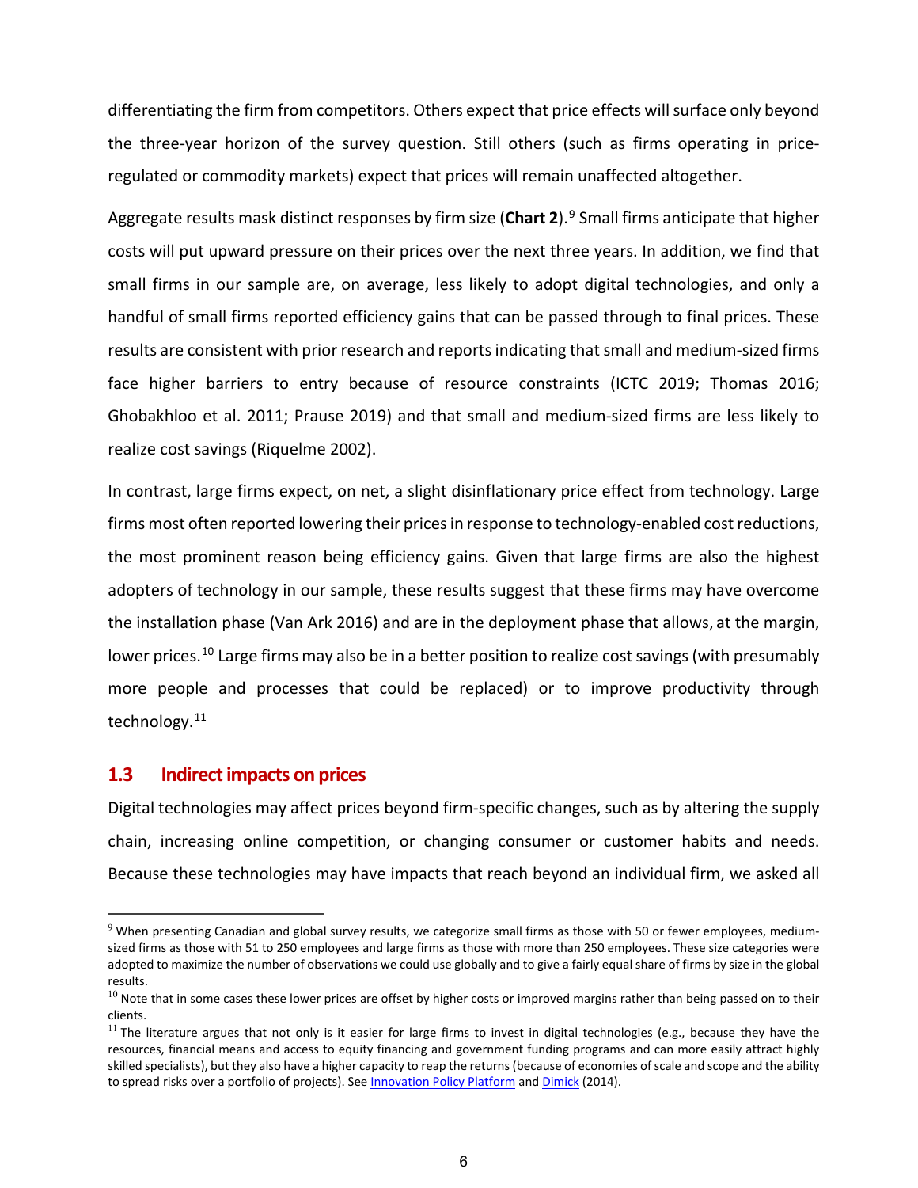differentiating the firm from competitors. Others expect that price effects will surface only beyond the three-year horizon of the survey question. Still others (such as firms operating in price-regulated or commodity markets) expect that prices will remain unaffected altogether.

Aggregate results mask distinct responses by firm size (**Chart 2**).[9] Small firms anticipate that higher costs will put upward pressure on their prices over the next three years. In addition, we find that small firms in our sample are, on average, less likely to adopt digital technologies, and only a handful of small firms reported efficiency gains that can be passed through to final prices. These results are consistent with prior research and reports indicating that small and medium-sized firms face higher barriers to entry because of resource constraints (ICTC 2019; Thomas 2016; Ghobakhloo et al. 2011; Prause 2019) and that small and medium-sized firms are less likely to realize cost savings (Riquelme 2002).

In contrast, large firms expect, on net, a slight disinflationary price effect from technology. Large firms most often reported lowering their prices in response to technology-enabled cost reductions, the most prominent reason being efficiency gains. Given that large firms are also the highest adopters of technology in our sample, these results suggest that these firms may have overcome the installation phase (Van Ark 2016) and are in the deployment phase that allows, at the margin, lower prices.[10] Large firms may also be in a better position to realize cost savings (with presumably more people and processes that could be replaced) or to improve productivity through technology.[11]

## 1.3 Indirect impacts on prices

Digital technologies may affect prices beyond firm-specific changes, such as by altering the supply chain, increasing online competition, or changing consumer or customer habits and needs. Because these technologies may have impacts that reach beyond an individual firm, we asked all

---

[9] When presenting Canadian and global survey results, we categorize small firms as those with 50 or fewer employees, medium-sized firms as those with 51 to 250 employees and large firms as those with more than 250 employees. These size categories were adopted to maximize the number of observations we could use globally and to give a fairly equal share of firms by size in the global results.

[10] Note that in some cases these lower prices are offset by higher costs or improved margins rather than being passed on to their clients.

[11] The literature argues that not only is it easier for large firms to invest in digital technologies (e.g., because they have the resources, financial means and access to equity financing and government funding programs and can more easily attract highly skilled specialists), but they also have a higher capacity to reap the returns (because of economies of scale and scope and the ability to spread risks over a portfolio of projects). See Innovation Policy Platform and Dimick (2014).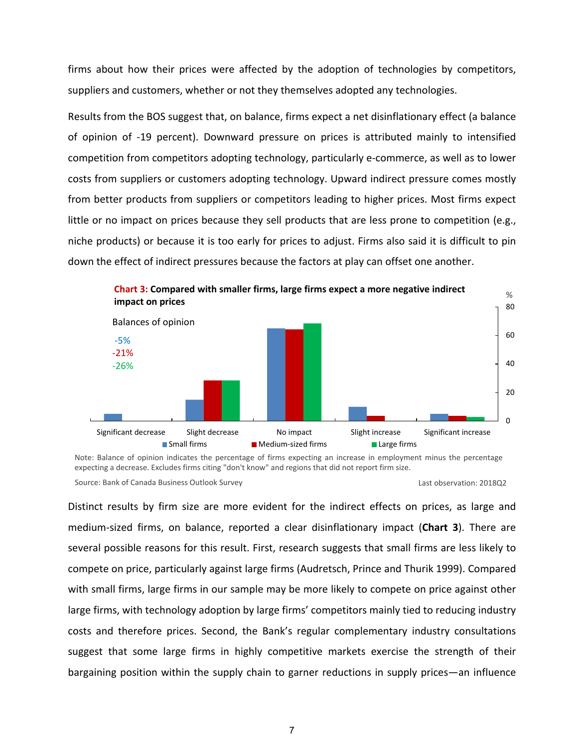firms about how their prices were affected by the adoption of technologies by competitors, suppliers and customers, whether or not they themselves adopted any technologies.

Results from the BOS suggest that, on balance, firms expect a net disinflationary effect (a balance of opinion of -19 percent). Downward pressure on prices is attributed mainly to intensified competition from competitors adopting technology, particularly e-commerce, as well as to lower costs from suppliers or customers adopting technology. Upward indirect pressure comes mostly from better products from suppliers or competitors leading to higher prices. Most firms expect little or no impact on prices because they sell products that are less prone to competition (e.g., niche products) or because it is too early for prices to adjust. Firms also said it is difficult to pin down the effect of indirect pressures because the factors at play can offset one another.

**Chart 3: Compared with smaller firms, large firms expect a more negative indirect impact on prices**

Balances of opinion: Small firms -5%; Medium-sized firms -21%; Large firms -26%

| % | Small firms | Medium-sized firms | Large firms |
|---|---|---|---|
| Significant decrease | 5 | 0 | 0 |
| Slight decrease | 15 | 28 | 28 |
| No impact | 65 | 64 | 68 |
| Slight increase | 10 | 4 | 0 |
| Significant increase | 5 | 4 | 3 |

Note: Balance of opinion indicates the percentage of firms expecting an increase in employment minus the percentage expecting a decrease. Excludes firms citing "don't know" and regions that did not report firm size.

Source: Bank of Canada Business Outlook Survey

Last observation: 2018Q2

Distinct results by firm size are more evident for the indirect effects on prices, as large and medium-sized firms, on balance, reported a clear disinflationary impact (**Chart 3**). There are several possible reasons for this result. First, research suggests that small firms are less likely to compete on price, particularly against large firms (Audretsch, Prince and Thurik 1999). Compared with small firms, large firms in our sample may be more likely to compete on price against other large firms, with technology adoption by large firms' competitors mainly tied to reducing industry costs and therefore prices. Second, the Bank's regular complementary industry consultations suggest that some large firms in highly competitive markets exercise the strength of their bargaining position within the supply chain to garner reductions in supply prices—an influence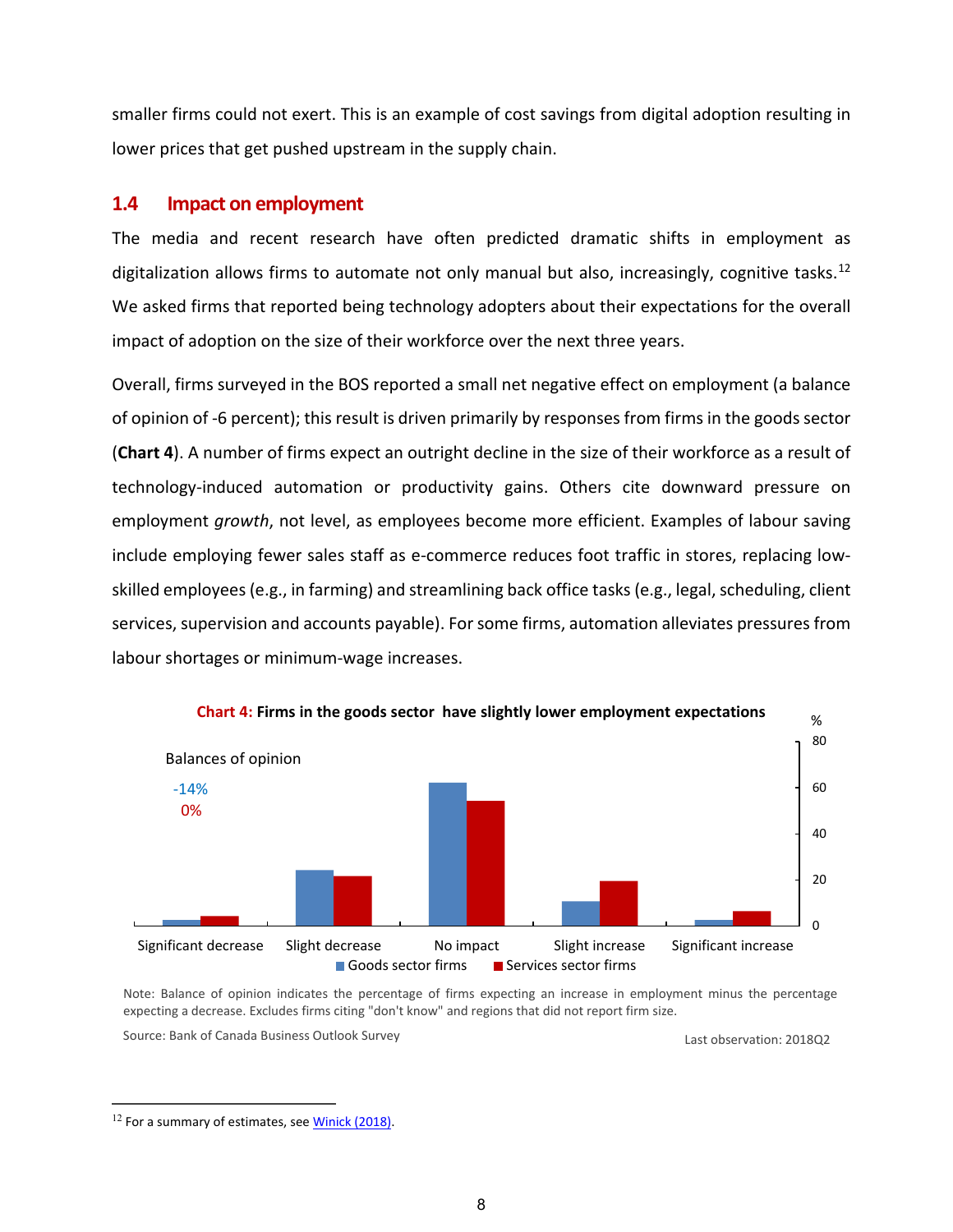smaller firms could not exert. This is an example of cost savings from digital adoption resulting in lower prices that get pushed upstream in the supply chain.

## 1.4 Impact on employment

The media and recent research have often predicted dramatic shifts in employment as digitalization allows firms to automate not only manual but also, increasingly, cognitive tasks.[12] We asked firms that reported being technology adopters about their expectations for the overall impact of adoption on the size of their workforce over the next three years.

Overall, firms surveyed in the BOS reported a small net negative effect on employment (a balance of opinion of -6 percent); this result is driven primarily by responses from firms in the goods sector (**Chart 4**). A number of firms expect an outright decline in the size of their workforce as a result of technology-induced automation or productivity gains. Others cite downward pressure on employment *growth*, not level, as employees become more efficient. Examples of labour saving include employing fewer sales staff as e-commerce reduces foot traffic in stores, replacing low-skilled employees (e.g., in farming) and streamlining back office tasks (e.g., legal, scheduling, client services, supervision and accounts payable). For some firms, automation alleviates pressures from labour shortages or minimum-wage increases.

**Chart 4: Firms in the goods sector have slightly lower employment expectations**

Balances of opinion: Goods sector firms -14%; Services sector firms 0%

Categories (%): Significant decrease, Slight decrease, No impact, Slight increase, Significant increase

Legend: Goods sector firms; Services sector firms

Note: Balance of opinion indicates the percentage of firms expecting an increase in employment minus the percentage expecting a decrease. Excludes firms citing "don't know" and regions that did not report firm size.

Source: Bank of Canada Business Outlook Survey

Last observation: 2018Q2

---

[12] For a summary of estimates, see Winick (2018).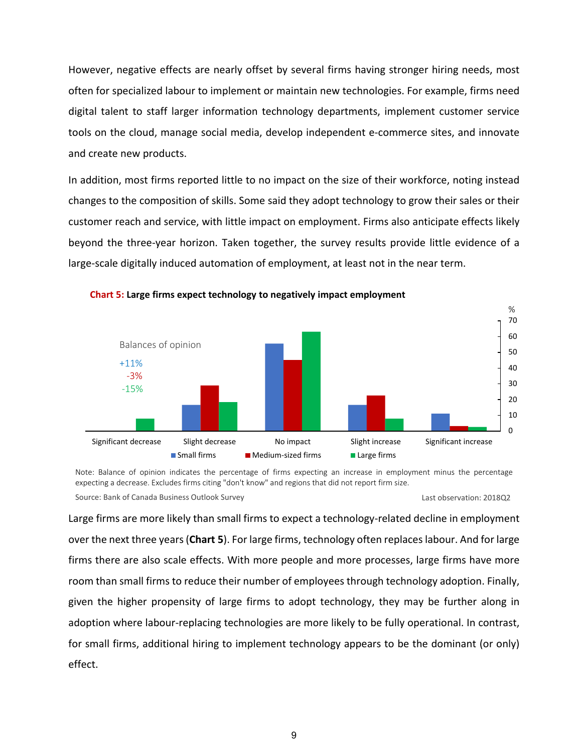However, negative effects are nearly offset by several firms having stronger hiring needs, most often for specialized labour to implement or maintain new technologies. For example, firms need digital talent to staff larger information technology departments, implement customer service tools on the cloud, manage social media, develop independent e-commerce sites, and innovate and create new products.

In addition, most firms reported little to no impact on the size of their workforce, noting instead changes to the composition of skills. Some said they adopt technology to grow their sales or their customer reach and service, with little impact on employment. Firms also anticipate effects likely beyond the three-year horizon. Taken together, the survey results provide little evidence of a large-scale digitally induced automation of employment, at least not in the near term.

**Chart 5: Large firms expect technology to negatively impact employment**

Balances of opinion: Small firms +11%; Medium-sized firms -3%; Large firms -15%

Note: Balance of opinion indicates the percentage of firms expecting an increase in employment minus the percentage expecting a decrease. Excludes firms citing "don't know" and regions that did not report firm size.

Source: Bank of Canada Business Outlook Survey

Last observation: 2018Q2

Large firms are more likely than small firms to expect a technology-related decline in employment over the next three years (**Chart 5**). For large firms, technology often replaces labour. And for large firms there are also scale effects. With more people and more processes, large firms have more room than small firms to reduce their number of employees through technology adoption. Finally, given the higher propensity of large firms to adopt technology, they may be further along in adoption where labour-replacing technologies are more likely to be fully operational. In contrast, for small firms, additional hiring to implement technology appears to be the dominant (or only) effect.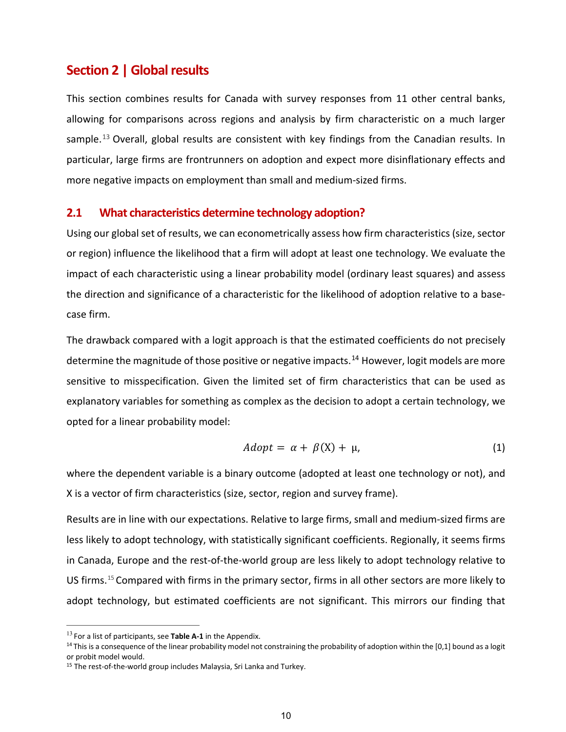## Section 2 | Global results

This section combines results for Canada with survey responses from 11 other central banks, allowing for comparisons across regions and analysis by firm characteristic on a much larger sample.[13] Overall, global results are consistent with key findings from the Canadian results. In particular, large firms are frontrunners on adoption and expect more disinflationary effects and more negative impacts on employment than small and medium-sized firms.

### 2.1 What characteristics determine technology adoption?

Using our global set of results, we can econometrically assess how firm characteristics (size, sector or region) influence the likelihood that a firm will adopt at least one technology. We evaluate the impact of each characteristic using a linear probability model (ordinary least squares) and assess the direction and significance of a characteristic for the likelihood of adoption relative to a base-case firm.

The drawback compared with a logit approach is that the estimated coefficients do not precisely determine the magnitude of those positive or negative impacts.[14] However, logit models are more sensitive to misspecification. Given the limited set of firm characteristics that can be used as explanatory variables for something as complex as the decision to adopt a certain technology, we opted for a linear probability model:

$$Adopt = \alpha + \beta(\mathrm{X}) + \mu, \tag{1}$$

where the dependent variable is a binary outcome (adopted at least one technology or not), and X is a vector of firm characteristics (size, sector, region and survey frame).

Results are in line with our expectations. Relative to large firms, small and medium-sized firms are less likely to adopt technology, with statistically significant coefficients. Regionally, it seems firms in Canada, Europe and the rest-of-the-world group are less likely to adopt technology relative to US firms.[15] Compared with firms in the primary sector, firms in all other sectors are more likely to adopt technology, but estimated coefficients are not significant. This mirrors our finding that

---

[13] For a list of participants, see **Table A-1** in the Appendix.

[14] This is a consequence of the linear probability model not constraining the probability of adoption within the [0,1] bound as a logit or probit model would.

[15] The rest-of-the-world group includes Malaysia, Sri Lanka and Turkey.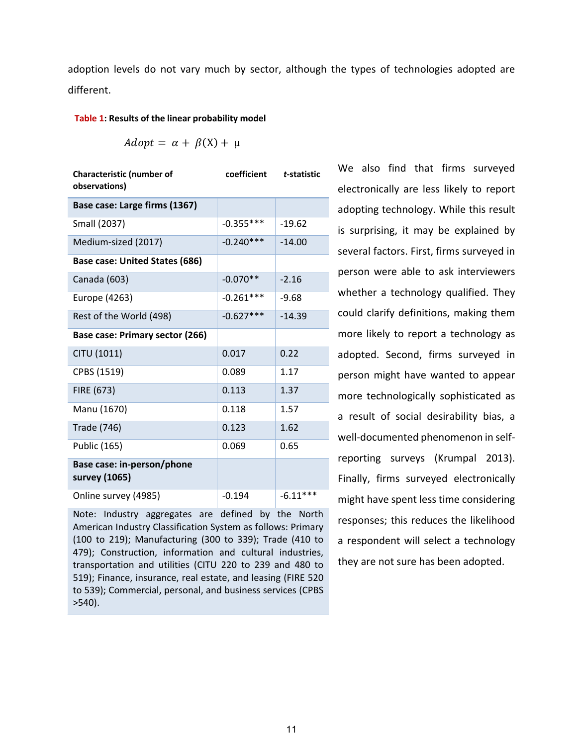adoption levels do not vary much by sector, although the types of technologies adopted are different.

**Table 1: Results of the linear probability model**

$$Adopt = \alpha + \beta(X) + \mu$$

| Characteristic (number of observations) | coefficient | *t*-statistic |
|---|---|---|
| **Base case: Large firms (1367)** | | |
| Small (2037) | -0.355*** | -19.62 |
| Medium-sized (2017) | -0.240*** | -14.00 |
| **Base case: United States (686)** | | |
| Canada (603) | -0.070** | -2.16 |
| Europe (4263) | -0.261*** | -9.68 |
| Rest of the World (498) | -0.627*** | -14.39 |
| **Base case: Primary sector (266)** | | |
| CITU (1011) | 0.017 | 0.22 |
| CPBS (1519) | 0.089 | 1.17 |
| FIRE (673) | 0.113 | 1.37 |
| Manu (1670) | 0.118 | 1.57 |
| Trade (746) | 0.123 | 1.62 |
| Public (165) | 0.069 | 0.65 |
| **Base case: in-person/phone survey (1065)** | | |
| Online survey (4985) | -0.194 | -6.11*** |

Note: Industry aggregates are defined by the North American Industry Classification System as follows: Primary (100 to 219); Manufacturing (300 to 339); Trade (410 to 479); Construction, information and cultural industries, transportation and utilities (CITU 220 to 239 and 480 to 519); Finance, insurance, real estate, and leasing (FIRE 520 to 539); Commercial, personal, and business services (CPBS >540).

We also find that firms surveyed electronically are less likely to report adopting technology. While this result is surprising, it may be explained by several factors. First, firms surveyed in person were able to ask interviewers whether a technology qualified. They could clarify definitions, making them more likely to report a technology as adopted. Second, firms surveyed in person might have wanted to appear more technologically sophisticated as a result of social desirability bias, a well-documented phenomenon in self-reporting surveys (Krumpal 2013). Finally, firms surveyed electronically might have spent less time considering responses; this reduces the likelihood a respondent will select a technology they are not sure has been adopted.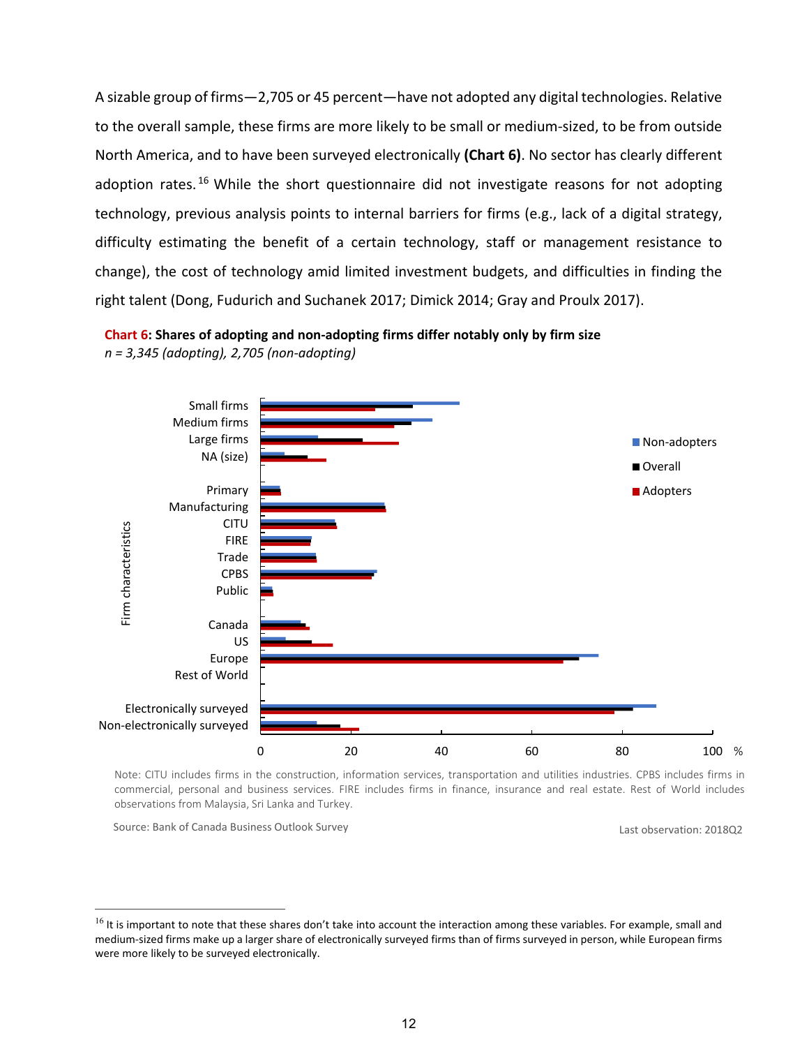A sizable group of firms—2,705 or 45 percent—have not adopted any digital technologies. Relative to the overall sample, these firms are more likely to be small or medium-sized, to be from outside North America, and to have been surveyed electronically **(Chart 6)**. No sector has clearly different adoption rates.[16] While the short questionnaire did not investigate reasons for not adopting technology, previous analysis points to internal barriers for firms (e.g., lack of a digital strategy, difficulty estimating the benefit of a certain technology, staff or management resistance to change), the cost of technology amid limited investment budgets, and difficulties in finding the right talent (Dong, Fudurich and Suchanek 2017; Dimick 2014; Gray and Proulx 2017).

**Chart 6: Shares of adopting and non-adopting firms differ notably only by firm size**
*n = 3,345 (adopting), 2,705 (non-adopting)*

Note: CITU includes firms in the construction, information services, transportation and utilities industries. CPBS includes firms in commercial, personal and business services. FIRE includes firms in finance, insurance and real estate. Rest of World includes observations from Malaysia, Sri Lanka and Turkey.

Source: Bank of Canada Business Outlook Survey

Last observation: 2018Q2

[16] It is important to note that these shares don't take into account the interaction among these variables. For example, small and medium-sized firms make up a larger share of electronically surveyed firms than of firms surveyed in person, while European firms were more likely to be surveyed electronically.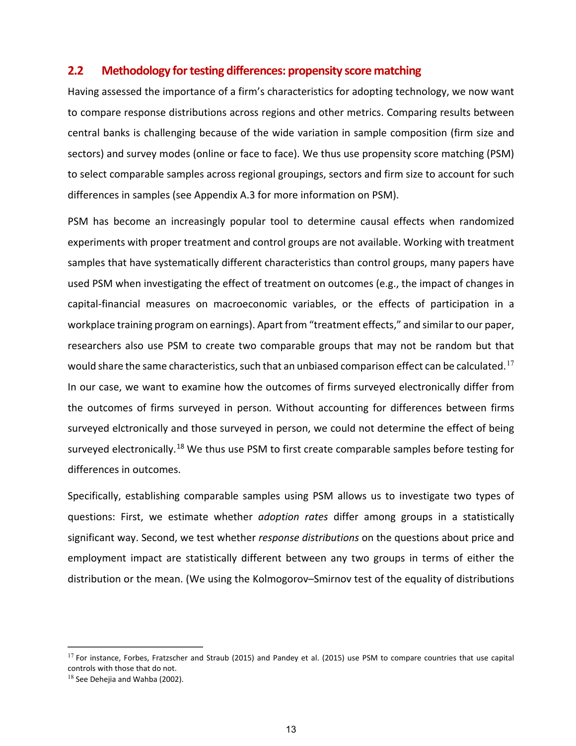## 2.2 Methodology for testing differences: propensity score matching

Having assessed the importance of a firm's characteristics for adopting technology, we now want to compare response distributions across regions and other metrics. Comparing results between central banks is challenging because of the wide variation in sample composition (firm size and sectors) and survey modes (online or face to face). We thus use propensity score matching (PSM) to select comparable samples across regional groupings, sectors and firm size to account for such differences in samples (see Appendix A.3 for more information on PSM).

PSM has become an increasingly popular tool to determine causal effects when randomized experiments with proper treatment and control groups are not available. Working with treatment samples that have systematically different characteristics than control groups, many papers have used PSM when investigating the effect of treatment on outcomes (e.g., the impact of changes in capital-financial measures on macroeconomic variables, or the effects of participation in a workplace training program on earnings). Apart from "treatment effects," and similar to our paper, researchers also use PSM to create two comparable groups that may not be random but that would share the same characteristics, such that an unbiased comparison effect can be calculated.[17] In our case, we want to examine how the outcomes of firms surveyed electronically differ from the outcomes of firms surveyed in person. Without accounting for differences between firms surveyed elctronically and those surveyed in person, we could not determine the effect of being surveyed electronically.[18] We thus use PSM to first create comparable samples before testing for differences in outcomes.

Specifically, establishing comparable samples using PSM allows us to investigate two types of questions: First, we estimate whether *adoption rates* differ among groups in a statistically significant way. Second, we test whether *response distributions* on the questions about price and employment impact are statistically different between any two groups in terms of either the distribution or the mean. (We using the Kolmogorov–Smirnov test of the equality of distributions

---

[17] For instance, Forbes, Fratzscher and Straub (2015) and Pandey et al. (2015) use PSM to compare countries that use capital controls with those that do not.

[18] See Dehejia and Wahba (2002).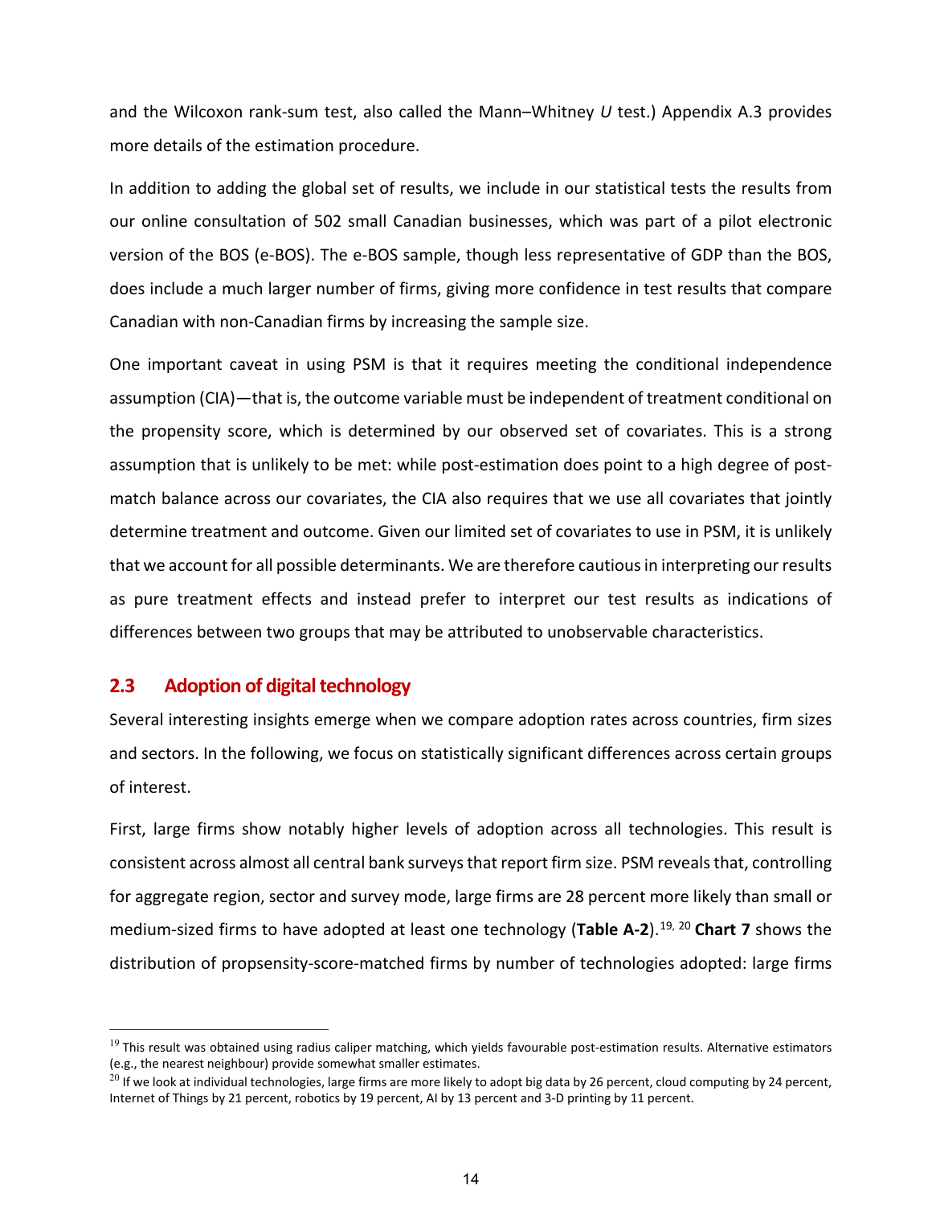and the Wilcoxon rank-sum test, also called the Mann–Whitney *U* test.) Appendix A.3 provides more details of the estimation procedure.

In addition to adding the global set of results, we include in our statistical tests the results from our online consultation of 502 small Canadian businesses, which was part of a pilot electronic version of the BOS (e-BOS). The e-BOS sample, though less representative of GDP than the BOS, does include a much larger number of firms, giving more confidence in test results that compare Canadian with non-Canadian firms by increasing the sample size.

One important caveat in using PSM is that it requires meeting the conditional independence assumption (CIA)—that is, the outcome variable must be independent of treatment conditional on the propensity score, which is determined by our observed set of covariates. This is a strong assumption that is unlikely to be met: while post-estimation does point to a high degree of post-match balance across our covariates, the CIA also requires that we use all covariates that jointly determine treatment and outcome. Given our limited set of covariates to use in PSM, it is unlikely that we account for all possible determinants. We are therefore cautious in interpreting our results as pure treatment effects and instead prefer to interpret our test results as indications of differences between two groups that may be attributed to unobservable characteristics.

## 2.3 Adoption of digital technology

Several interesting insights emerge when we compare adoption rates across countries, firm sizes and sectors. In the following, we focus on statistically significant differences across certain groups of interest.

First, large firms show notably higher levels of adoption across all technologies. This result is consistent across almost all central bank surveys that report firm size. PSM reveals that, controlling for aggregate region, sector and survey mode, large firms are 28 percent more likely than small or medium-sized firms to have adopted at least one technology (**Table A-2**).[19, 20] **Chart 7** shows the distribution of propsensity-score-matched firms by number of technologies adopted: large firms

[19] This result was obtained using radius caliper matching, which yields favourable post-estimation results. Alternative estimators (e.g., the nearest neighbour) provide somewhat smaller estimates.

[20] If we look at individual technologies, large firms are more likely to adopt big data by 26 percent, cloud computing by 24 percent, Internet of Things by 21 percent, robotics by 19 percent, AI by 13 percent and 3-D printing by 11 percent.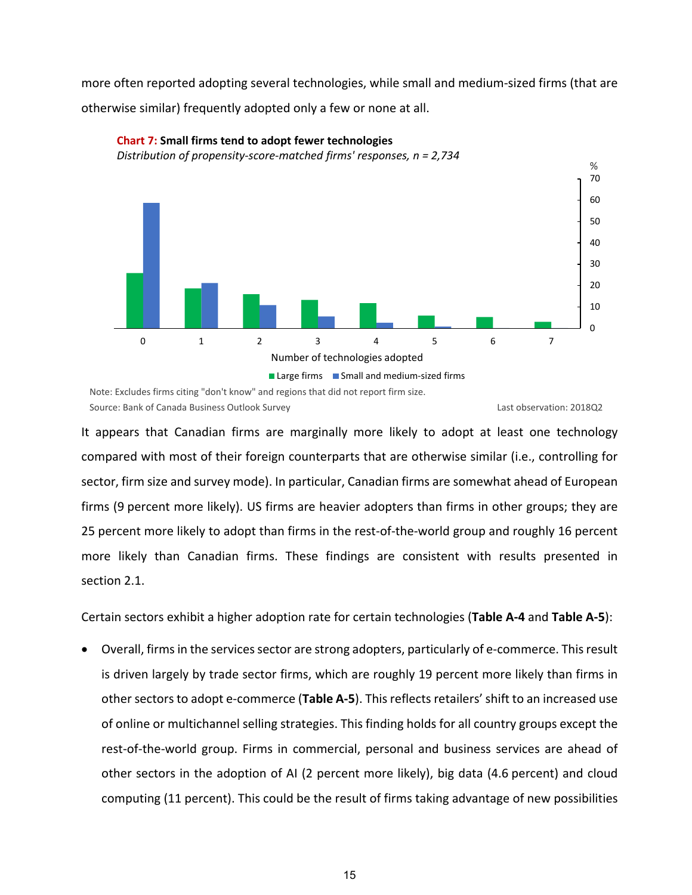more often reported adopting several technologies, while small and medium-sized firms (that are otherwise similar) frequently adopted only a few or none at all.

**Chart 7: Small firms tend to adopt fewer technologies**

*Distribution of propensity-score-matched firms' responses, n = 2,734*

Note: Excludes firms citing "don't know" and regions that did not report firm size.

Source: Bank of Canada Business Outlook Survey

Last observation: 2018Q2

It appears that Canadian firms are marginally more likely to adopt at least one technology compared with most of their foreign counterparts that are otherwise similar (i.e., controlling for sector, firm size and survey mode). In particular, Canadian firms are somewhat ahead of European firms (9 percent more likely). US firms are heavier adopters than firms in other groups; they are 25 percent more likely to adopt than firms in the rest-of-the-world group and roughly 16 percent more likely than Canadian firms. These findings are consistent with results presented in section 2.1.

Certain sectors exhibit a higher adoption rate for certain technologies (**Table A-4** and **Table A-5**):

- Overall, firms in the services sector are strong adopters, particularly of e-commerce. This result is driven largely by trade sector firms, which are roughly 19 percent more likely than firms in other sectors to adopt e-commerce (**Table A-5**). This reflects retailers' shift to an increased use of online or multichannel selling strategies. This finding holds for all country groups except the rest-of-the-world group. Firms in commercial, personal and business services are ahead of other sectors in the adoption of AI (2 percent more likely), big data (4.6 percent) and cloud computing (11 percent). This could be the result of firms taking advantage of new possibilities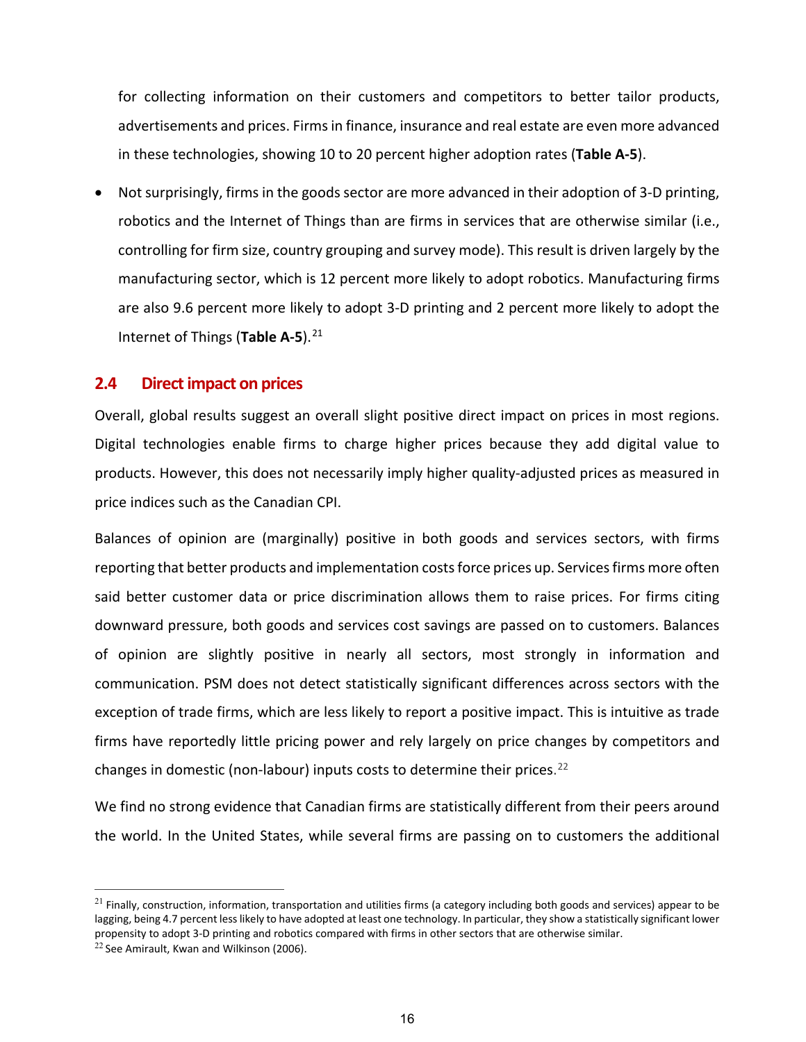for collecting information on their customers and competitors to better tailor products, advertisements and prices. Firms in finance, insurance and real estate are even more advanced in these technologies, showing 10 to 20 percent higher adoption rates (**Table A-5**).

- Not surprisingly, firms in the goods sector are more advanced in their adoption of 3-D printing, robotics and the Internet of Things than are firms in services that are otherwise similar (i.e., controlling for firm size, country grouping and survey mode). This result is driven largely by the manufacturing sector, which is 12 percent more likely to adopt robotics. Manufacturing firms are also 9.6 percent more likely to adopt 3-D printing and 2 percent more likely to adopt the Internet of Things (**Table A-5**).[21]

## 2.4 Direct impact on prices

Overall, global results suggest an overall slight positive direct impact on prices in most regions. Digital technologies enable firms to charge higher prices because they add digital value to products. However, this does not necessarily imply higher quality-adjusted prices as measured in price indices such as the Canadian CPI.

Balances of opinion are (marginally) positive in both goods and services sectors, with firms reporting that better products and implementation costs force prices up. Services firms more often said better customer data or price discrimination allows them to raise prices. For firms citing downward pressure, both goods and services cost savings are passed on to customers. Balances of opinion are slightly positive in nearly all sectors, most strongly in information and communication. PSM does not detect statistically significant differences across sectors with the exception of trade firms, which are less likely to report a positive impact. This is intuitive as trade firms have reportedly little pricing power and rely largely on price changes by competitors and changes in domestic (non-labour) inputs costs to determine their prices.[22]

We find no strong evidence that Canadian firms are statistically different from their peers around the world. In the United States, while several firms are passing on to customers the additional

[21] Finally, construction, information, transportation and utilities firms (a category including both goods and services) appear to be lagging, being 4.7 percent less likely to have adopted at least one technology. In particular, they show a statistically significant lower propensity to adopt 3-D printing and robotics compared with firms in other sectors that are otherwise similar.

[22] See Amirault, Kwan and Wilkinson (2006).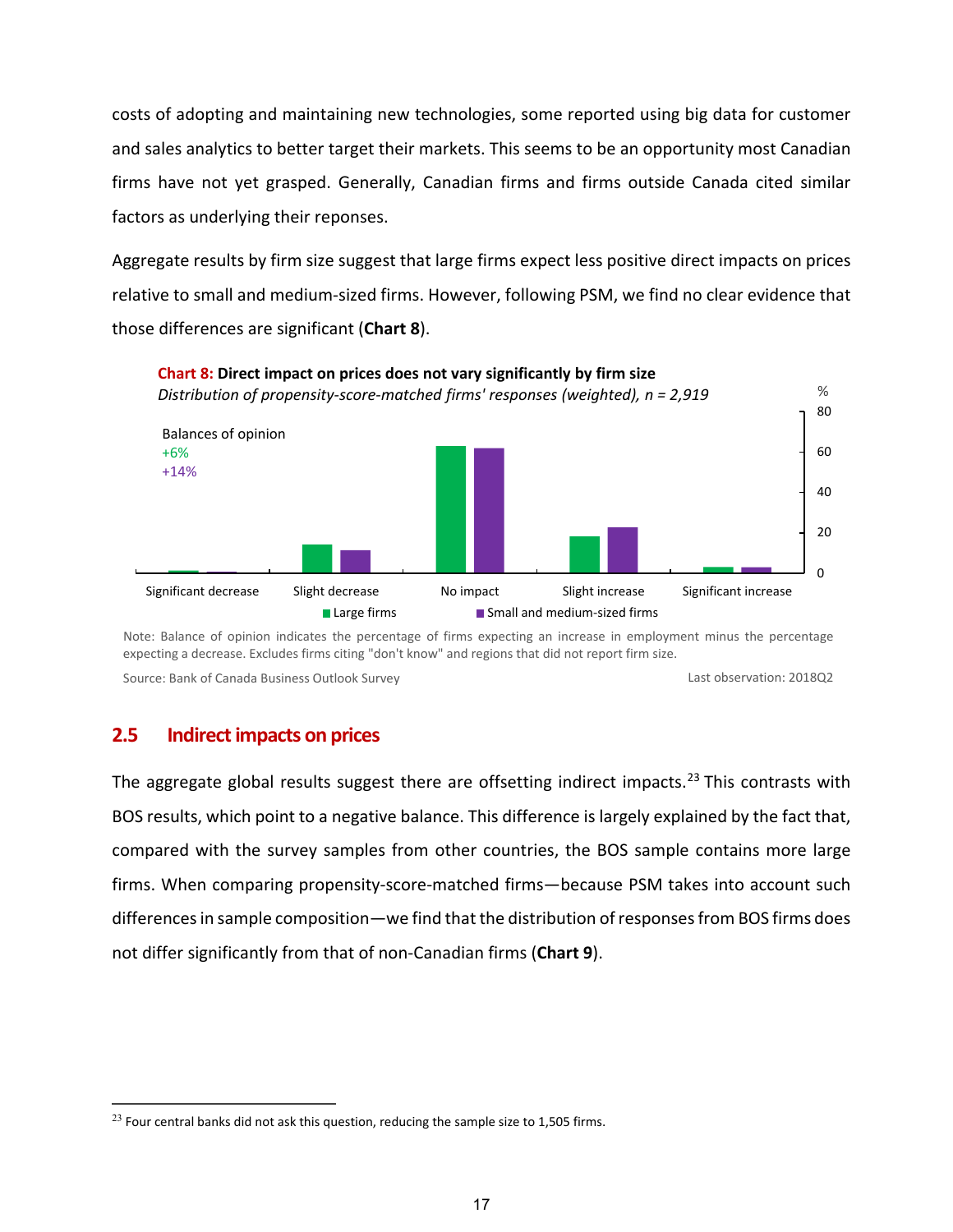costs of adopting and maintaining new technologies, some reported using big data for customer and sales analytics to better target their markets. This seems to be an opportunity most Canadian firms have not yet grasped. Generally, Canadian firms and firms outside Canada cited similar factors as underlying their reponses.

Aggregate results by firm size suggest that large firms expect less positive direct impacts on prices relative to small and medium-sized firms. However, following PSM, we find no clear evidence that those differences are significant (**Chart 8**).

**Chart 8: Direct impact on prices does not vary significantly by firm size**
*Distribution of propensity-score-matched firms' responses (weighted), n = 2,919*

Balances of opinion
+6%
+14%

Significant decrease | Slight decrease | No impact | Slight increase | Significant increase

Large firms | Small and medium-sized firms

Note: Balance of opinion indicates the percentage of firms expecting an increase in employment minus the percentage expecting a decrease. Excludes firms citing "don't know" and regions that did not report firm size.

Source: Bank of Canada Business Outlook Survey

Last observation: 2018Q2

## 2.5 Indirect impacts on prices

The aggregate global results suggest there are offsetting indirect impacts.[23] This contrasts with BOS results, which point to a negative balance. This difference is largely explained by the fact that, compared with the survey samples from other countries, the BOS sample contains more large firms. When comparing propensity-score-matched firms—because PSM takes into account such differences in sample composition—we find that the distribution of responses from BOS firms does not differ significantly from that of non-Canadian firms (**Chart 9**).

[23] Four central banks did not ask this question, reducing the sample size to 1,505 firms.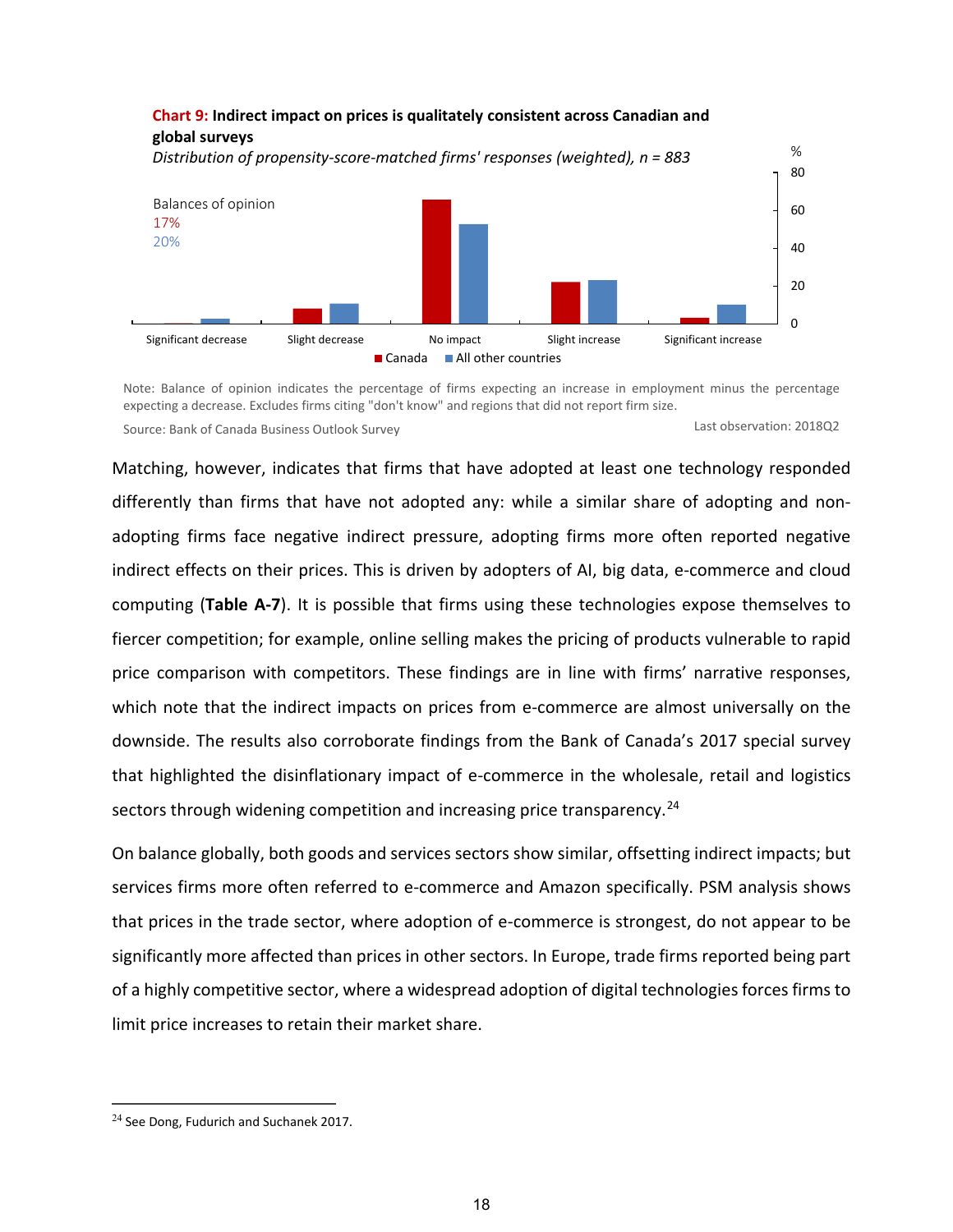**Chart 9: Indirect impact on prices is qualitatively consistent across Canadian and global surveys**

*Distribution of propensity-score-matched firms' responses (weighted), n = 883*

Balances of opinion
17%
20%

Significant decrease | Slight decrease | No impact | Slight increase | Significant increase

Canada | All other countries

Note: Balance of opinion indicates the percentage of firms expecting an increase in employment minus the percentage expecting a decrease. Excludes firms citing "don't know" and regions that did not report firm size.

Source: Bank of Canada Business Outlook Survey

Last observation: 2018Q2

Matching, however, indicates that firms that have adopted at least one technology responded differently than firms that have not adopted any: while a similar share of adopting and non-adopting firms face negative indirect pressure, adopting firms more often reported negative indirect effects on their prices. This is driven by adopters of AI, big data, e-commerce and cloud computing (**Table A-7**). It is possible that firms using these technologies expose themselves to fiercer competition; for example, online selling makes the pricing of products vulnerable to rapid price comparison with competitors. These findings are in line with firms' narrative responses, which note that the indirect impacts on prices from e-commerce are almost universally on the downside. The results also corroborate findings from the Bank of Canada's 2017 special survey that highlighted the disinflationary impact of e-commerce in the wholesale, retail and logistics sectors through widening competition and increasing price transparency.[24]

On balance globally, both goods and services sectors show similar, offsetting indirect impacts; but services firms more often referred to e-commerce and Amazon specifically. PSM analysis shows that prices in the trade sector, where adoption of e-commerce is strongest, do not appear to be significantly more affected than prices in other sectors. In Europe, trade firms reported being part of a highly competitive sector, where a widespread adoption of digital technologies forces firms to limit price increases to retain their market share.

---

[24] See Dong, Fudurich and Suchanek 2017.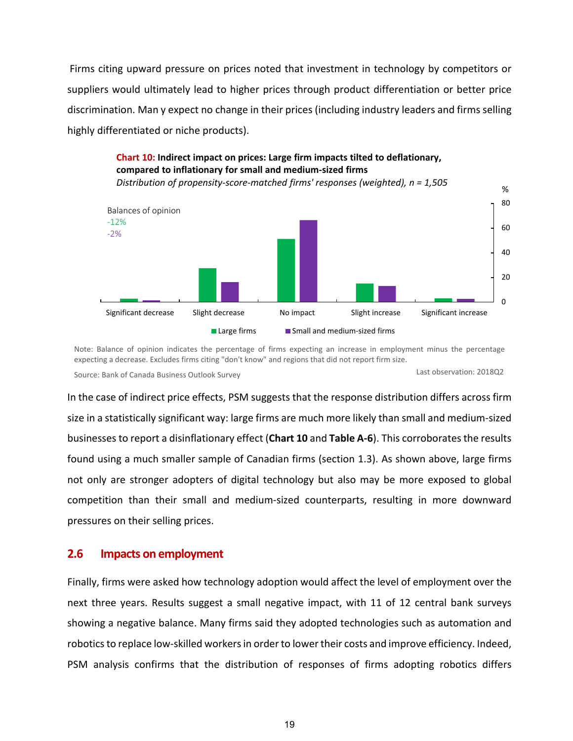Firms citing upward pressure on prices noted that investment in technology by competitors or suppliers would ultimately lead to higher prices through product differentiation or better price discrimination. Man y expect no change in their prices (including industry leaders and firms selling highly differentiated or niche products).

**Chart 10: Indirect impact on prices: Large firm impacts tilted to deflationary, compared to inflationary for small and medium-sized firms**

*Distribution of propensity-score-matched firms' responses (weighted), n = 1,505*

Balances of opinion: -12% (Large firms), -2% (Small and medium-sized firms)

Categories: Significant decrease, Slight decrease, No impact, Slight increase, Significant increase

Legend: Large firms; Small and medium-sized firms

Note: Balance of opinion indicates the percentage of firms expecting an increase in employment minus the percentage expecting a decrease. Excludes firms citing "don't know" and regions that did not report firm size.

Source: Bank of Canada Business Outlook Survey

Last observation: 2018Q2

In the case of indirect price effects, PSM suggests that the response distribution differs across firm size in a statistically significant way: large firms are much more likely than small and medium-sized businesses to report a disinflationary effect (**Chart 10** and **Table A-6**). This corroborates the results found using a much smaller sample of Canadian firms (section 1.3). As shown above, large firms not only are stronger adopters of digital technology but also may be more exposed to global competition than their small and medium-sized counterparts, resulting in more downward pressures on their selling prices.

## 2.6 Impacts on employment

Finally, firms were asked how technology adoption would affect the level of employment over the next three years. Results suggest a small negative impact, with 11 of 12 central bank surveys showing a negative balance. Many firms said they adopted technologies such as automation and robotics to replace low-skilled workers in order to lower their costs and improve efficiency. Indeed, PSM analysis confirms that the distribution of responses of firms adopting robotics differs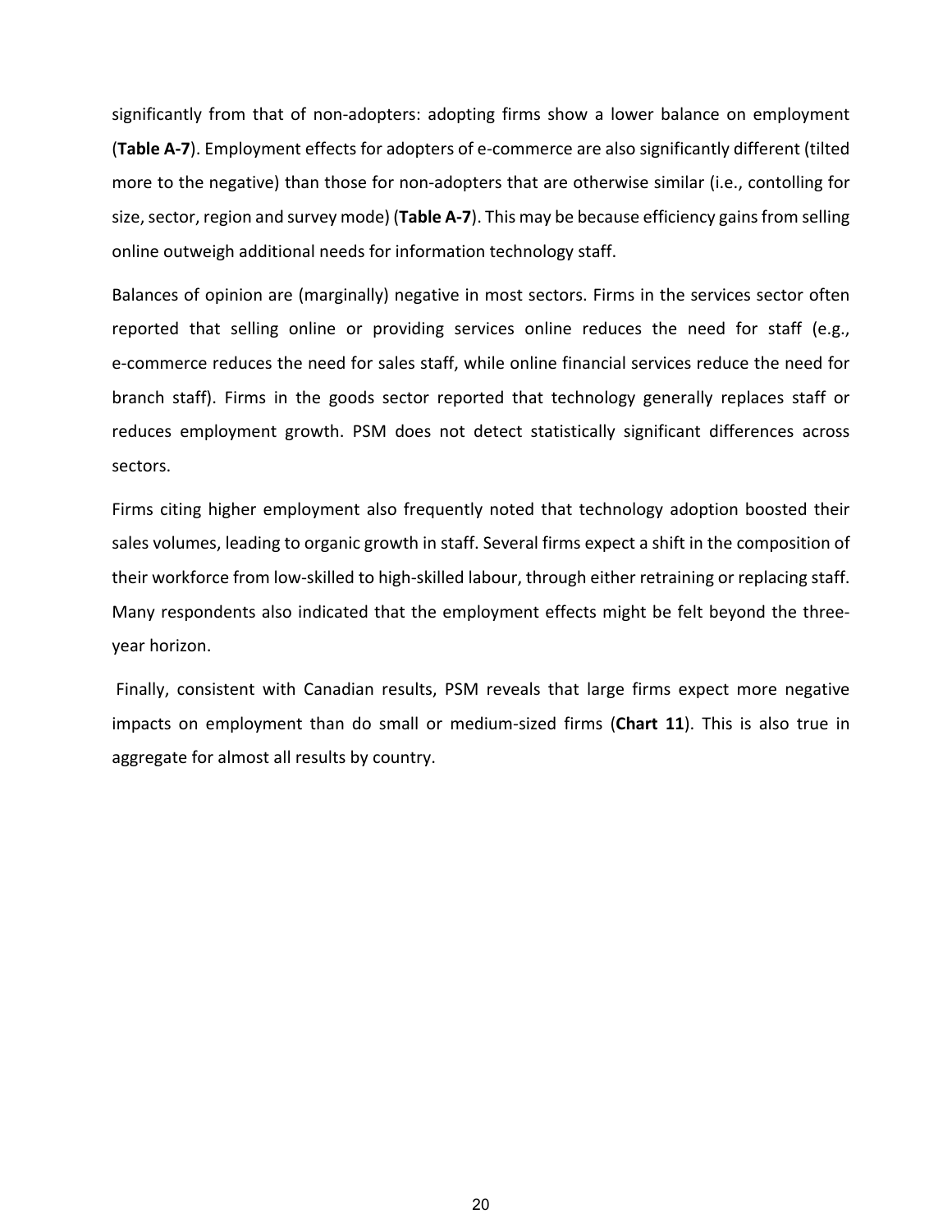significantly from that of non-adopters: adopting firms show a lower balance on employment (**Table A-7**). Employment effects for adopters of e-commerce are also significantly different (tilted more to the negative) than those for non-adopters that are otherwise similar (i.e., contolling for size, sector, region and survey mode) (**Table A-7**). This may be because efficiency gains from selling online outweigh additional needs for information technology staff.

Balances of opinion are (marginally) negative in most sectors. Firms in the services sector often reported that selling online or providing services online reduces the need for staff (e.g., e-commerce reduces the need for sales staff, while online financial services reduce the need for branch staff). Firms in the goods sector reported that technology generally replaces staff or reduces employment growth. PSM does not detect statistically significant differences across sectors.

Firms citing higher employment also frequently noted that technology adoption boosted their sales volumes, leading to organic growth in staff. Several firms expect a shift in the composition of their workforce from low-skilled to high-skilled labour, through either retraining or replacing staff. Many respondents also indicated that the employment effects might be felt beyond the three-year horizon.

Finally, consistent with Canadian results, PSM reveals that large firms expect more negative impacts on employment than do small or medium-sized firms (**Chart 11**). This is also true in aggregate for almost all results by country.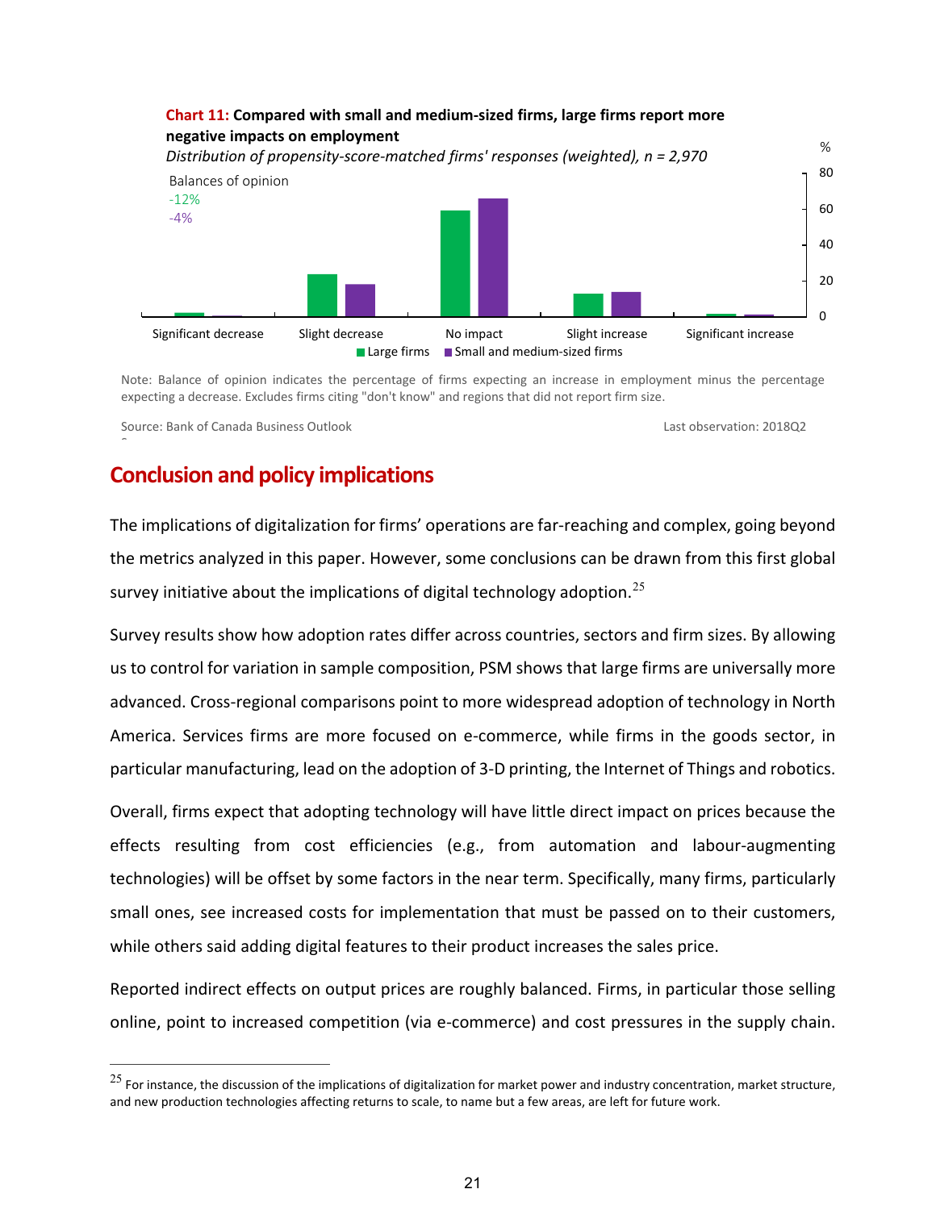**Chart 11: Compared with small and medium-sized firms, large firms report more negative impacts on employment**

*Distribution of propensity-score-matched firms' responses (weighted), n = 2,970*

Balances of opinion
-12%
-4%

%

Significant decrease | Slight decrease | No impact | Slight increase | Significant increase

Large firms | Small and medium-sized firms

Note: Balance of opinion indicates the percentage of firms expecting an increase in employment minus the percentage expecting a decrease. Excludes firms citing "don't know" and regions that did not report firm size.

Source: Bank of Canada Business Outlook | Last observation: 2018Q2

## Conclusion and policy implications

The implications of digitalization for firms' operations are far-reaching and complex, going beyond the metrics analyzed in this paper. However, some conclusions can be drawn from this first global survey initiative about the implications of digital technology adoption.[25]

Survey results show how adoption rates differ across countries, sectors and firm sizes. By allowing us to control for variation in sample composition, PSM shows that large firms are universally more advanced. Cross-regional comparisons point to more widespread adoption of technology in North America. Services firms are more focused on e-commerce, while firms in the goods sector, in particular manufacturing, lead on the adoption of 3-D printing, the Internet of Things and robotics.

Overall, firms expect that adopting technology will have little direct impact on prices because the effects resulting from cost efficiencies (e.g., from automation and labour-augmenting technologies) will be offset by some factors in the near term. Specifically, many firms, particularly small ones, see increased costs for implementation that must be passed on to their customers, while others said adding digital features to their product increases the sales price.

Reported indirect effects on output prices are roughly balanced. Firms, in particular those selling online, point to increased competition (via e-commerce) and cost pressures in the supply chain.

[25] For instance, the discussion of the implications of digitalization for market power and industry concentration, market structure, and new production technologies affecting returns to scale, to name but a few areas, are left for future work.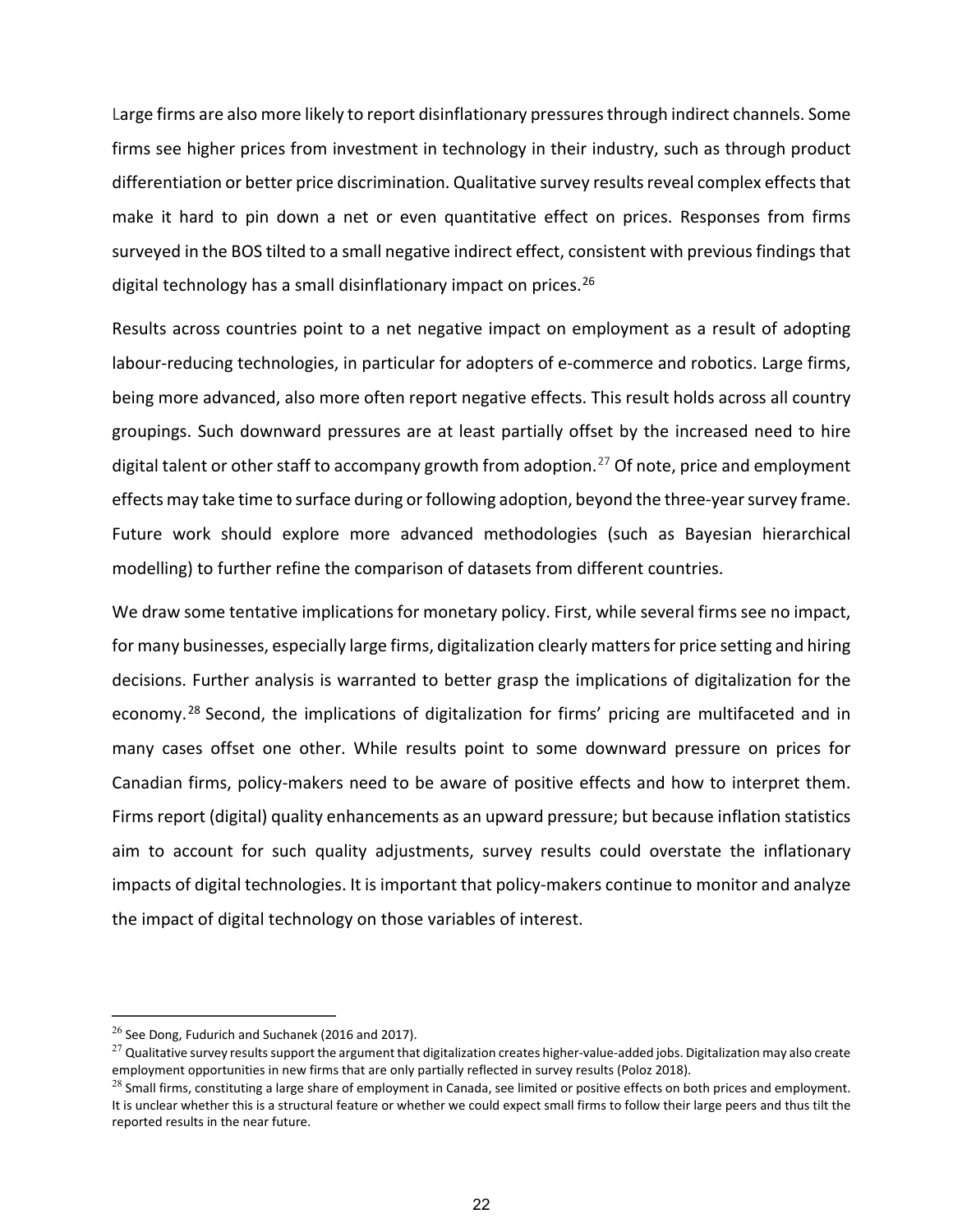Large firms are also more likely to report disinflationary pressures through indirect channels. Some firms see higher prices from investment in technology in their industry, such as through product differentiation or better price discrimination. Qualitative survey results reveal complex effects that make it hard to pin down a net or even quantitative effect on prices. Responses from firms surveyed in the BOS tilted to a small negative indirect effect, consistent with previous findings that digital technology has a small disinflationary impact on prices.[26]

Results across countries point to a net negative impact on employment as a result of adopting labour-reducing technologies, in particular for adopters of e-commerce and robotics. Large firms, being more advanced, also more often report negative effects. This result holds across all country groupings. Such downward pressures are at least partially offset by the increased need to hire digital talent or other staff to accompany growth from adoption.[27] Of note, price and employment effects may take time to surface during or following adoption, beyond the three-year survey frame. Future work should explore more advanced methodologies (such as Bayesian hierarchical modelling) to further refine the comparison of datasets from different countries.

We draw some tentative implications for monetary policy. First, while several firms see no impact, for many businesses, especially large firms, digitalization clearly matters for price setting and hiring decisions. Further analysis is warranted to better grasp the implications of digitalization for the economy.[28] Second, the implications of digitalization for firms' pricing are multifaceted and in many cases offset one other. While results point to some downward pressure on prices for Canadian firms, policy-makers need to be aware of positive effects and how to interpret them. Firms report (digital) quality enhancements as an upward pressure; but because inflation statistics aim to account for such quality adjustments, survey results could overstate the inflationary impacts of digital technologies. It is important that policy-makers continue to monitor and analyze the impact of digital technology on those variables of interest.

---

[26] See Dong, Fudurich and Suchanek (2016 and 2017).

[27] Qualitative survey results support the argument that digitalization creates higher-value-added jobs. Digitalization may also create employment opportunities in new firms that are only partially reflected in survey results (Poloz 2018).

[28] Small firms, constituting a large share of employment in Canada, see limited or positive effects on both prices and employment. It is unclear whether this is a structural feature or whether we could expect small firms to follow their large peers and thus tilt the reported results in the near future.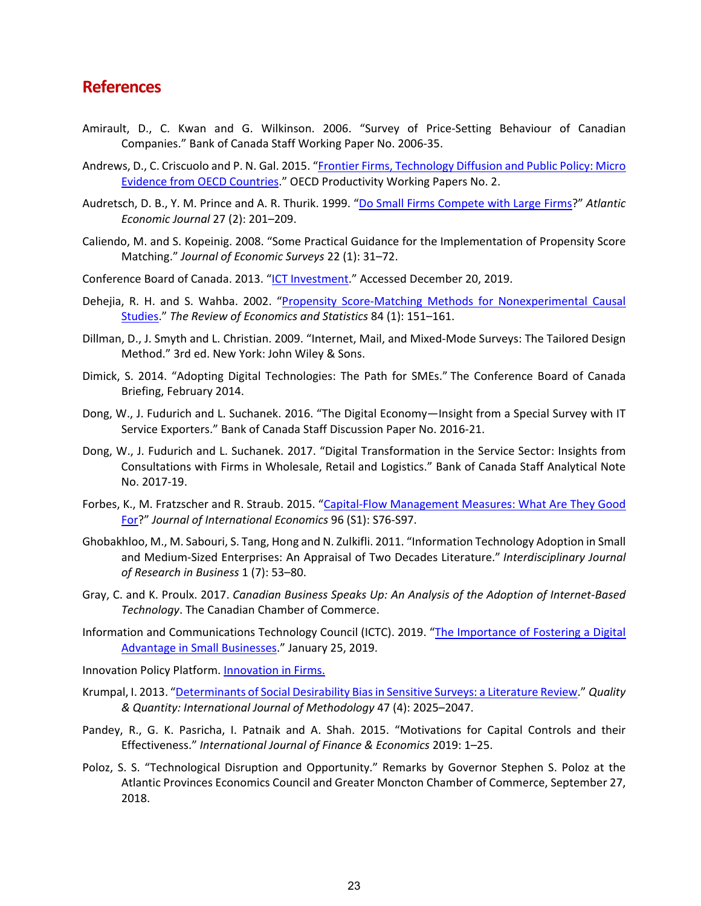## References

Amirault, D., C. Kwan and G. Wilkinson. 2006. "Survey of Price-Setting Behaviour of Canadian Companies." Bank of Canada Staff Working Paper No. 2006-35.

Andrews, D., C. Criscuolo and P. N. Gal. 2015. "Frontier Firms, Technology Diffusion and Public Policy: Micro Evidence from OECD Countries." OECD Productivity Working Papers No. 2.

Audretsch, D. B., Y. M. Prince and A. R. Thurik. 1999. "Do Small Firms Compete with Large Firms?" *Atlantic Economic Journal* 27 (2): 201–209.

Caliendo, M. and S. Kopeinig. 2008. "Some Practical Guidance for the Implementation of Propensity Score Matching." *Journal of Economic Surveys* 22 (1): 31–72.

Conference Board of Canada. 2013. "ICT Investment." Accessed December 20, 2019.

Dehejia, R. H. and S. Wahba. 2002. "Propensity Score-Matching Methods for Nonexperimental Causal Studies." *The Review of Economics and Statistics* 84 (1): 151–161.

Dillman, D., J. Smyth and L. Christian. 2009. "Internet, Mail, and Mixed-Mode Surveys: The Tailored Design Method." 3rd ed. New York: John Wiley & Sons.

Dimick, S. 2014. "Adopting Digital Technologies: The Path for SMEs." The Conference Board of Canada Briefing, February 2014.

Dong, W., J. Fudurich and L. Suchanek. 2016. "The Digital Economy—Insight from a Special Survey with IT Service Exporters." Bank of Canada Staff Discussion Paper No. 2016-21.

Dong, W., J. Fudurich and L. Suchanek. 2017. "Digital Transformation in the Service Sector: Insights from Consultations with Firms in Wholesale, Retail and Logistics." Bank of Canada Staff Analytical Note No. 2017-19.

Forbes, K., M. Fratzscher and R. Straub. 2015. "Capital-Flow Management Measures: What Are They Good For?" *Journal of International Economics* 96 (S1): S76-S97.

Ghobakhloo, M., M. Sabouri, S. Tang, Hong and N. Zulkifli. 2011. "Information Technology Adoption in Small and Medium-Sized Enterprises: An Appraisal of Two Decades Literature." *Interdisciplinary Journal of Research in Business* 1 (7): 53–80.

Gray, C. and K. Proulx. 2017. *Canadian Business Speaks Up: An Analysis of the Adoption of Internet-Based Technology*. The Canadian Chamber of Commerce.

Information and Communications Technology Council (ICTC). 2019. "The Importance of Fostering a Digital Advantage in Small Businesses." January 25, 2019.

Innovation Policy Platform. Innovation in Firms.

Krumpal, I. 2013. "Determinants of Social Desirability Bias in Sensitive Surveys: a Literature Review." *Quality & Quantity: International Journal of Methodology* 47 (4): 2025–2047.

Pandey, R., G. K. Pasricha, I. Patnaik and A. Shah. 2015. "Motivations for Capital Controls and their Effectiveness." *International Journal of Finance & Economics* 2019: 1–25.

Poloz, S. S. "Technological Disruption and Opportunity." Remarks by Governor Stephen S. Poloz at the Atlantic Provinces Economics Council and Greater Moncton Chamber of Commerce, September 27, 2018.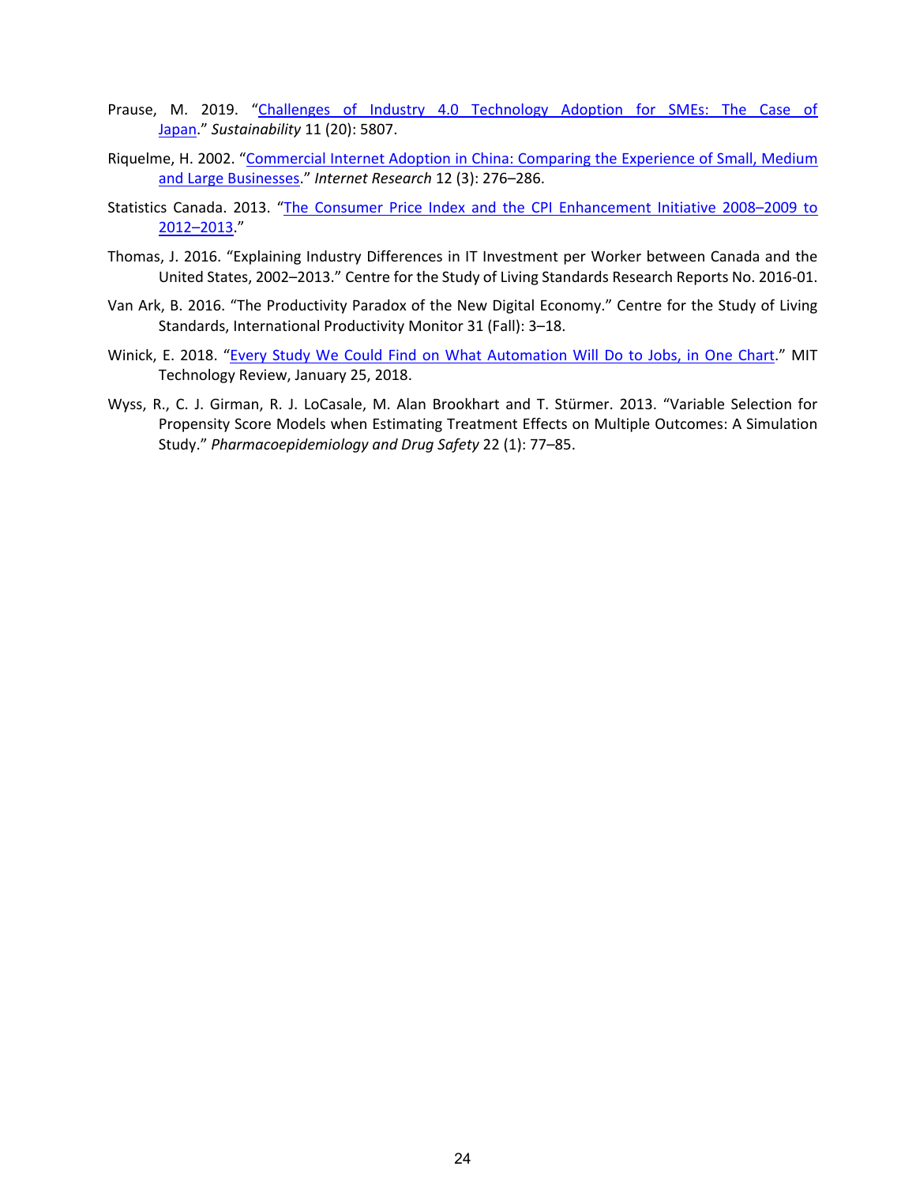Prause, M. 2019. "Challenges of Industry 4.0 Technology Adoption for SMEs: The Case of Japan." *Sustainability* 11 (20): 5807.

Riquelme, H. 2002. "Commercial Internet Adoption in China: Comparing the Experience of Small, Medium and Large Businesses." *Internet Research* 12 (3): 276–286.

Statistics Canada. 2013. "The Consumer Price Index and the CPI Enhancement Initiative 2008–2009 to 2012–2013."

Thomas, J. 2016. "Explaining Industry Differences in IT Investment per Worker between Canada and the United States, 2002–2013." Centre for the Study of Living Standards Research Reports No. 2016-01.

Van Ark, B. 2016. "The Productivity Paradox of the New Digital Economy." Centre for the Study of Living Standards, International Productivity Monitor 31 (Fall): 3–18.

Winick, E. 2018. "Every Study We Could Find on What Automation Will Do to Jobs, in One Chart." MIT Technology Review, January 25, 2018.

Wyss, R., C. J. Girman, R. J. LoCasale, M. Alan Brookhart and T. Stürmer. 2013. "Variable Selection for Propensity Score Models when Estimating Treatment Effects on Multiple Outcomes: A Simulation Study." *Pharmacoepidemiology and Drug Safety* 22 (1): 77–85.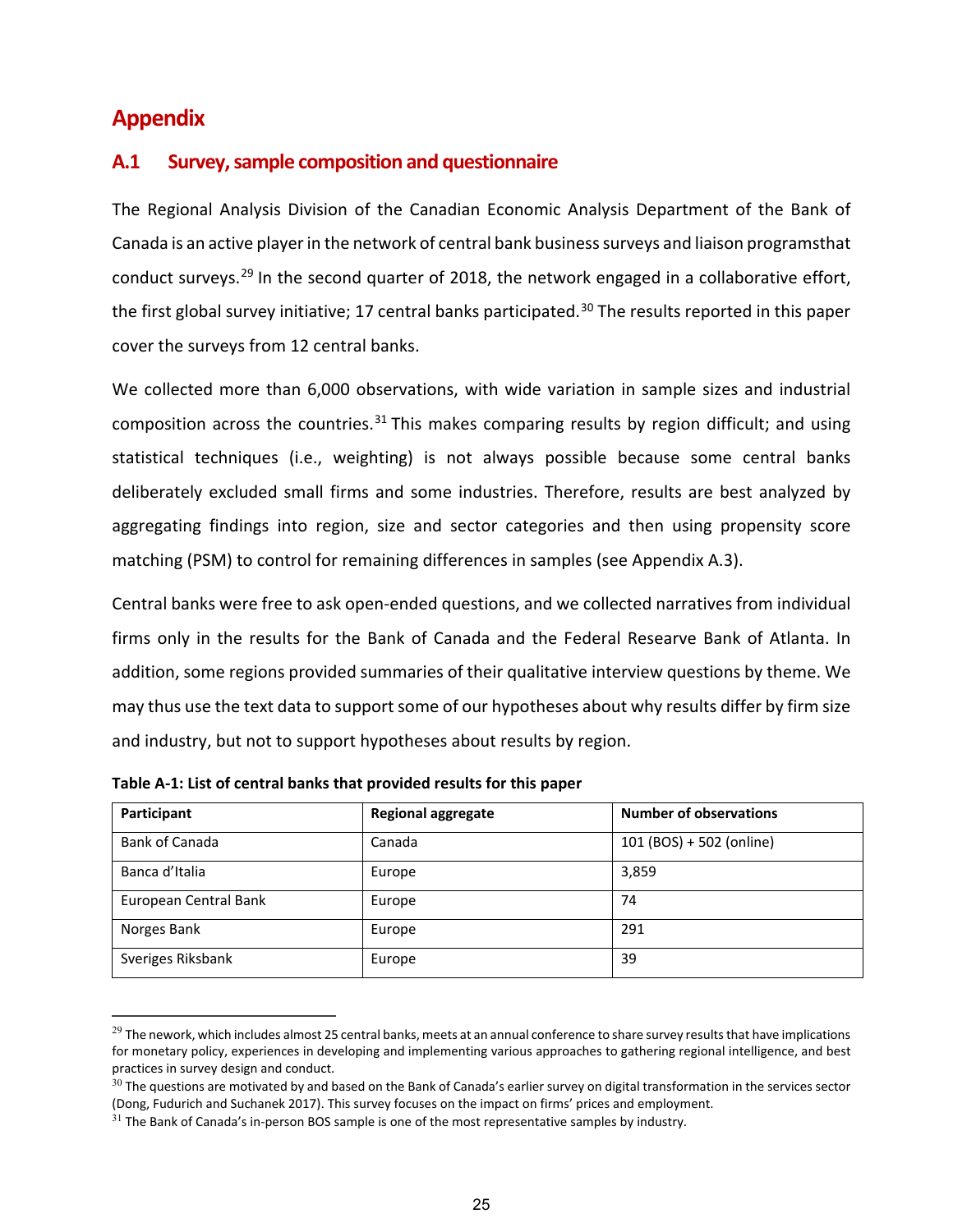# Appendix

## A.1 Survey, sample composition and questionnaire

The Regional Analysis Division of the Canadian Economic Analysis Department of the Bank of Canada is an active player in the network of central bank business surveys and liaison programsthat conduct surveys.[29] In the second quarter of 2018, the network engaged in a collaborative effort, the first global survey initiative; 17 central banks participated.[30] The results reported in this paper cover the surveys from 12 central banks.

We collected more than 6,000 observations, with wide variation in sample sizes and industrial composition across the countries.[31] This makes comparing results by region difficult; and using statistical techniques (i.e., weighting) is not always possible because some central banks deliberately excluded small firms and some industries. Therefore, results are best analyzed by aggregating findings into region, size and sector categories and then using propensity score matching (PSM) to control for remaining differences in samples (see Appendix A.3).

Central banks were free to ask open-ended questions, and we collected narratives from individual firms only in the results for the Bank of Canada and the Federal Researve Bank of Atlanta. In addition, some regions provided summaries of their qualitative interview questions by theme. We may thus use the text data to support some of our hypotheses about why results differ by firm size and industry, but not to support hypotheses about results by region.

**Table A-1: List of central banks that provided results for this paper**

| Participant | Regional aggregate | Number of observations |
|---|---|---|
| Bank of Canada | Canada | 101 (BOS) + 502 (online) |
| Banca d'Italia | Europe | 3,859 |
| European Central Bank | Europe | 74 |
| Norges Bank | Europe | 291 |
| Sveriges Riksbank | Europe | 39 |

[29] The nework, which includes almost 25 central banks, meets at an annual conference to share survey results that have implications for monetary policy, experiences in developing and implementing various approaches to gathering regional intelligence, and best practices in survey design and conduct.

[30] The questions are motivated by and based on the Bank of Canada's earlier survey on digital transformation in the services sector (Dong, Fudurich and Suchanek 2017). This survey focuses on the impact on firms' prices and employment.

[31] The Bank of Canada's in-person BOS sample is one of the most representative samples by industry.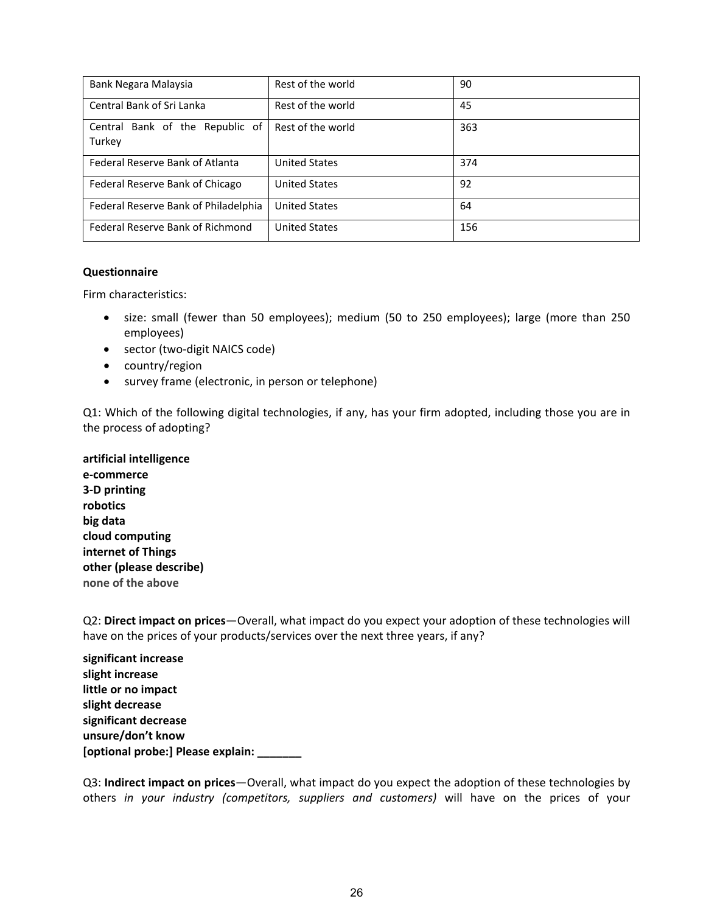| Bank Negara Malaysia | Rest of the world | 90 |
|---|---|---|
| Central Bank of Sri Lanka | Rest of the world | 45 |
| Central Bank of the Republic of Turkey | Rest of the world | 363 |
| Federal Reserve Bank of Atlanta | United States | 374 |
| Federal Reserve Bank of Chicago | United States | 92 |
| Federal Reserve Bank of Philadelphia | United States | 64 |
| Federal Reserve Bank of Richmond | United States | 156 |

**Questionnaire**

Firm characteristics:

- size: small (fewer than 50 employees); medium (50 to 250 employees); large (more than 250 employees)
- sector (two-digit NAICS code)
- country/region
- survey frame (electronic, in person or telephone)

Q1: Which of the following digital technologies, if any, has your firm adopted, including those you are in the process of adopting?

**artificial intelligence**
**e-commerce**
**3-D printing**
**robotics**
**big data**
**cloud computing**
**internet of Things**
**other (please describe)**
**none of the above**

Q2: **Direct impact on prices**—Overall, what impact do you expect your adoption of these technologies will have on the prices of your products/services over the next three years, if any?

**significant increase**
**slight increase**
**little or no impact**
**slight decrease**
**significant decrease**
**unsure/don't know**
**[optional probe:] Please explain: _______**

Q3: **Indirect impact on prices**—Overall, what impact do you expect the adoption of these technologies by others *in your industry (competitors, suppliers and customers)* will have on the prices of your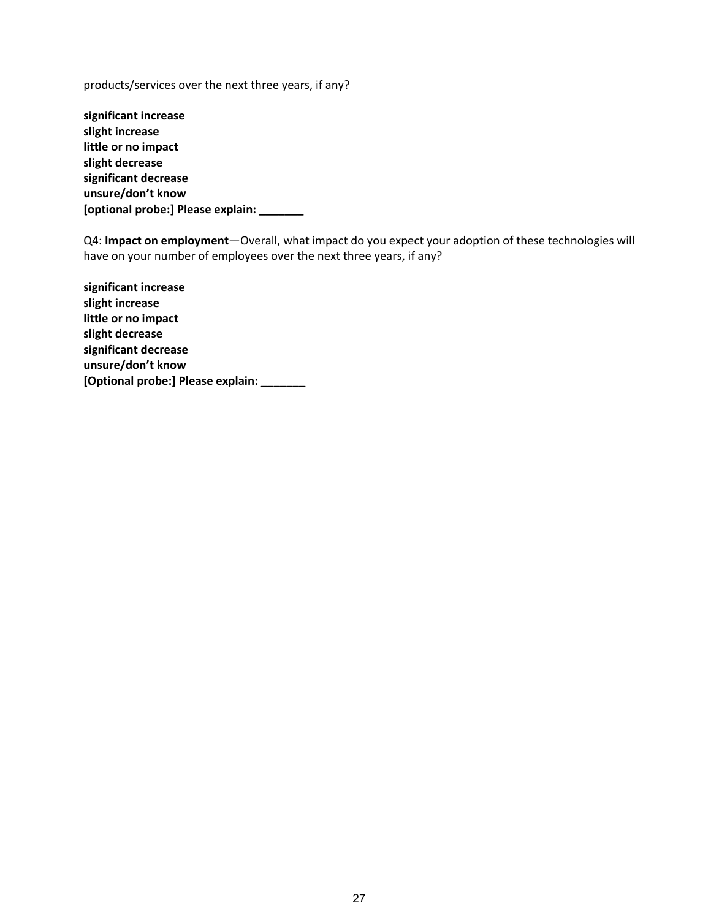products/services over the next three years, if any?

**significant increase**
**slight increase**
**little or no impact**
**slight decrease**
**significant decrease**
**unsure/don't know**
**[optional probe:] Please explain: _______**

Q4: **Impact on employment**—Overall, what impact do you expect your adoption of these technologies will have on your number of employees over the next three years, if any?

**significant increase**
**slight increase**
**little or no impact**
**slight decrease**
**significant decrease**
**unsure/don't know**
**[Optional probe:] Please explain: _______**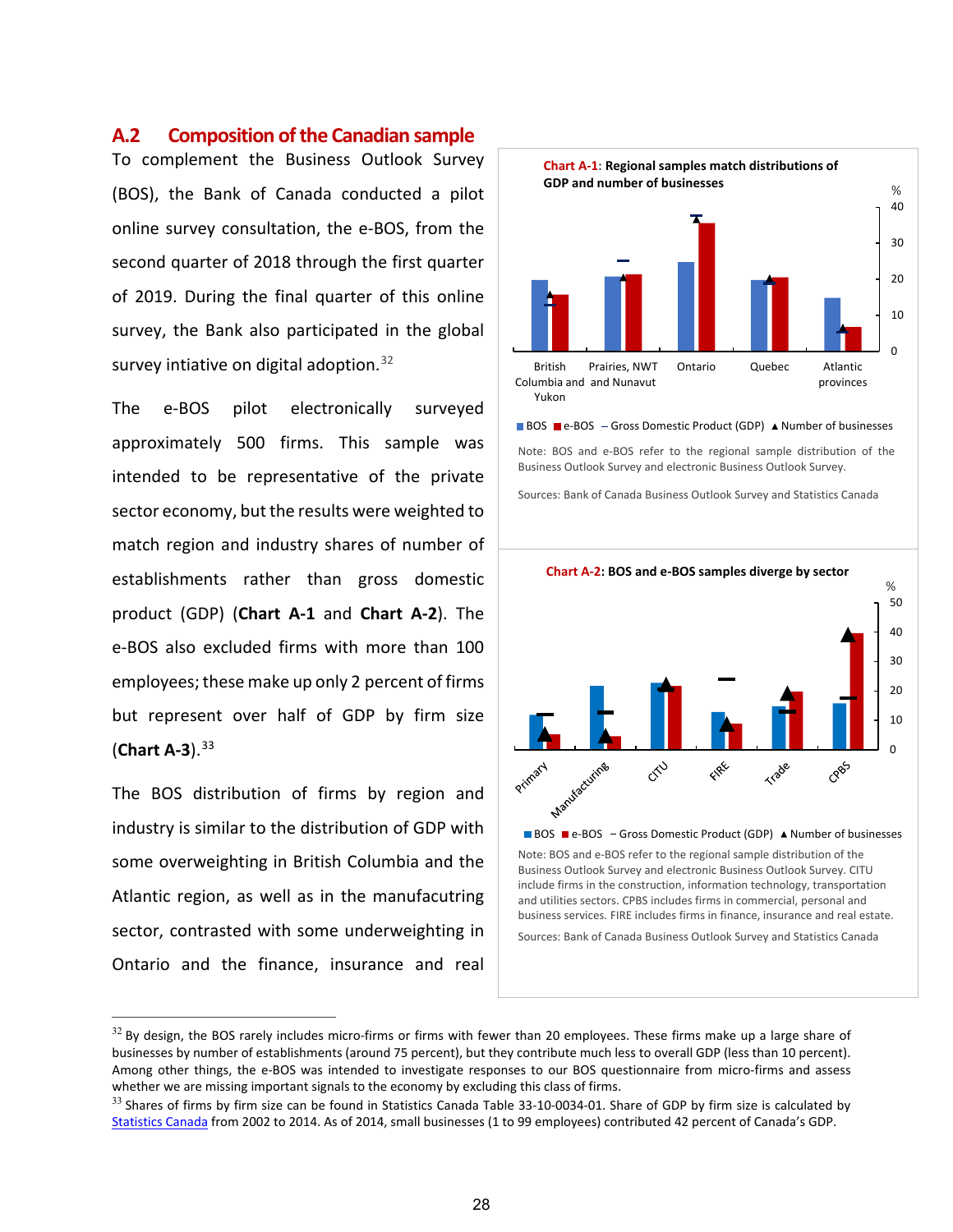## A.2 Composition of the Canadian sample

To complement the Business Outlook Survey (BOS), the Bank of Canada conducted a pilot online survey consultation, the e-BOS, from the second quarter of 2018 through the first quarter of 2019. During the final quarter of this online survey, the Bank also participated in the global survey intiative on digital adoption.[32]

The e-BOS pilot electronically surveyed approximately 500 firms. This sample was intended to be representative of the private sector economy, but the results were weighted to match region and industry shares of number of establishments rather than gross domestic product (GDP) (**Chart A-1** and **Chart A-2**). The e-BOS also excluded firms with more than 100 employees; these make up only 2 percent of firms but represent over half of GDP by firm size (**Chart A-3**).[33]

The BOS distribution of firms by region and industry is similar to the distribution of GDP with some overweighting in British Columbia and the Atlantic region, as well as in the manufacutring sector, contrasted with some underweighting in Ontario and the finance, insurance and real

**Chart A-1: Regional samples match distributions of GDP and number of businesses**

■ BOS ■ e-BOS – Gross Domestic Product (GDP) ▲ Number of businesses

Note: BOS and e-BOS refer to the regional sample distribution of the Business Outlook Survey and electronic Business Outlook Survey.

Sources: Bank of Canada Business Outlook Survey and Statistics Canada

**Chart A-2: BOS and e-BOS samples diverge by sector**

■ BOS ■ e-BOS – Gross Domestic Product (GDP) ▲ Number of businesses

Note: BOS and e-BOS refer to the regional sample distribution of the Business Outlook Survey and electronic Business Outlook Survey. CITU include firms in the construction, information technology, transportation and utilities sectors. CPBS includes firms in commercial, personal and business services. FIRE includes firms in finance, insurance and real estate.

Sources: Bank of Canada Business Outlook Survey and Statistics Canada

---

[32] By design, the BOS rarely includes micro-firms or firms with fewer than 20 employees. These firms make up a large share of businesses by number of establishments (around 75 percent), but they contribute much less to overall GDP (less than 10 percent). Among other things, the e-BOS was intended to investigate responses to our BOS questionnaire from micro-firms and assess whether we are missing important signals to the economy by excluding this class of firms.

[33] Shares of firms by firm size can be found in Statistics Canada Table 33-10-0034-01. Share of GDP by firm size is calculated by Statistics Canada from 2002 to 2014. As of 2014, small businesses (1 to 99 employees) contributed 42 percent of Canada's GDP.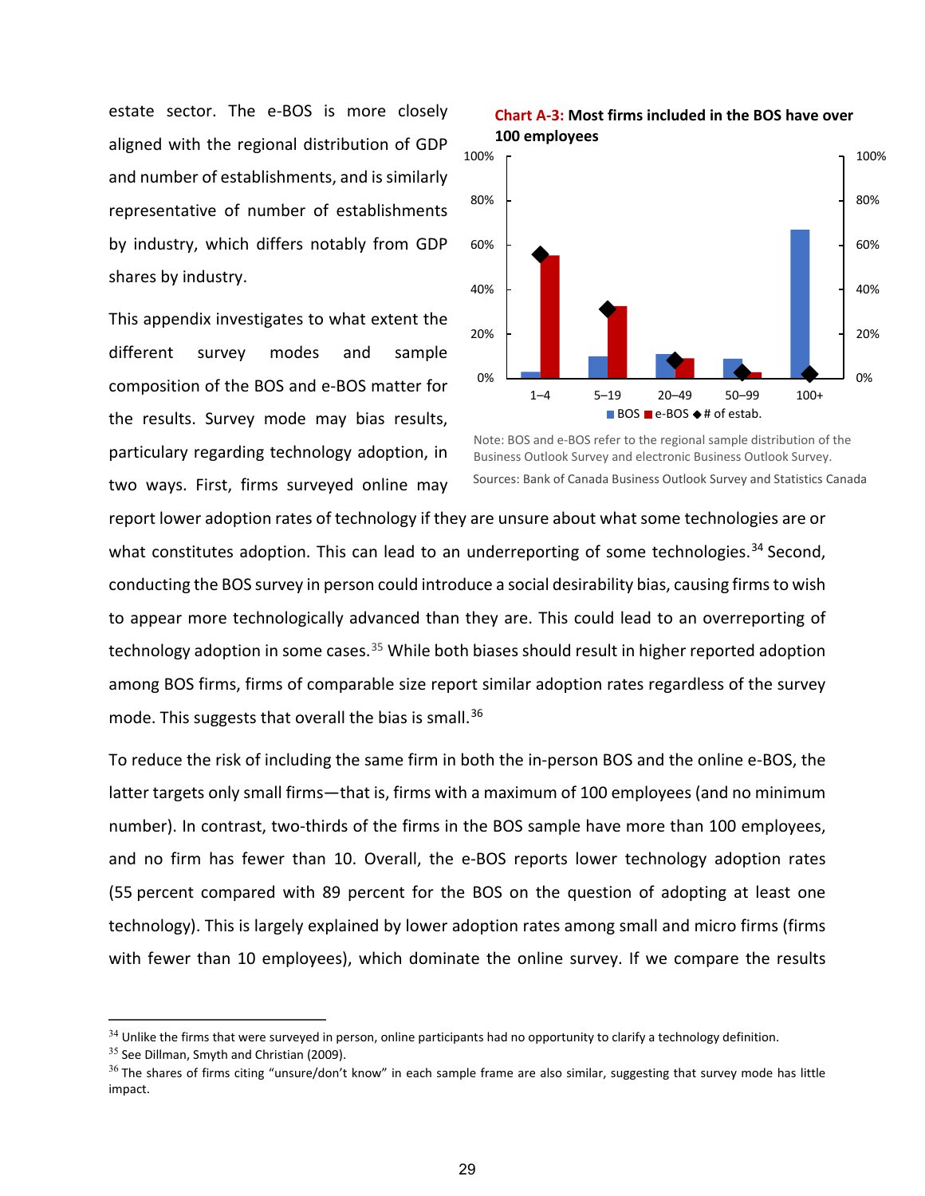estate sector. The e-BOS is more closely aligned with the regional distribution of GDP and number of establishments, and is similarly representative of number of establishments by industry, which differs notably from GDP shares by industry.

**Chart A-3: Most firms included in the BOS have over 100 employees**

Note: BOS and e-BOS refer to the regional sample distribution of the Business Outlook Survey and electronic Business Outlook Survey.

Sources: Bank of Canada Business Outlook Survey and Statistics Canada

This appendix investigates to what extent the different survey modes and sample composition of the BOS and e-BOS matter for the results. Survey mode may bias results, particulary regarding technology adoption, in two ways. First, firms surveyed online may report lower adoption rates of technology if they are unsure about what some technologies are or what constitutes adoption. This can lead to an underreporting of some technologies.[34] Second, conducting the BOS survey in person could introduce a social desirability bias, causing firms to wish to appear more technologically advanced than they are. This could lead to an overreporting of technology adoption in some cases.[35] While both biases should result in higher reported adoption among BOS firms, firms of comparable size report similar adoption rates regardless of the survey mode. This suggests that overall the bias is small.[36]

To reduce the risk of including the same firm in both the in-person BOS and the online e-BOS, the latter targets only small firms—that is, firms with a maximum of 100 employees (and no minimum number). In contrast, two-thirds of the firms in the BOS sample have more than 100 employees, and no firm has fewer than 10. Overall, the e-BOS reports lower technology adoption rates (55 percent compared with 89 percent for the BOS on the question of adopting at least one technology). This is largely explained by lower adoption rates among small and micro firms (firms with fewer than 10 employees), which dominate the online survey. If we compare the results

---

[34] Unlike the firms that were surveyed in person, online participants had no opportunity to clarify a technology definition.

[35] See Dillman, Smyth and Christian (2009).

[36] The shares of firms citing "unsure/don't know" in each sample frame are also similar, suggesting that survey mode has little impact.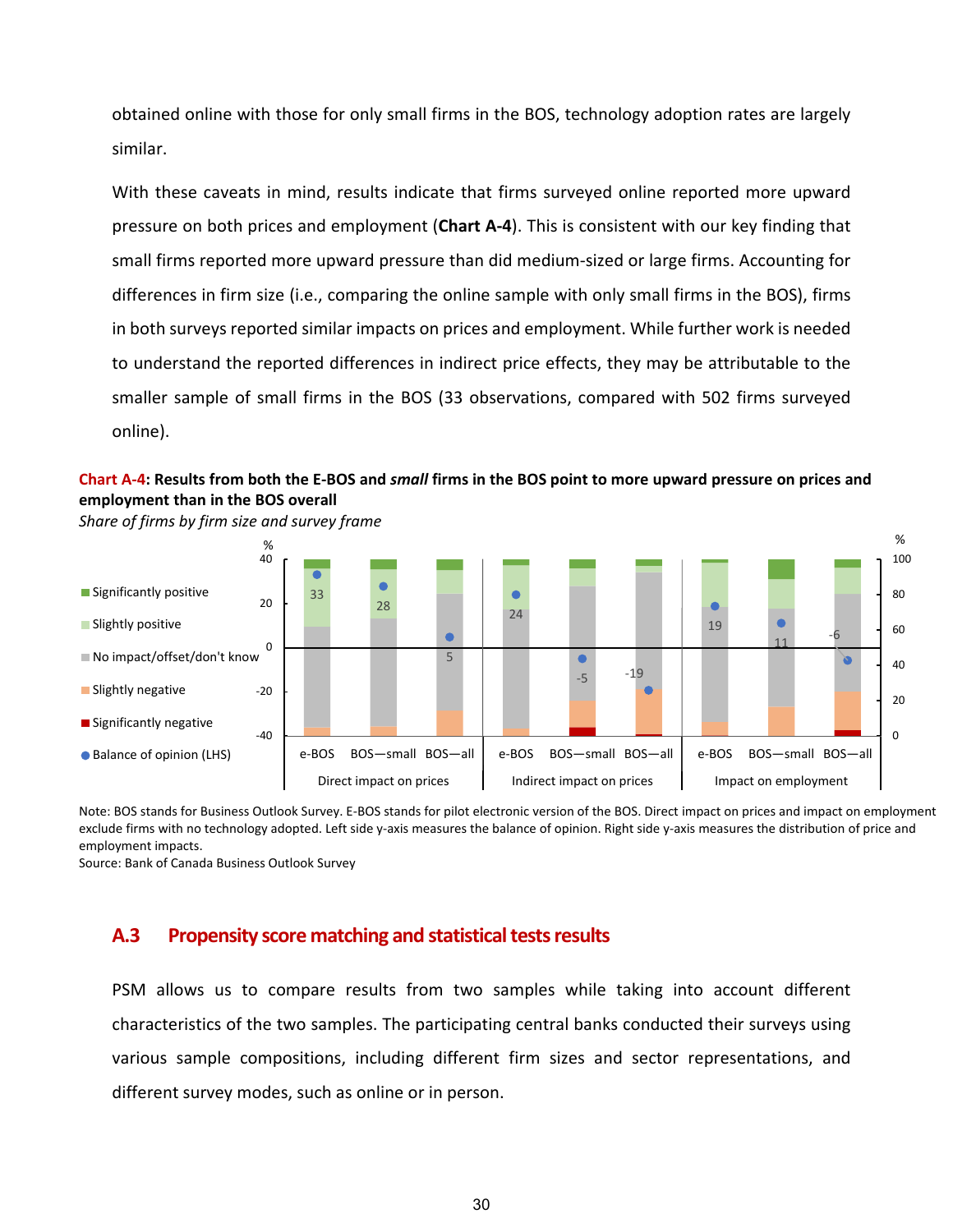obtained online with those for only small firms in the BOS, technology adoption rates are largely similar.

With these caveats in mind, results indicate that firms surveyed online reported more upward pressure on both prices and employment (**Chart A-4**). This is consistent with our key finding that small firms reported more upward pressure than did medium-sized or large firms. Accounting for differences in firm size (i.e., comparing the online sample with only small firms in the BOS), firms in both surveys reported similar impacts on prices and employment. While further work is needed to understand the reported differences in indirect price effects, they may be attributable to the smaller sample of small firms in the BOS (33 observations, compared with 502 firms surveyed online).

**Chart A-4: Results from both the E-BOS and *small* firms in the BOS point to more upward pressure on prices and employment than in the BOS overall**

*Share of firms by firm size and survey frame*

| | Direct impact on prices | | | Indirect impact on prices | | | Impact on employment | | |
|---|---|---|---|---|---|---|---|---|---|
| | e-BOS | BOS—small | BOS—all | e-BOS | BOS—small | BOS—all | e-BOS | BOS—small | BOS—all |
| Balance of opinion (LHS) | 33 | 28 | 5 | 24 | -5 | -19 | 19 | 11 | -6 |

Legend: Significantly positive; Slightly positive; No impact/offset/don't know; Slightly negative; Significantly negative; Balance of opinion (LHS)

Note: BOS stands for Business Outlook Survey. E-BOS stands for pilot electronic version of the BOS. Direct impact on prices and impact on employment exclude firms with no technology adopted. Left side y-axis measures the balance of opinion. Right side y-axis measures the distribution of price and employment impacts.

Source: Bank of Canada Business Outlook Survey

## A.3 Propensity score matching and statistical tests results

PSM allows us to compare results from two samples while taking into account different characteristics of the two samples. The participating central banks conducted their surveys using various sample compositions, including different firm sizes and sector representations, and different survey modes, such as online or in person.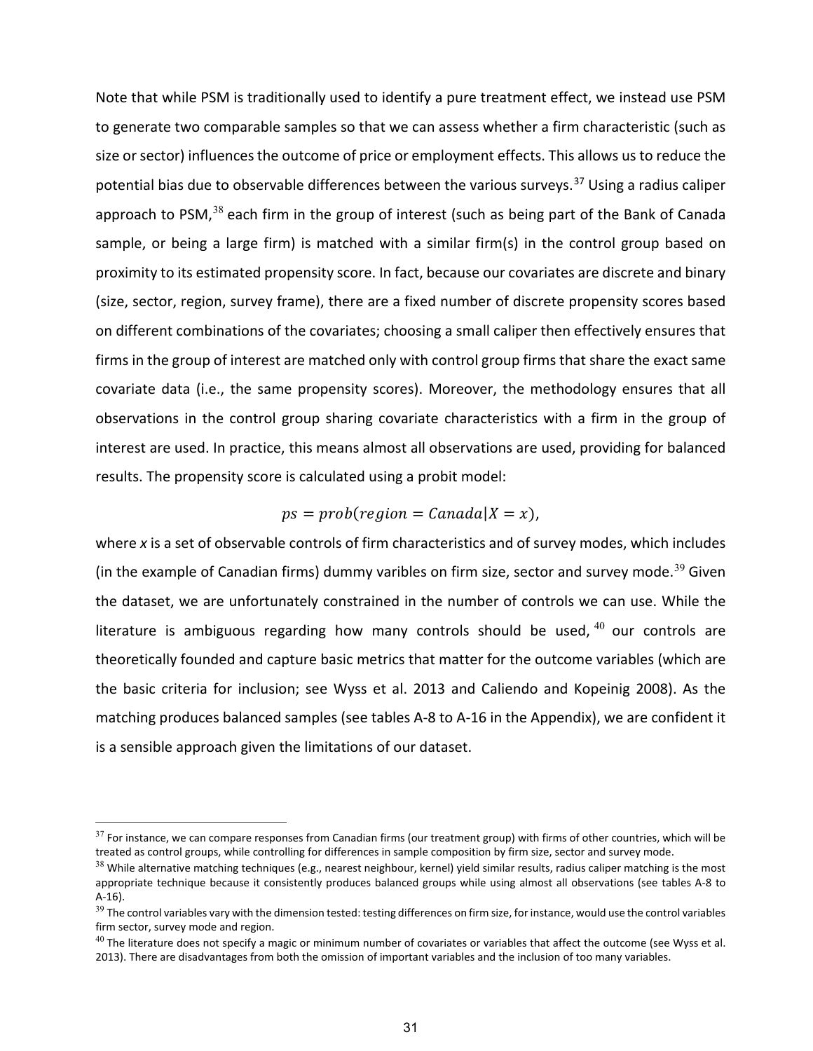Note that while PSM is traditionally used to identify a pure treatment effect, we instead use PSM to generate two comparable samples so that we can assess whether a firm characteristic (such as size or sector) influences the outcome of price or employment effects. This allows us to reduce the potential bias due to observable differences between the various surveys.[37] Using a radius caliper approach to PSM,[38] each firm in the group of interest (such as being part of the Bank of Canada sample, or being a large firm) is matched with a similar firm(s) in the control group based on proximity to its estimated propensity score. In fact, because our covariates are discrete and binary (size, sector, region, survey frame), there are a fixed number of discrete propensity scores based on different combinations of the covariates; choosing a small caliper then effectively ensures that firms in the group of interest are matched only with control group firms that share the exact same covariate data (i.e., the same propensity scores). Moreover, the methodology ensures that all observations in the control group sharing covariate characteristics with a firm in the group of interest are used. In practice, this means almost all observations are used, providing for balanced results. The propensity score is calculated using a probit model:

$$ps = prob(region = Canada|X = x),$$

where *x* is a set of observable controls of firm characteristics and of survey modes, which includes (in the example of Canadian firms) dummy varibles on firm size, sector and survey mode.[39] Given the dataset, we are unfortunately constrained in the number of controls we can use. While the literature is ambiguous regarding how many controls should be used,[40] our controls are theoretically founded and capture basic metrics that matter for the outcome variables (which are the basic criteria for inclusion; see Wyss et al. 2013 and Caliendo and Kopeinig 2008). As the matching produces balanced samples (see tables A-8 to A-16 in the Appendix), we are confident it is a sensible approach given the limitations of our dataset.

---

[37] For instance, we can compare responses from Canadian firms (our treatment group) with firms of other countries, which will be treated as control groups, while controlling for differences in sample composition by firm size, sector and survey mode.

[38] While alternative matching techniques (e.g., nearest neighbour, kernel) yield similar results, radius caliper matching is the most appropriate technique because it consistently produces balanced groups while using almost all observations (see tables A-8 to A-16).

[39] The control variables vary with the dimension tested: testing differences on firm size, for instance, would use the control variables firm sector, survey mode and region.

[40] The literature does not specify a magic or minimum number of covariates or variables that affect the outcome (see Wyss et al. 2013). There are disadvantages from both the omission of important variables and the inclusion of too many variables.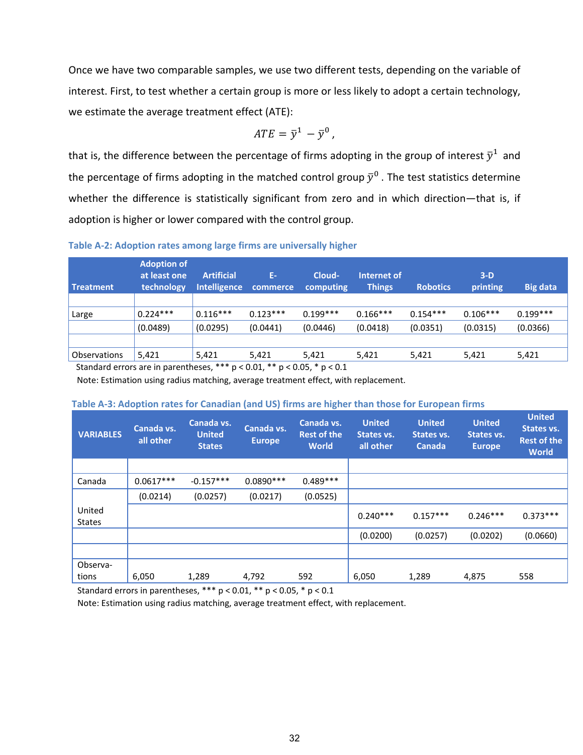Once we have two comparable samples, we use two different tests, depending on the variable of interest. First, to test whether a certain group is more or less likely to adopt a certain technology, we estimate the average treatment effect (ATE):

$$ATE = \bar{y}^1 - \bar{y}^0 ,$$

that is, the difference between the percentage of firms adopting in the group of interest $\bar{y}^1$ and the percentage of firms adopting in the matched control group $\bar{y}^0$. The test statistics determine whether the difference is statistically significant from zero and in which direction—that is, if adoption is higher or lower compared with the control group.

**Table A-2: Adoption rates among large firms are universally higher**

| Treatment | Adoption of at least one technology | Artificial Intelligence | E-commerce | Cloud-computing | Internet of Things | Robotics | 3-D printing | Big data |
|---|---|---|---|---|---|---|---|---|
| | | | | | | | | |
| Large | 0.224*** | 0.116*** | 0.123*** | 0.199*** | 0.166*** | 0.154*** | 0.106*** | 0.199*** |
| | (0.0489) | (0.0295) | (0.0441) | (0.0446) | (0.0418) | (0.0351) | (0.0315) | (0.0366) |
| | | | | | | | | |
| Observations | 5,421 | 5,421 | 5,421 | 5,421 | 5,421 | 5,421 | 5,421 | 5,421 |

Standard errors are in parentheses, *** p < 0.01, ** p < 0.05, * p < 0.1

Note: Estimation using radius matching, average treatment effect, with replacement.

**Table A-3: Adoption rates for Canadian (and US) firms are higher than those for European firms**

| VARIABLES | Canada vs. all other | Canada vs. United States | Canada vs. Europe | Canada vs. Rest of the World | United States vs. all other | United States vs. Canada | United States vs. Europe | United States vs. Rest of the World |
|---|---|---|---|---|---|---|---|---|
| | | | | | | | | |
| Canada | 0.0617*** | -0.157*** | 0.0890*** | 0.489*** | | | | |
| | (0.0214) | (0.0257) | (0.0217) | (0.0525) | | | | |
| United States | | | | | 0.240*** | 0.157*** | 0.246*** | 0.373*** |
| | | | | | (0.0200) | (0.0257) | (0.0202) | (0.0660) |
| | | | | | | | | |
| Observations | 6,050 | 1,289 | 4,792 | 592 | 6,050 | 1,289 | 4,875 | 558 |

Standard errors in parentheses, *** p < 0.01, ** p < 0.05, * p < 0.1

Note: Estimation using radius matching, average treatment effect, with replacement.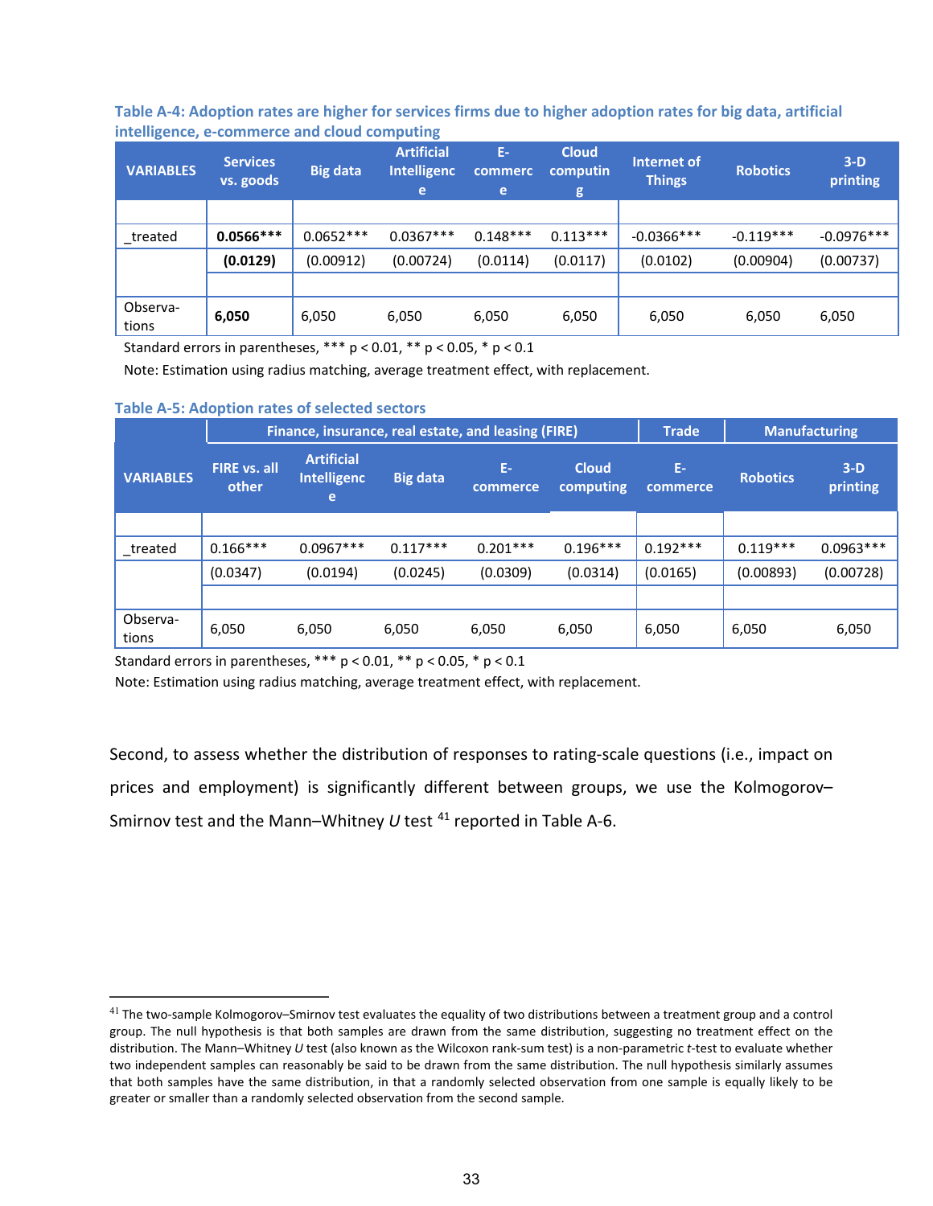**Table A-4: Adoption rates are higher for services firms due to higher adoption rates for big data, artificial intelligence, e-commerce and cloud computing**

| VARIABLES | Services vs. goods | Big data | Artificial Intelligence | E-commerce | Cloud computing | Internet of Things | Robotics | 3-D printing |
|---|---|---|---|---|---|---|---|---|
| | | | | | | | | |
| _treated | **0.0566***\*** | 0.0652*** | 0.0367*** | 0.148*** | 0.113*** | -0.0366*** | -0.119*** | -0.0976*** |
| | **(0.0129)** | (0.00912) | (0.00724) | (0.0114) | (0.0117) | (0.0102) | (0.00904) | (0.00737) |
| | | | | | | | | |
| Observations | **6,050** | 6,050 | 6,050 | 6,050 | 6,050 | 6,050 | 6,050 | 6,050 |

Standard errors in parentheses, *** p < 0.01, ** p < 0.05, * p < 0.1

Note: Estimation using radius matching, average treatment effect, with replacement.

**Table A-5: Adoption rates of selected sectors**

| | Finance, insurance, real estate, and leasing (FIRE) | | | | | Trade | Manufacturing | |
|---|---|---|---|---|---|---|---|---|
| VARIABLES | FIRE vs. all other | Artificial Intelligence | Big data | E-commerce | Cloud computing | E-commerce | Robotics | 3-D printing |
| | | | | | | | | |
| _treated | 0.166*** | 0.0967*** | 0.117*** | 0.201*** | 0.196*** | 0.192*** | 0.119*** | 0.0963*** |
| | (0.0347) | (0.0194) | (0.0245) | (0.0309) | (0.0314) | (0.0165) | (0.00893) | (0.00728) |
| | | | | | | | | |
| Observations | 6,050 | 6,050 | 6,050 | 6,050 | 6,050 | 6,050 | 6,050 | 6,050 |

Standard errors in parentheses, *** p < 0.01, ** p < 0.05, * p < 0.1

Note: Estimation using radius matching, average treatment effect, with replacement.

Second, to assess whether the distribution of responses to rating-scale questions (i.e., impact on prices and employment) is significantly different between groups, we use the Kolmogorov–Smirnov test and the Mann–Whitney *U* test [41] reported in Table A-6.

[41] The two-sample Kolmogorov–Smirnov test evaluates the equality of two distributions between a treatment group and a control group. The null hypothesis is that both samples are drawn from the same distribution, suggesting no treatment effect on the distribution. The Mann–Whitney *U* test (also known as the Wilcoxon rank-sum test) is a non-parametric *t*-test to evaluate whether two independent samples can reasonably be said to be drawn from the same distribution. The null hypothesis similarly assumes that both samples have the same distribution, in that a randomly selected observation from one sample is equally likely to be greater or smaller than a randomly selected observation from the second sample.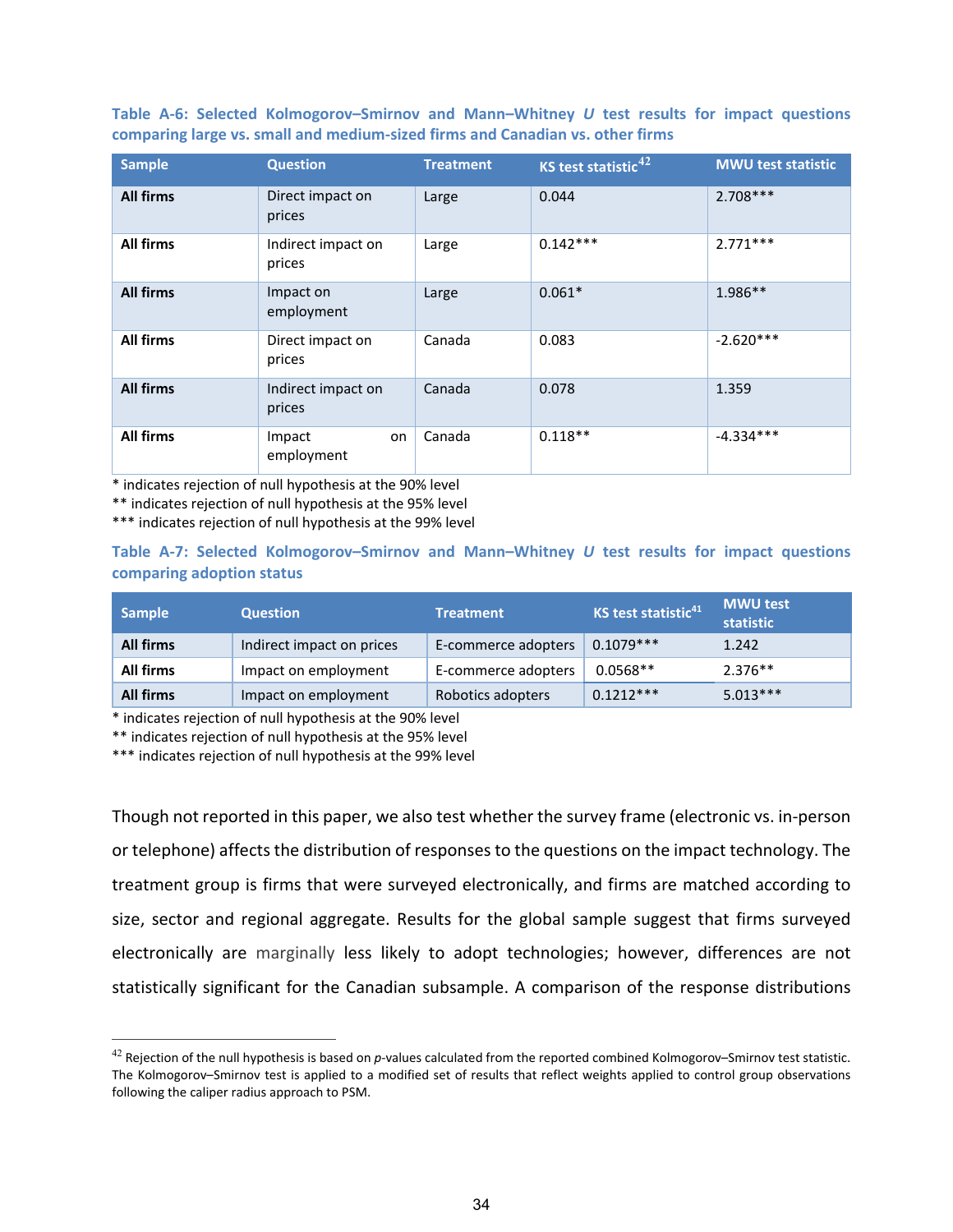**Table A-6: Selected Kolmogorov–Smirnov and Mann–Whitney *U* test results for impact questions comparing large vs. small and medium-sized firms and Canadian vs. other firms**

| Sample | Question | Treatment | KS test statistic[42] | MWU test statistic |
|---|---|---|---|---|
| **All firms** | Direct impact on prices | Large | 0.044 | 2.708*** |
| **All firms** | Indirect impact on prices | Large | 0.142*** | 2.771*** |
| **All firms** | Impact on employment | Large | 0.061* | 1.986** |
| **All firms** | Direct impact on prices | Canada | 0.083 | -2.620*** |
| **All firms** | Indirect impact on prices | Canada | 0.078 | 1.359 |
| **All firms** | Impact on employment | Canada | 0.118** | -4.334*** |

\* indicates rejection of null hypothesis at the 90% level
** indicates rejection of null hypothesis at the 95% level
*** indicates rejection of null hypothesis at the 99% level

**Table A-7: Selected Kolmogorov–Smirnov and Mann–Whitney *U* test results for impact questions comparing adoption status**

| Sample | Question | Treatment | KS test statistic[41] | MWU test statistic |
|---|---|---|---|---|
| **All firms** | Indirect impact on prices | E-commerce adopters | 0.1079*** | 1.242 |
| **All firms** | Impact on employment | E-commerce adopters | 0.0568** | 2.376** |
| **All firms** | Impact on employment | Robotics adopters | 0.1212*** | 5.013*** |

\* indicates rejection of null hypothesis at the 90% level
** indicates rejection of null hypothesis at the 95% level
*** indicates rejection of null hypothesis at the 99% level

Though not reported in this paper, we also test whether the survey frame (electronic vs. in-person or telephone) affects the distribution of responses to the questions on the impact technology. The treatment group is firms that were surveyed electronically, and firms are matched according to size, sector and regional aggregate. Results for the global sample suggest that firms surveyed electronically are marginally less likely to adopt technologies; however, differences are not statistically significant for the Canadian subsample. A comparison of the response distributions

[42] Rejection of the null hypothesis is based on *p*-values calculated from the reported combined Kolmogorov–Smirnov test statistic. The Kolmogorov–Smirnov test is applied to a modified set of results that reflect weights applied to control group observations following the caliper radius approach to PSM.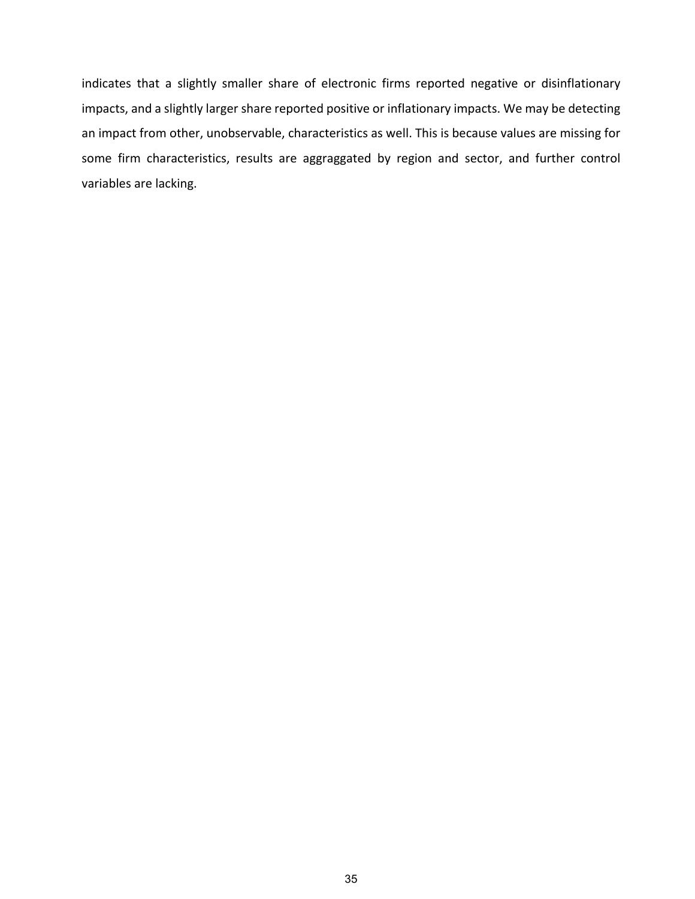indicates that a slightly smaller share of electronic firms reported negative or disinflationary impacts, and a slightly larger share reported positive or inflationary impacts. We may be detecting an impact from other, unobservable, characteristics as well. This is because values are missing for some firm characteristics, results are aggraggated by region and sector, and further control variables are lacking.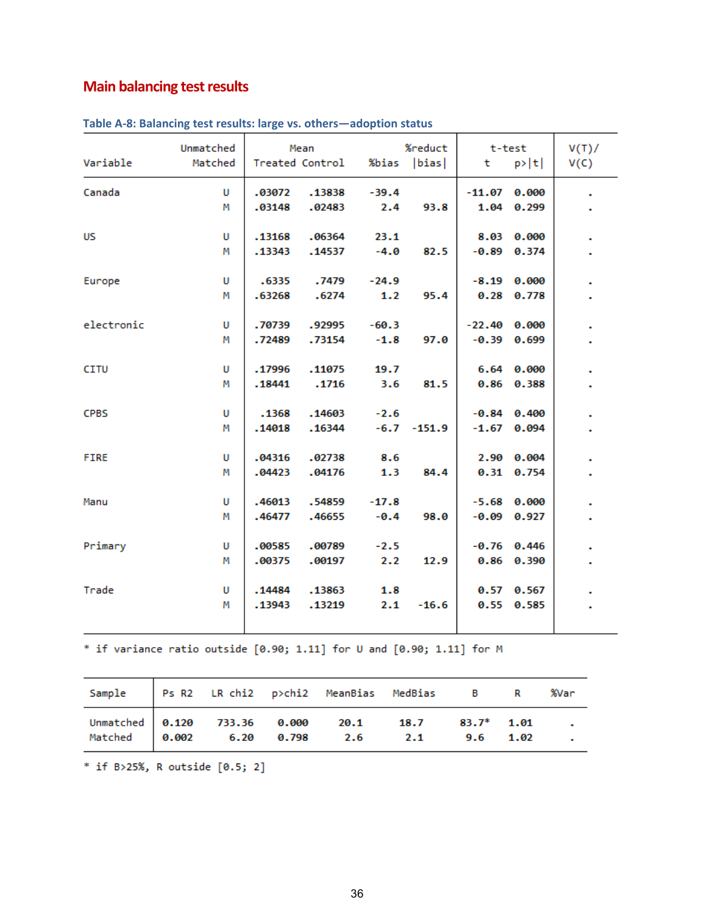## Main balancing test results

### Table A-8: Balancing test results: large vs. others—adoption status

| Variable | Unmatched Matched | Mean Treated | Mean Control | %bias | %reduct \|bias\| | t-test t | p>\|t\| | V(T)/ V(C) |
|---|---|---|---|---|---|---|---|---|
| Canada | U | .03072 | .13838 | -39.4 | | -11.07 | 0.000 | . |
| | M | .03148 | .02483 | 2.4 | 93.8 | 1.04 | 0.299 | . |
| US | U | .13168 | .06364 | 23.1 | | 8.03 | 0.000 | . |
| | M | .13343 | .14537 | -4.0 | 82.5 | -0.89 | 0.374 | . |
| Europe | U | .6335 | .7479 | -24.9 | | -8.19 | 0.000 | . |
| | M | .63268 | .6274 | 1.2 | 95.4 | 0.28 | 0.778 | . |
| electronic | U | .70739 | .92995 | -60.3 | | -22.40 | 0.000 | . |
| | M | .72489 | .73154 | -1.8 | 97.0 | -0.39 | 0.699 | . |
| CITU | U | .17996 | .11075 | 19.7 | | 6.64 | 0.000 | . |
| | M | .18441 | .1716 | 3.6 | 81.5 | 0.86 | 0.388 | . |
| CPBS | U | .1368 | .14603 | -2.6 | | -0.84 | 0.400 | . |
| | M | .14018 | .16344 | -6.7 | -151.9 | -1.67 | 0.094 | . |
| FIRE | U | .04316 | .02738 | 8.6 | | 2.90 | 0.004 | . |
| | M | .04423 | .04176 | 1.3 | 84.4 | 0.31 | 0.754 | . |
| Manu | U | .46013 | .54859 | -17.8 | | -5.68 | 0.000 | . |
| | M | .46477 | .46655 | -0.4 | 98.0 | -0.09 | 0.927 | . |
| Primary | U | .00585 | .00789 | -2.5 | | -0.76 | 0.446 | . |
| | M | .00375 | .00197 | 2.2 | 12.9 | 0.86 | 0.390 | . |
| Trade | U | .14484 | .13863 | 1.8 | | 0.57 | 0.567 | . |
| | M | .13943 | .13219 | 2.1 | -16.6 | 0.55 | 0.585 | . |

* if variance ratio outside [0.90; 1.11] for U and [0.90; 1.11] for M

| Sample | Ps R2 | LR chi2 | p>chi2 | MeanBias | MedBias | B | R | %Var |
|---|---|---|---|---|---|---|---|---|
| Unmatched | 0.120 | 733.36 | 0.000 | 20.1 | 18.7 | 83.7* | 1.01 | . |
| Matched | 0.002 | 6.20 | 0.798 | 2.6 | 2.1 | 9.6 | 1.02 | . |

* if B>25%, R outside [0.5; 2]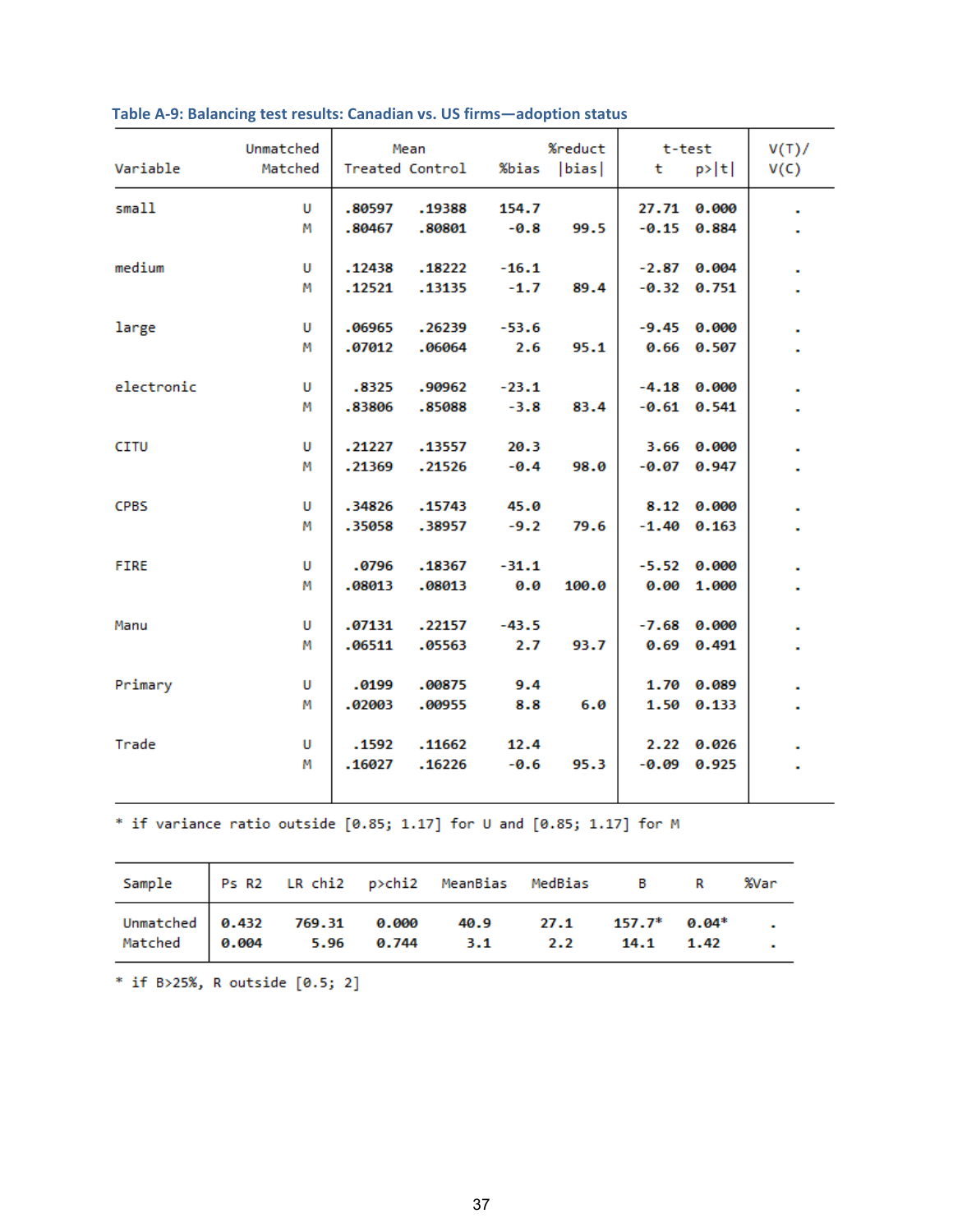### Table A-9: Balancing test results: Canadian vs. US firms—adoption status

| Variable | Unmatched / Matched | Mean Treated | Mean Control | %bias | %reduct \|bias\| | t-test t | t-test p>\|t\| | V(T)/ V(C) |
|---|---|---|---|---|---|---|---|---|
| small | U | .80597 | .19388 | 154.7 | | 27.71 | 0.000 | . |
| | M | .80467 | .80801 | -0.8 | 99.5 | -0.15 | 0.884 | . |
| medium | U | .12438 | .18222 | -16.1 | | -2.87 | 0.004 | . |
| | M | .12521 | .13135 | -1.7 | 89.4 | -0.32 | 0.751 | . |
| large | U | .06965 | .26239 | -53.6 | | -9.45 | 0.000 | . |
| | M | .07012 | .06064 | 2.6 | 95.1 | 0.66 | 0.507 | . |
| electronic | U | .8325 | .90962 | -23.1 | | -4.18 | 0.000 | . |
| | M | .83806 | .85088 | -3.8 | 83.4 | -0.61 | 0.541 | . |
| CITU | U | .21227 | .13557 | 20.3 | | 3.66 | 0.000 | . |
| | M | .21369 | .21526 | -0.4 | 98.0 | -0.07 | 0.947 | . |
| CPBS | U | .34826 | .15743 | 45.0 | | 8.12 | 0.000 | . |
| | M | .35058 | .38957 | -9.2 | 79.6 | -1.40 | 0.163 | . |
| FIRE | U | .0796 | .18367 | -31.1 | | -5.52 | 0.000 | . |
| | M | .08013 | .08013 | 0.0 | 100.0 | 0.00 | 1.000 | . |
| Manu | U | .07131 | .22157 | -43.5 | | -7.68 | 0.000 | . |
| | M | .06511 | .05563 | 2.7 | 93.7 | 0.69 | 0.491 | . |
| Primary | U | .0199 | .00875 | 9.4 | | 1.70 | 0.089 | . |
| | M | .02003 | .00955 | 8.8 | 6.0 | 1.50 | 0.133 | . |
| Trade | U | .1592 | .11662 | 12.4 | | 2.22 | 0.026 | . |
| | M | .16027 | .16226 | -0.6 | 95.3 | -0.09 | 0.925 | . |

* if variance ratio outside [0.85; 1.17] for U and [0.85; 1.17] for M

| Sample | Ps R2 | LR chi2 | p>chi2 | MeanBias | MedBias | B | R | %Var |
|---|---|---|---|---|---|---|---|---|
| Unmatched | 0.432 | 769.31 | 0.000 | 40.9 | 27.1 | 157.7* | 0.04* | . |
| Matched | 0.004 | 5.96 | 0.744 | 3.1 | 2.2 | 14.1 | 1.42 | . |

* if B>25%, R outside [0.5; 2]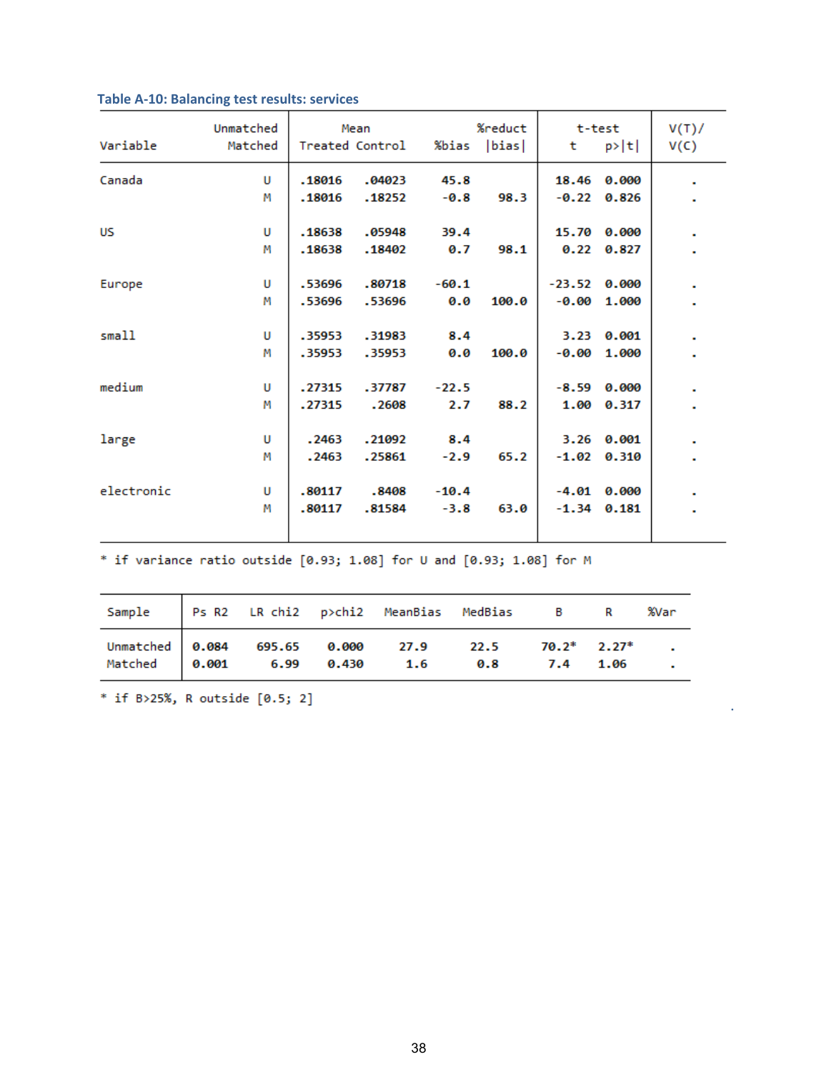### Table A-10: Balancing test results: services

| Variable | Unmatched Matched | Mean Treated | Mean Control | %bias | %reduct \|bias\| | t-test t | t-test p>\|t\| | V(T)/ V(C) |
|---|---|---|---|---|---|---|---|---|
| Canada | U | .18016 | .04023 | 45.8 | | 18.46 | 0.000 | . |
| | M | .18016 | .18252 | -0.8 | 98.3 | -0.22 | 0.826 | . |
| US | U | .18638 | .05948 | 39.4 | | 15.70 | 0.000 | . |
| | M | .18638 | .18402 | 0.7 | 98.1 | 0.22 | 0.827 | . |
| Europe | U | .53696 | .80718 | -60.1 | | -23.52 | 0.000 | . |
| | M | .53696 | .53696 | 0.0 | 100.0 | -0.00 | 1.000 | . |
| small | U | .35953 | .31983 | 8.4 | | 3.23 | 0.001 | . |
| | M | .35953 | .35953 | 0.0 | 100.0 | -0.00 | 1.000 | . |
| medium | U | .27315 | .37787 | -22.5 | | -8.59 | 0.000 | . |
| | M | .27315 | .2608 | 2.7 | 88.2 | 1.00 | 0.317 | . |
| large | U | .2463 | .21092 | 8.4 | | 3.26 | 0.001 | . |
| | M | .2463 | .25861 | -2.9 | 65.2 | -1.02 | 0.310 | . |
| electronic | U | .80117 | .8408 | -10.4 | | -4.01 | 0.000 | . |
| | M | .80117 | .81584 | -3.8 | 63.0 | -1.34 | 0.181 | . |

* if variance ratio outside [0.93; 1.08] for U and [0.93; 1.08] for M

| Sample | Ps R2 | LR chi2 | p>chi2 | MeanBias | MedBias | B | R | %Var |
|---|---|---|---|---|---|---|---|---|
| Unmatched | 0.084 | 695.65 | 0.000 | 27.9 | 22.5 | 70.2* | 2.27* | . |
| Matched | 0.001 | 6.99 | 0.430 | 1.6 | 0.8 | 7.4 | 1.06 | . |

* if B>25%, R outside [0.5; 2]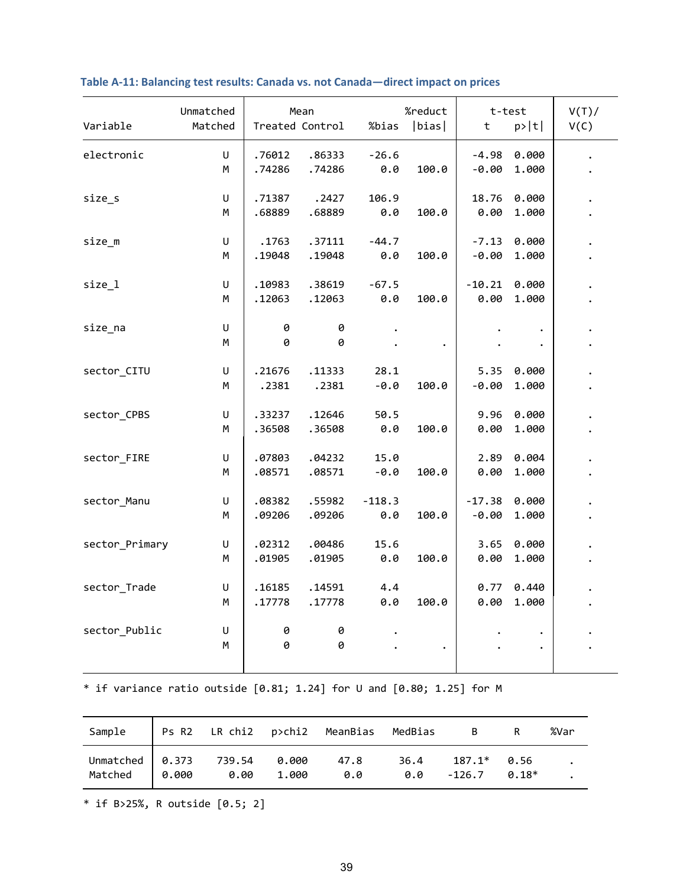**Table A-11: Balancing test results: Canada vs. not Canada—direct impact on prices**

| Variable | Unmatched Matched | Mean Treated | Mean Control | %bias | %reduct \|bias\| | t-test t | t-test p>\|t\| | V(T)/ V(C) |
|---|---|---|---|---|---|---|---|---|
| electronic | U | .76012 | .86333 | -26.6 | | -4.98 | 0.000 | . |
| | M | .74286 | .74286 | 0.0 | 100.0 | -0.00 | 1.000 | . |
| size_s | U | .71387 | .2427 | 106.9 | | 18.76 | 0.000 | . |
| | M | .68889 | .68889 | 0.0 | 100.0 | 0.00 | 1.000 | . |
| size_m | U | .1763 | .37111 | -44.7 | | -7.13 | 0.000 | . |
| | M | .19048 | .19048 | 0.0 | 100.0 | -0.00 | 1.000 | . |
| size_l | U | .10983 | .38619 | -67.5 | | -10.21 | 0.000 | . |
| | M | .12063 | .12063 | 0.0 | 100.0 | 0.00 | 1.000 | . |
| size_na | U | 0 | 0 | . | | . | . | . |
| | M | 0 | 0 | . | . | . | . | . |
| sector_CITU | U | .21676 | .11333 | 28.1 | | 5.35 | 0.000 | . |
| | M | .2381 | .2381 | -0.0 | 100.0 | -0.00 | 1.000 | . |
| sector_CPBS | U | .33237 | .12646 | 50.5 | | 9.96 | 0.000 | . |
| | M | .36508 | .36508 | 0.0 | 100.0 | 0.00 | 1.000 | . |
| sector_FIRE | U | .07803 | .04232 | 15.0 | | 2.89 | 0.004 | . |
| | M | .08571 | .08571 | -0.0 | 100.0 | 0.00 | 1.000 | . |
| sector_Manu | U | .08382 | .55982 | -118.3 | | -17.38 | 0.000 | . |
| | M | .09206 | .09206 | 0.0 | 100.0 | -0.00 | 1.000 | . |
| sector_Primary | U | .02312 | .00486 | 15.6 | | 3.65 | 0.000 | . |
| | M | .01905 | .01905 | 0.0 | 100.0 | 0.00 | 1.000 | . |
| sector_Trade | U | .16185 | .14591 | 4.4 | | 0.77 | 0.440 | . |
| | M | .17778 | .17778 | 0.0 | 100.0 | 0.00 | 1.000 | . |
| sector_Public | U | 0 | 0 | . | | . | . | . |
| | M | 0 | 0 | . | . | . | . | . |

* if variance ratio outside [0.81; 1.24] for U and [0.80; 1.25] for M

| Sample | Ps R2 | LR chi2 | p>chi2 | MeanBias | MedBias | B | R | %Var |
|---|---|---|---|---|---|---|---|---|
| Unmatched | 0.373 | 739.54 | 0.000 | 47.8 | 36.4 | 187.1* | 0.56 | . |
| Matched | 0.000 | 0.00 | 1.000 | 0.0 | 0.0 | -126.7 | 0.18* | . |

* if B>25%, R outside [0.5; 2]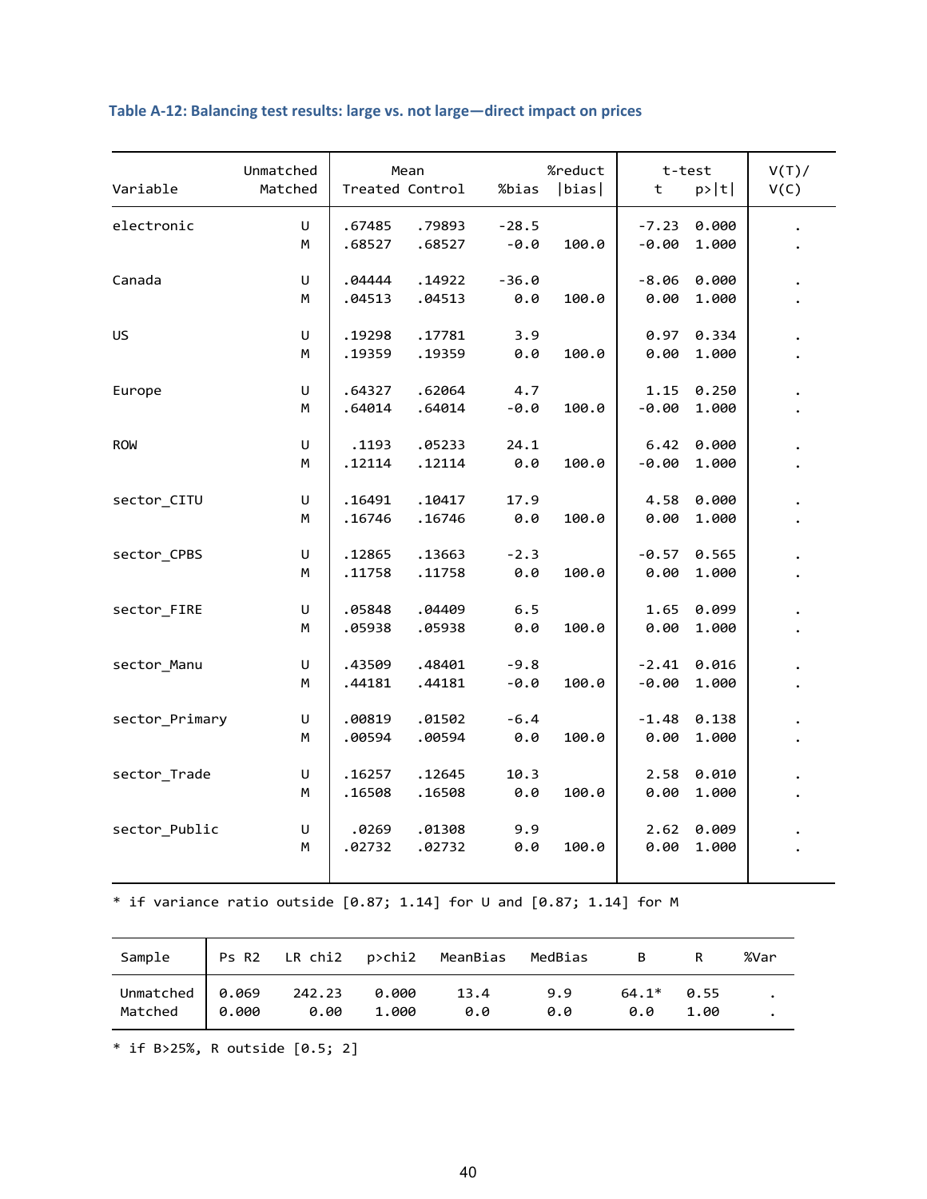**Table A-12: Balancing test results: large vs. not large—direct impact on prices**

| Variable | Unmatched Matched | Mean Treated | Mean Control | %bias | %reduct \|bias\| | t-test t | t-test p>\|t\| | V(T)/ V(C) |
|---|---|---|---|---|---|---|---|---|
| electronic | U | .67485 | .79893 | -28.5 | | -7.23 | 0.000 | . |
| | M | .68527 | .68527 | -0.0 | 100.0 | -0.00 | 1.000 | . |
| Canada | U | .04444 | .14922 | -36.0 | | -8.06 | 0.000 | . |
| | M | .04513 | .04513 | 0.0 | 100.0 | 0.00 | 1.000 | . |
| US | U | .19298 | .17781 | 3.9 | | 0.97 | 0.334 | . |
| | M | .19359 | .19359 | 0.0 | 100.0 | 0.00 | 1.000 | . |
| Europe | U | .64327 | .62064 | 4.7 | | 1.15 | 0.250 | . |
| | M | .64014 | .64014 | -0.0 | 100.0 | -0.00 | 1.000 | . |
| ROW | U | .1193 | .05233 | 24.1 | | 6.42 | 0.000 | . |
| | M | .12114 | .12114 | 0.0 | 100.0 | -0.00 | 1.000 | . |
| sector_CITU | U | .16491 | .10417 | 17.9 | | 4.58 | 0.000 | . |
| | M | .16746 | .16746 | 0.0 | 100.0 | 0.00 | 1.000 | . |
| sector_CPBS | U | .12865 | .13663 | -2.3 | | -0.57 | 0.565 | . |
| | M | .11758 | .11758 | 0.0 | 100.0 | 0.00 | 1.000 | . |
| sector_FIRE | U | .05848 | .04409 | 6.5 | | 1.65 | 0.099 | . |
| | M | .05938 | .05938 | 0.0 | 100.0 | 0.00 | 1.000 | . |
| sector_Manu | U | .43509 | .48401 | -9.8 | | -2.41 | 0.016 | . |
| | M | .44181 | .44181 | -0.0 | 100.0 | -0.00 | 1.000 | . |
| sector_Primary | U | .00819 | .01502 | -6.4 | | -1.48 | 0.138 | . |
| | M | .00594 | .00594 | 0.0 | 100.0 | 0.00 | 1.000 | . |
| sector_Trade | U | .16257 | .12645 | 10.3 | | 2.58 | 0.010 | . |
| | M | .16508 | .16508 | 0.0 | 100.0 | 0.00 | 1.000 | . |
| sector_Public | U | .0269 | .01308 | 9.9 | | 2.62 | 0.009 | . |
| | M | .02732 | .02732 | 0.0 | 100.0 | 0.00 | 1.000 | . |

* if variance ratio outside [0.87; 1.14] for U and [0.87; 1.14] for M

| Sample | Ps R2 | LR chi2 | p>chi2 | MeanBias | MedBias | B | R | %Var |
|---|---|---|---|---|---|---|---|---|
| Unmatched | 0.069 | 242.23 | 0.000 | 13.4 | 9.9 | 64.1* | 0.55 | . |
| Matched | 0.000 | 0.00 | 1.000 | 0.0 | 0.0 | 0.0 | 1.00 | . |

* if B>25%, R outside [0.5; 2]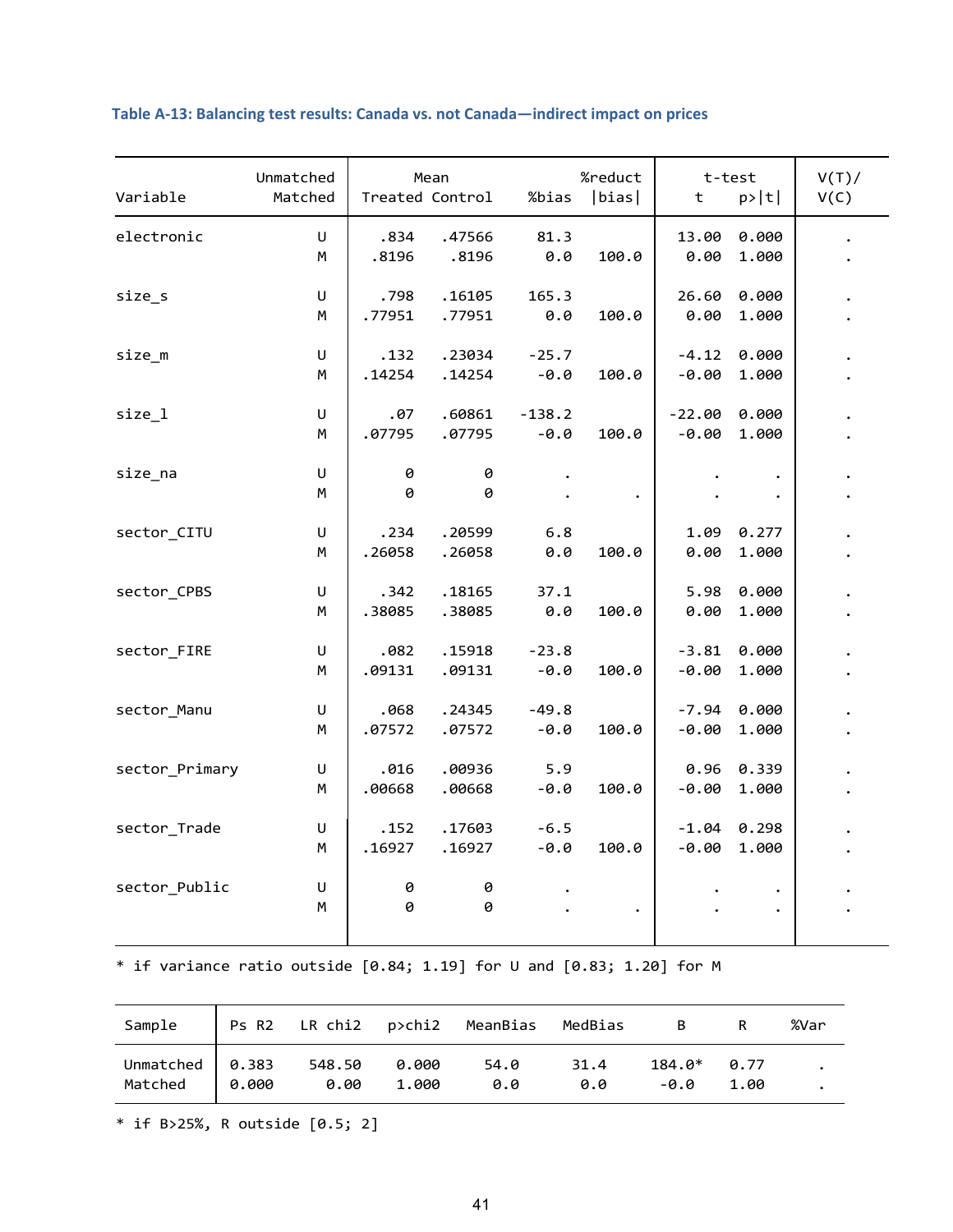### Table A-13: Balancing test results: Canada vs. not Canada—indirect impact on prices

| Variable | Unmatched Matched | Mean Treated | Mean Control | %bias | %reduct \|bias\| | t-test t | t-test p>\|t\| | V(T)/ V(C) |
|---|---|---|---|---|---|---|---|---|
| electronic | U | .834 | .47566 | 81.3 | | 13.00 | 0.000 | . |
| | M | .8196 | .8196 | 0.0 | 100.0 | 0.00 | 1.000 | . |
| size_s | U | .798 | .16105 | 165.3 | | 26.60 | 0.000 | . |
| | M | .77951 | .77951 | 0.0 | 100.0 | 0.00 | 1.000 | . |
| size_m | U | .132 | .23034 | -25.7 | | -4.12 | 0.000 | . |
| | M | .14254 | .14254 | -0.0 | 100.0 | -0.00 | 1.000 | . |
| size_l | U | .07 | .60861 | -138.2 | | -22.00 | 0.000 | . |
| | M | .07795 | .07795 | -0.0 | 100.0 | -0.00 | 1.000 | . |
| size_na | U | 0 | 0 | . | | . | . | . |
| | M | 0 | 0 | . | . | . | . | . |
| sector_CITU | U | .234 | .20599 | 6.8 | | 1.09 | 0.277 | . |
| | M | .26058 | .26058 | 0.0 | 100.0 | 0.00 | 1.000 | . |
| sector_CPBS | U | .342 | .18165 | 37.1 | | 5.98 | 0.000 | . |
| | M | .38085 | .38085 | 0.0 | 100.0 | 0.00 | 1.000 | . |
| sector_FIRE | U | .082 | .15918 | -23.8 | | -3.81 | 0.000 | . |
| | M | .09131 | .09131 | -0.0 | 100.0 | -0.00 | 1.000 | . |
| sector_Manu | U | .068 | .24345 | -49.8 | | -7.94 | 0.000 | . |
| | M | .07572 | .07572 | -0.0 | 100.0 | -0.00 | 1.000 | . |
| sector_Primary | U | .016 | .00936 | 5.9 | | 0.96 | 0.339 | . |
| | M | .00668 | .00668 | -0.0 | 100.0 | -0.00 | 1.000 | . |
| sector_Trade | U | .152 | .17603 | -6.5 | | -1.04 | 0.298 | . |
| | M | .16927 | .16927 | -0.0 | 100.0 | -0.00 | 1.000 | . |
| sector_Public | U | 0 | 0 | . | | . | . | . |
| | M | 0 | 0 | . | . | . | . | . |

* if variance ratio outside [0.84; 1.19] for U and [0.83; 1.20] for M

| Sample | Ps R2 | LR chi2 | p>chi2 | MeanBias | MedBias | B | R | %Var |
|---|---|---|---|---|---|---|---|---|
| Unmatched | 0.383 | 548.50 | 0.000 | 54.0 | 31.4 | 184.0* | 0.77 | . |
| Matched | 0.000 | 0.00 | 1.000 | 0.0 | 0.0 | -0.0 | 1.00 | . |

* if B>25%, R outside [0.5; 2]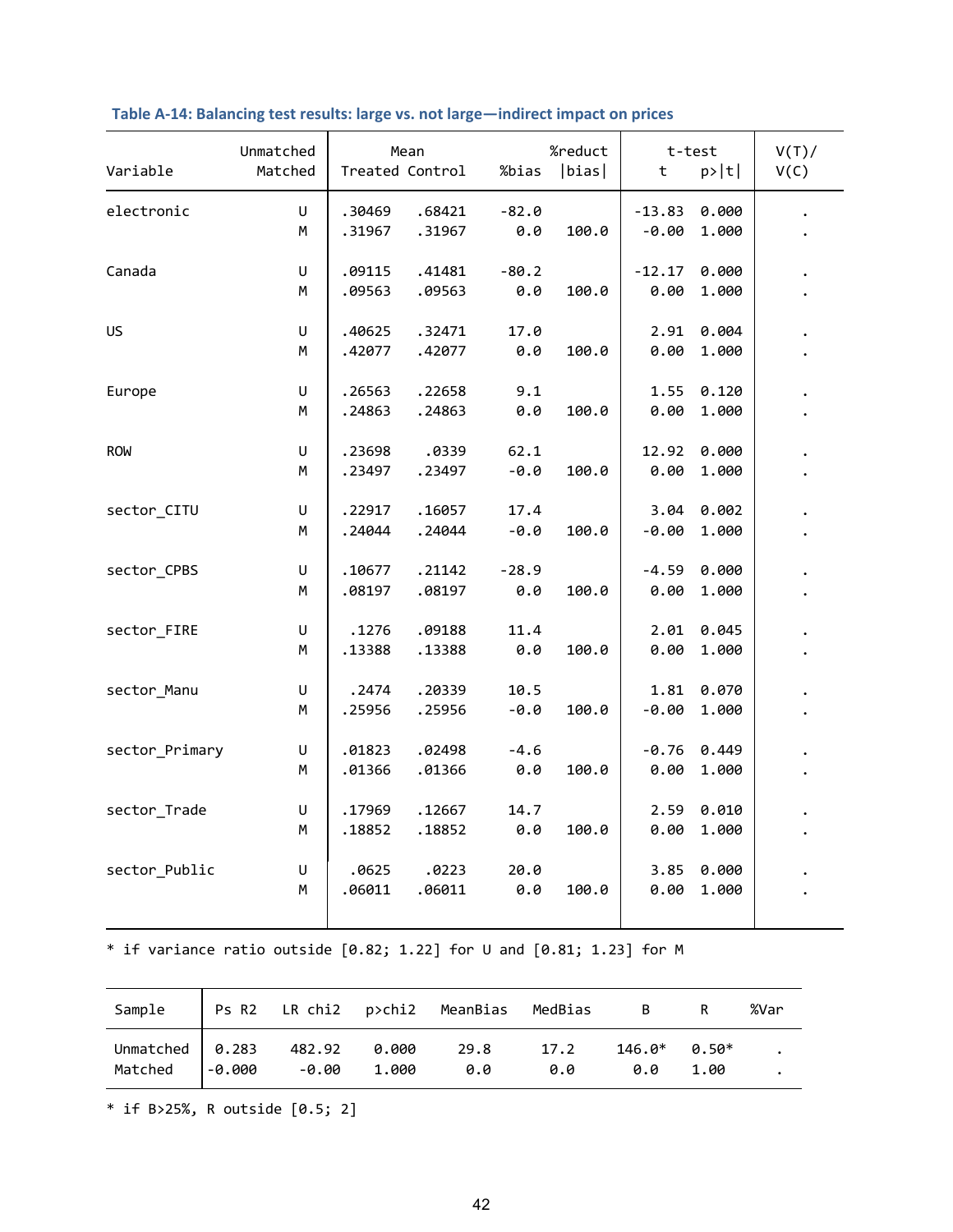**Table A-14: Balancing test results: large vs. not large—indirect impact on prices**

| Variable | Unmatched Matched | Mean Treated | Mean Control | %bias | %reduct \|bias\| | t-test t | t-test p>\|t\| | V(T)/ V(C) |
|---|---|---|---|---|---|---|---|---|
| electronic | U | .30469 | .68421 | -82.0 | | -13.83 | 0.000 | . |
| | M | .31967 | .31967 | 0.0 | 100.0 | -0.00 | 1.000 | . |
| Canada | U | .09115 | .41481 | -80.2 | | -12.17 | 0.000 | . |
| | M | .09563 | .09563 | 0.0 | 100.0 | 0.00 | 1.000 | . |
| US | U | .40625 | .32471 | 17.0 | | 2.91 | 0.004 | . |
| | M | .42077 | .42077 | 0.0 | 100.0 | 0.00 | 1.000 | . |
| Europe | U | .26563 | .22658 | 9.1 | | 1.55 | 0.120 | . |
| | M | .24863 | .24863 | 0.0 | 100.0 | 0.00 | 1.000 | . |
| ROW | U | .23698 | .0339 | 62.1 | | 12.92 | 0.000 | . |
| | M | .23497 | .23497 | -0.0 | 100.0 | 0.00 | 1.000 | . |
| sector_CITU | U | .22917 | .16057 | 17.4 | | 3.04 | 0.002 | . |
| | M | .24044 | .24044 | -0.0 | 100.0 | -0.00 | 1.000 | . |
| sector_CPBS | U | .10677 | .21142 | -28.9 | | -4.59 | 0.000 | . |
| | M | .08197 | .08197 | 0.0 | 100.0 | 0.00 | 1.000 | . |
| sector_FIRE | U | .1276 | .09188 | 11.4 | | 2.01 | 0.045 | . |
| | M | .13388 | .13388 | 0.0 | 100.0 | 0.00 | 1.000 | . |
| sector_Manu | U | .2474 | .20339 | 10.5 | | 1.81 | 0.070 | . |
| | M | .25956 | .25956 | -0.0 | 100.0 | -0.00 | 1.000 | . |
| sector_Primary | U | .01823 | .02498 | -4.6 | | -0.76 | 0.449 | . |
| | M | .01366 | .01366 | 0.0 | 100.0 | 0.00 | 1.000 | . |
| sector_Trade | U | .17969 | .12667 | 14.7 | | 2.59 | 0.010 | . |
| | M | .18852 | .18852 | 0.0 | 100.0 | 0.00 | 1.000 | . |
| sector_Public | U | .0625 | .0223 | 20.0 | | 3.85 | 0.000 | . |
| | M | .06011 | .06011 | 0.0 | 100.0 | 0.00 | 1.000 | . |

* if variance ratio outside [0.82; 1.22] for U and [0.81; 1.23] for M

| Sample | Ps R2 | LR chi2 | p>chi2 | MeanBias | MedBias | B | R | %Var |
|---|---|---|---|---|---|---|---|---|
| Unmatched | 0.283 | 482.92 | 0.000 | 29.8 | 17.2 | 146.0* | 0.50* | . |
| Matched | -0.000 | -0.00 | 1.000 | 0.0 | 0.0 | 0.0 | 1.00 | . |

* if B>25%, R outside [0.5; 2]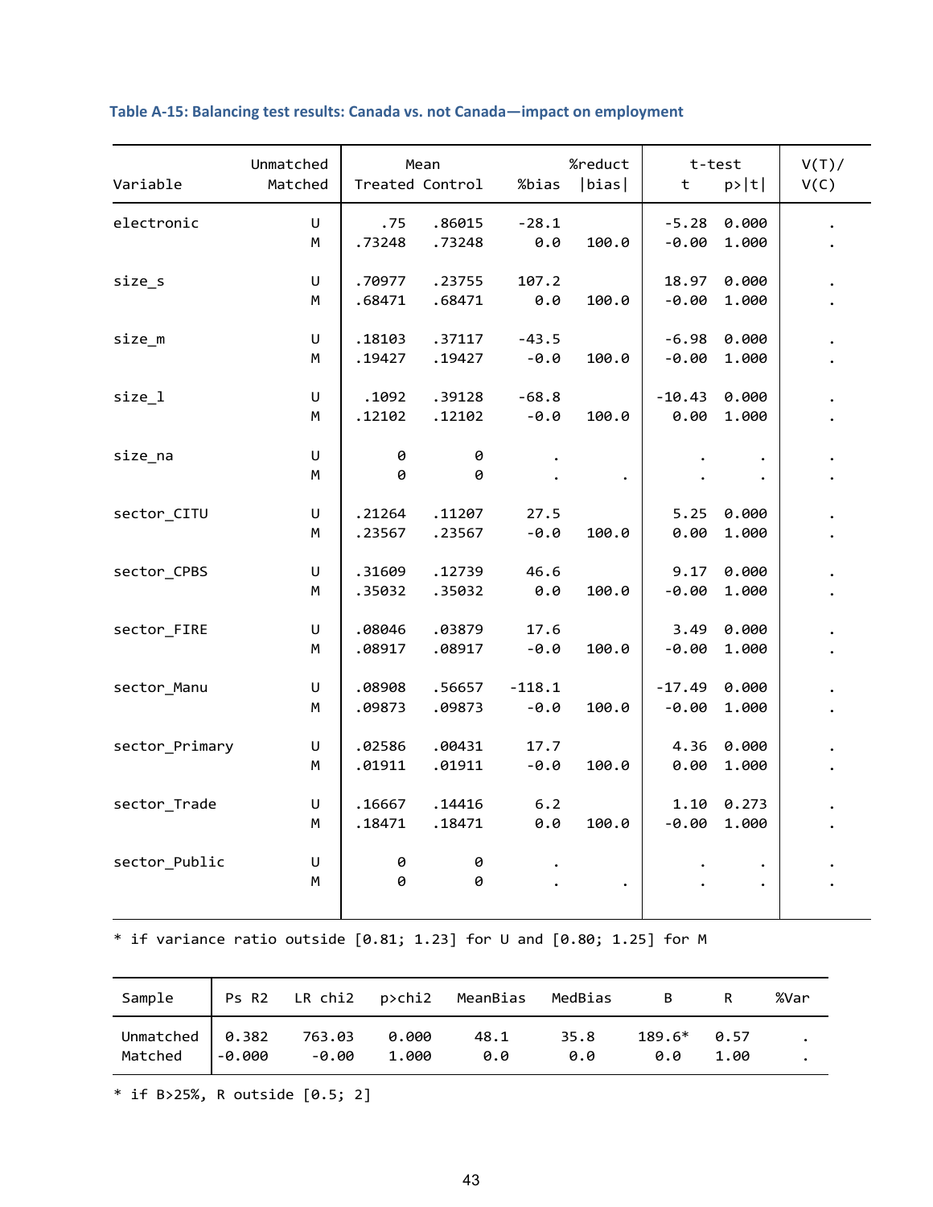### Table A-15: Balancing test results: Canada vs. not Canada—impact on employment

| Variable | Unmatched Matched | Mean Treated | Mean Control | %bias | %reduct \|bias\| | t-test t | t-test p>\|t\| | V(T)/ V(C) |
|---|---|---|---|---|---|---|---|---|
| electronic | U | .75 | .86015 | -28.1 | | -5.28 | 0.000 | . |
| | M | .73248 | .73248 | 0.0 | 100.0 | -0.00 | 1.000 | . |
| size_s | U | .70977 | .23755 | 107.2 | | 18.97 | 0.000 | . |
| | M | .68471 | .68471 | 0.0 | 100.0 | -0.00 | 1.000 | . |
| size_m | U | .18103 | .37117 | -43.5 | | -6.98 | 0.000 | . |
| | M | .19427 | .19427 | -0.0 | 100.0 | -0.00 | 1.000 | . |
| size_l | U | .1092 | .39128 | -68.8 | | -10.43 | 0.000 | . |
| | M | .12102 | .12102 | -0.0 | 100.0 | 0.00 | 1.000 | . |
| size_na | U | 0 | 0 | . | | . | . | . |
| | M | 0 | 0 | . | . | . | . | . |
| sector_CITU | U | .21264 | .11207 | 27.5 | | 5.25 | 0.000 | . |
| | M | .23567 | .23567 | -0.0 | 100.0 | 0.00 | 1.000 | . |
| sector_CPBS | U | .31609 | .12739 | 46.6 | | 9.17 | 0.000 | . |
| | M | .35032 | .35032 | 0.0 | 100.0 | -0.00 | 1.000 | . |
| sector_FIRE | U | .08046 | .03879 | 17.6 | | 3.49 | 0.000 | . |
| | M | .08917 | .08917 | -0.0 | 100.0 | -0.00 | 1.000 | . |
| sector_Manu | U | .08908 | .56657 | -118.1 | | -17.49 | 0.000 | . |
| | M | .09873 | .09873 | -0.0 | 100.0 | -0.00 | 1.000 | . |
| sector_Primary | U | .02586 | .00431 | 17.7 | | 4.36 | 0.000 | . |
| | M | .01911 | .01911 | -0.0 | 100.0 | 0.00 | 1.000 | . |
| sector_Trade | U | .16667 | .14416 | 6.2 | | 1.10 | 0.273 | . |
| | M | .18471 | .18471 | 0.0 | 100.0 | -0.00 | 1.000 | . |
| sector_Public | U | 0 | 0 | . | | . | . | . |
| | M | 0 | 0 | . | . | . | . | . |

* if variance ratio outside [0.81; 1.23] for U and [0.80; 1.25] for M

| Sample | Ps R2 | LR chi2 | p>chi2 | MeanBias | MedBias | B | R | %Var |
|---|---|---|---|---|---|---|---|---|
| Unmatched | 0.382 | 763.03 | 0.000 | 48.1 | 35.8 | 189.6* | 0.57 | . |
| Matched | -0.000 | -0.00 | 1.000 | 0.0 | 0.0 | 0.0 | 1.00 | . |

* if B>25%, R outside [0.5; 2]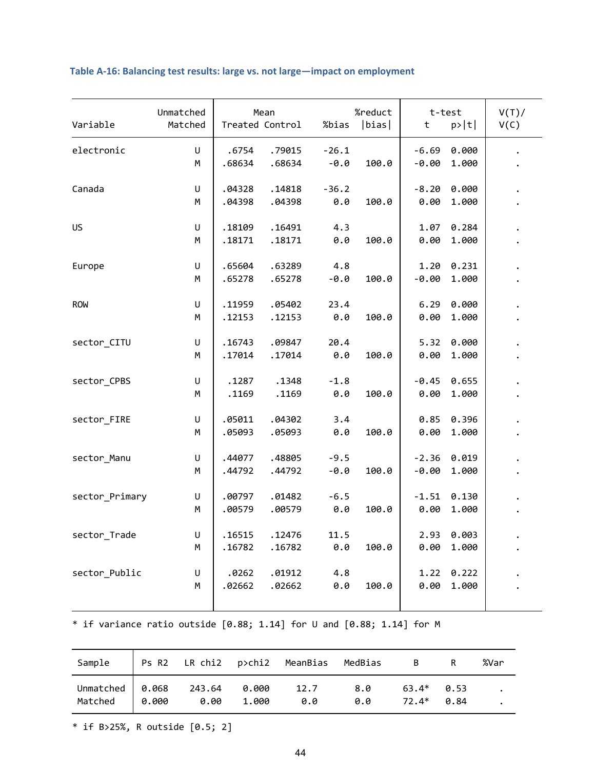### Table A-16: Balancing test results: large vs. not large—impact on employment

| Variable | Unmatched Matched | Mean Treated | Mean Control | %bias | %reduct \|bias\| | t-test t | t-test p>\|t\| | V(T)/ V(C) |
|---|---|---|---|---|---|---|---|---|
| electronic | U | .6754 | .79015 | -26.1 | | -6.69 | 0.000 | . |
| | M | .68634 | .68634 | -0.0 | 100.0 | -0.00 | 1.000 | . |
| Canada | U | .04328 | .14818 | -36.2 | | -8.20 | 0.000 | . |
| | M | .04398 | .04398 | 0.0 | 100.0 | 0.00 | 1.000 | . |
| US | U | .18109 | .16491 | 4.3 | | 1.07 | 0.284 | . |
| | M | .18171 | .18171 | 0.0 | 100.0 | 0.00 | 1.000 | . |
| Europe | U | .65604 | .63289 | 4.8 | | 1.20 | 0.231 | . |
| | M | .65278 | .65278 | -0.0 | 100.0 | -0.00 | 1.000 | . |
| ROW | U | .11959 | .05402 | 23.4 | | 6.29 | 0.000 | . |
| | M | .12153 | .12153 | 0.0 | 100.0 | 0.00 | 1.000 | . |
| sector_CITU | U | .16743 | .09847 | 20.4 | | 5.32 | 0.000 | . |
| | M | .17014 | .17014 | 0.0 | 100.0 | 0.00 | 1.000 | . |
| sector_CPBS | U | .1287 | .1348 | -1.8 | | -0.45 | 0.655 | . |
| | M | .1169 | .1169 | 0.0 | 100.0 | 0.00 | 1.000 | . |
| sector_FIRE | U | .05011 | .04302 | 3.4 | | 0.85 | 0.396 | . |
| | M | .05093 | .05093 | 0.0 | 100.0 | 0.00 | 1.000 | . |
| sector_Manu | U | .44077 | .48805 | -9.5 | | -2.36 | 0.019 | . |
| | M | .44792 | .44792 | -0.0 | 100.0 | -0.00 | 1.000 | . |
| sector_Primary | U | .00797 | .01482 | -6.5 | | -1.51 | 0.130 | . |
| | M | .00579 | .00579 | 0.0 | 100.0 | 0.00 | 1.000 | . |
| sector_Trade | U | .16515 | .12476 | 11.5 | | 2.93 | 0.003 | . |
| | M | .16782 | .16782 | 0.0 | 100.0 | 0.00 | 1.000 | . |
| sector_Public | U | .0262 | .01912 | 4.8 | | 1.22 | 0.222 | . |
| | M | .02662 | .02662 | 0.0 | 100.0 | 0.00 | 1.000 | . |

* if variance ratio outside [0.88; 1.14] for U and [0.88; 1.14] for M

| Sample | Ps R2 | LR chi2 | p>chi2 | MeanBias | MedBias | B | R | %Var |
|---|---|---|---|---|---|---|---|---|
| Unmatched | 0.068 | 243.64 | 0.000 | 12.7 | 8.0 | 63.4* | 0.53 | . |
| Matched | 0.000 | 0.00 | 1.000 | 0.0 | 0.0 | 72.4* | 0.84 | . |

* if B>25%, R outside [0.5; 2]